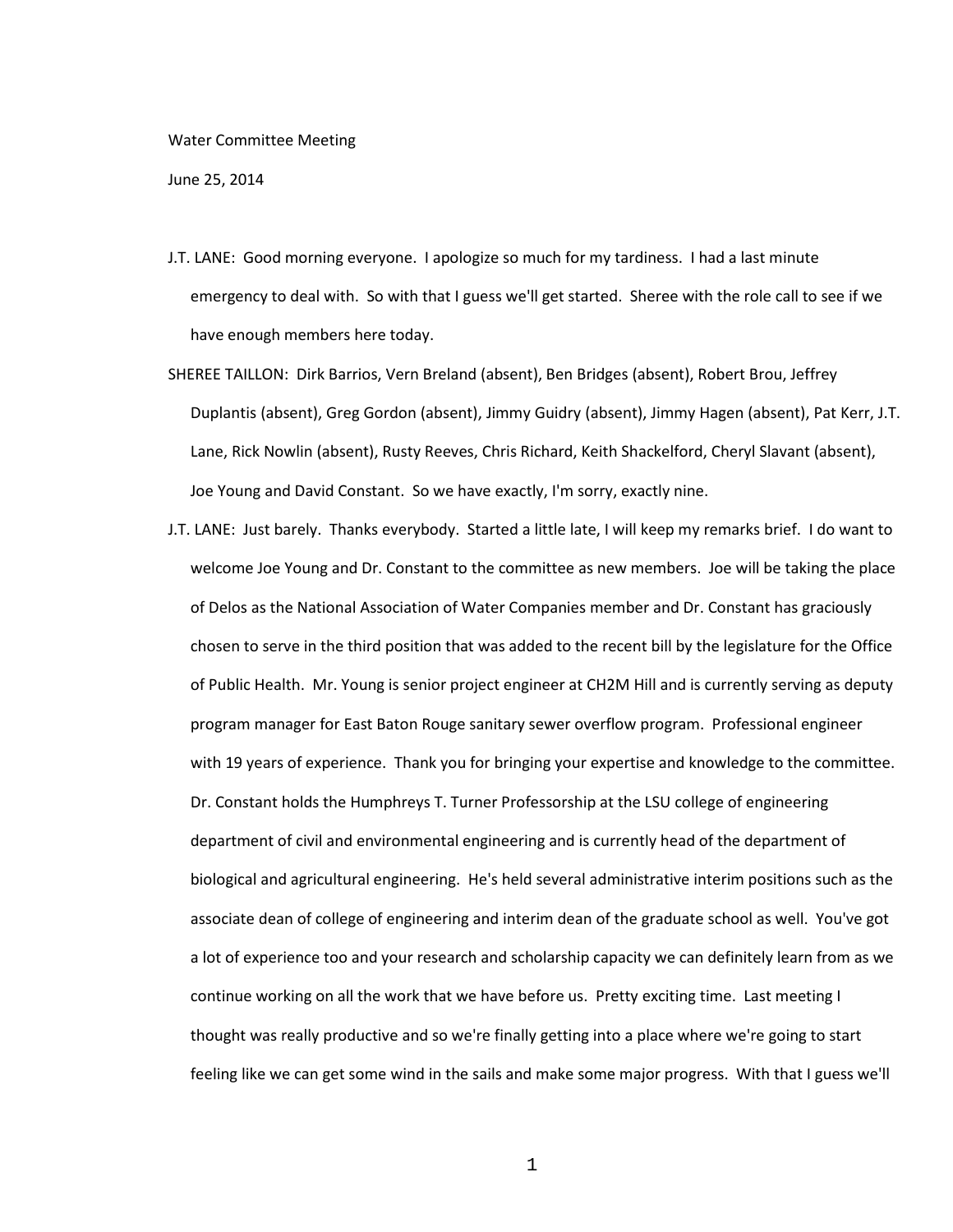Water Committee Meeting

June 25, 2014

J.T. LANE: Good morning everyone. I apologize so much for my tardiness. I had a last minute emergency to deal with. So with that I guess we'll get started. Sheree with the role call to see if we have enough members here today.

SHEREE TAILLON: Dirk Barrios, Vern Breland (absent), Ben Bridges (absent), Robert Brou, Jeffrey Duplantis (absent), Greg Gordon (absent), Jimmy Guidry (absent), Jimmy Hagen (absent), Pat Kerr, J.T. Lane, Rick Nowlin (absent), Rusty Reeves, Chris Richard, Keith Shackelford, Cheryl Slavant (absent), Joe Young and David Constant. So we have exactly, I'm sorry, exactly nine.

J.T. LANE: Just barely. Thanks everybody. Started a little late, I will keep my remarks brief. I do want to welcome Joe Young and Dr. Constant to the committee as new members. Joe will be taking the place of Delos as the National Association of Water Companies member and Dr. Constant has graciously chosen to serve in the third position that was added to the recent bill by the legislature for the Office of Public Health. Mr. Young is senior project engineer at CH2M Hill and is currently serving as deputy program manager for East Baton Rouge sanitary sewer overflow program. Professional engineer with 19 years of experience. Thank you for bringing your expertise and knowledge to the committee. Dr. Constant holds the Humphreys T. Turner Professorship at the LSU college of engineering department of civil and environmental engineering and is currently head of the department of biological and agricultural engineering. He's held several administrative interim positions such as the associate dean of college of engineering and interim dean of the graduate school as well. You've got a lot of experience too and your research and scholarship capacity we can definitely learn from as we continue working on all the work that we have before us. Pretty exciting time. Last meeting I thought was really productive and so we're finally getting into a place where we're going to start feeling like we can get some wind in the sails and make some major progress. With that I guess we'll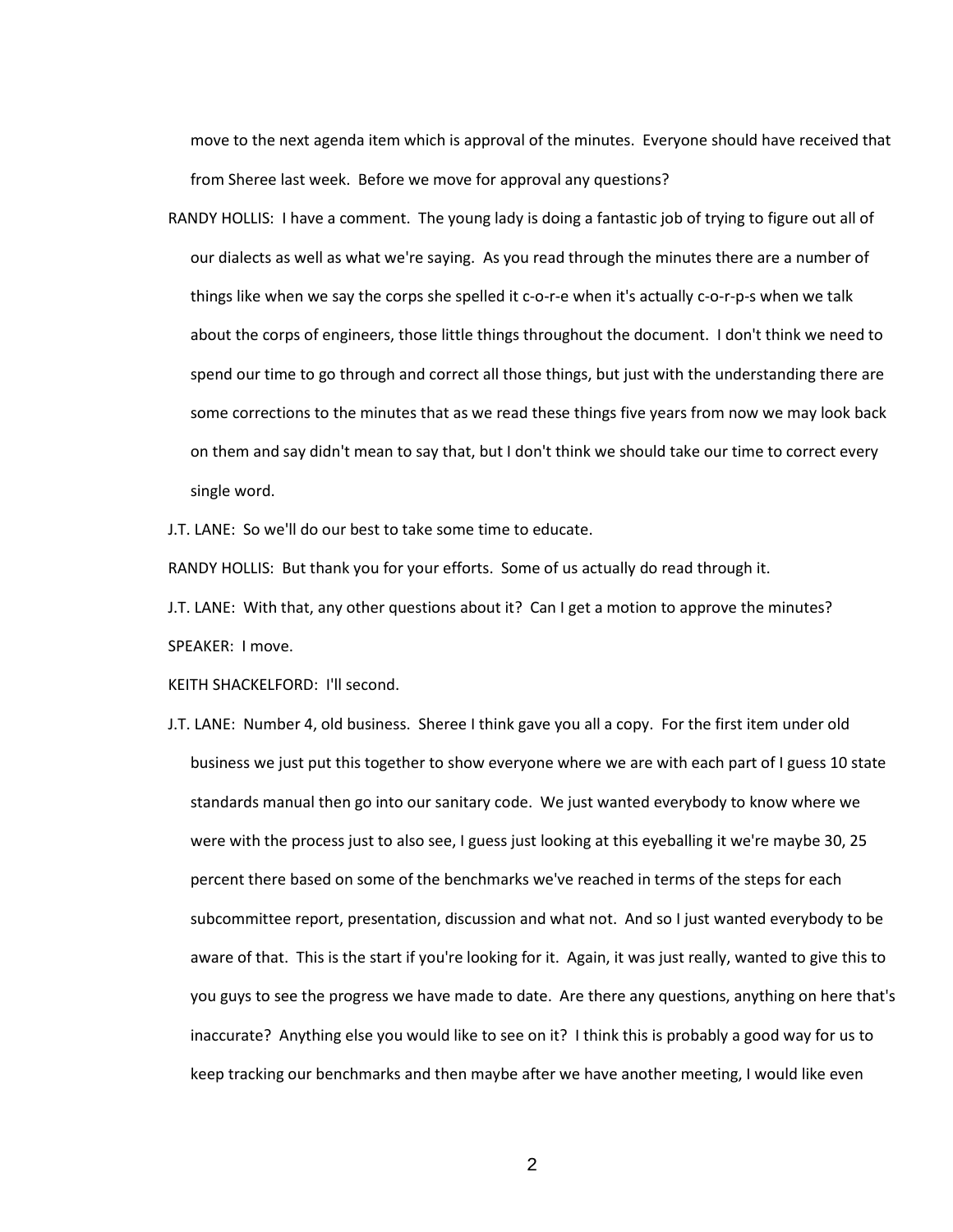move to the next agenda item which is approval of the minutes. Everyone should have received that from Sheree last week. Before we move for approval any questions?

RANDY HOLLIS: I have a comment. The young lady is doing a fantastic job of trying to figure out all of our dialects as well as what we're saying. As you read through the minutes there are a number of things like when we say the corps she spelled it c-o-r-e when it's actually c-o-r-p-s when we talk about the corps of engineers, those little things throughout the document. I don't think we need to spend our time to go through and correct all those things, but just with the understanding there are some corrections to the minutes that as we read these things five years from now we may look back on them and say didn't mean to say that, but I don't think we should take our time to correct every single word.

J.T. LANE: So we'll do our best to take some time to educate.

RANDY HOLLIS: But thank you for your efforts. Some of us actually do read through it.

J.T. LANE: With that, any other questions about it? Can I get a motion to approve the minutes?

SPEAKER: I move.

KEITH SHACKELFORD: I'll second.

J.T. LANE: Number 4, old business. Sheree I think gave you all a copy. For the first item under old business we just put this together to show everyone where we are with each part of I guess 10 state standards manual then go into our sanitary code. We just wanted everybody to know where we were with the process just to also see, I guess just looking at this eyeballing it we're maybe 30, 25 percent there based on some of the benchmarks we've reached in terms of the steps for each subcommittee report, presentation, discussion and what not. And so I just wanted everybody to be aware of that. This is the start if you're looking for it. Again, it was just really, wanted to give this to you guys to see the progress we have made to date. Are there any questions, anything on here that's inaccurate? Anything else you would like to see on it? I think this is probably a good way for us to keep tracking our benchmarks and then maybe after we have another meeting, I would like even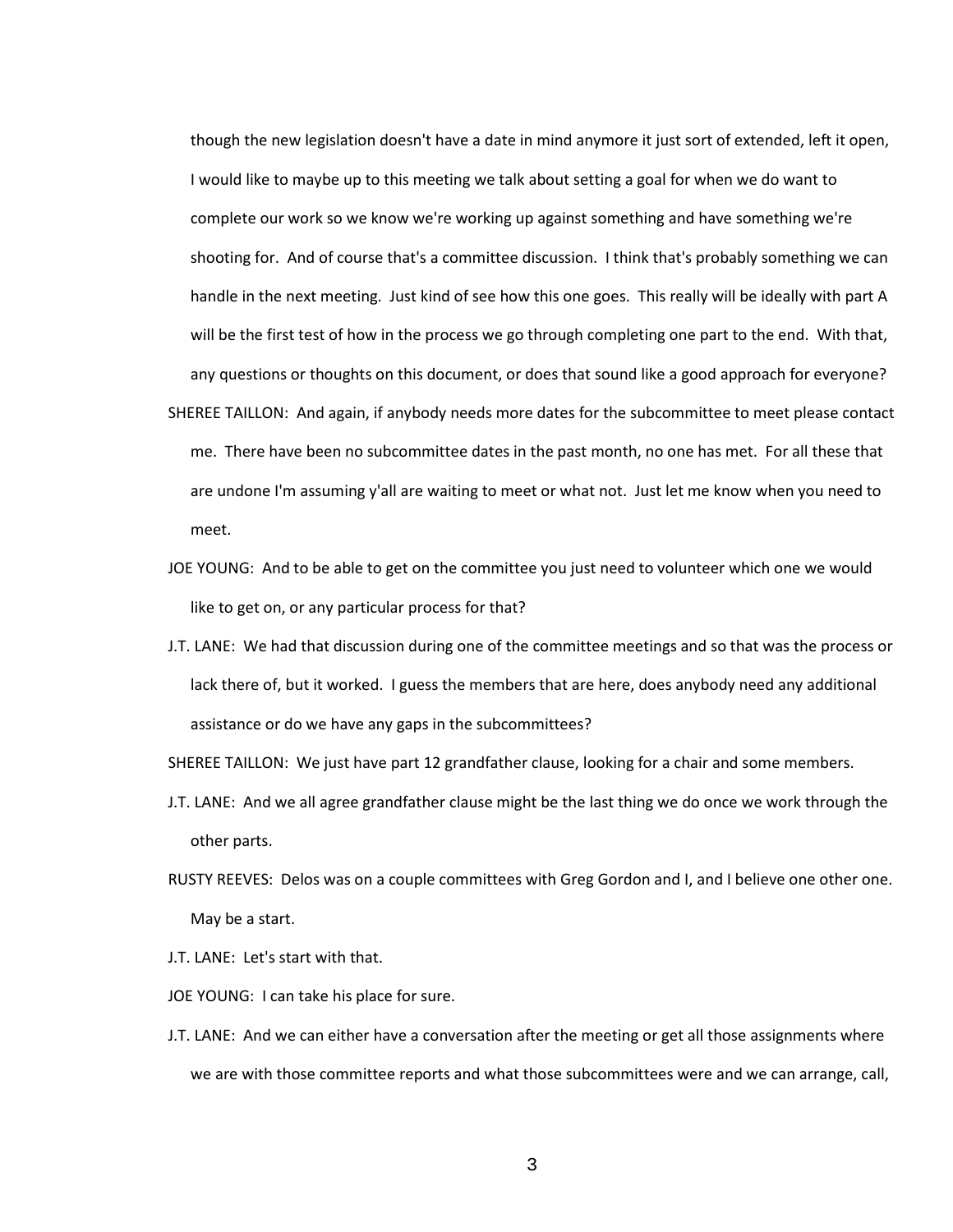though the new legislation doesn't have a date in mind anymore it just sort of extended, left it open, I would like to maybe up to this meeting we talk about setting a goal for when we do want to complete our work so we know we're working up against something and have something we're shooting for. And of course that's a committee discussion. I think that's probably something we can handle in the next meeting. Just kind of see how this one goes. This really will be ideally with part A will be the first test of how in the process we go through completing one part to the end. With that, any questions or thoughts on this document, or does that sound like a good approach for everyone?

SHEREE TAILLON: And again, if anybody needs more dates for the subcommittee to meet please contact me. There have been no subcommittee dates in the past month, no one has met. For all these that are undone I'm assuming y'all are waiting to meet or what not. Just let me know when you need to meet.

JOE YOUNG: And to be able to get on the committee you just need to volunteer which one we would like to get on, or any particular process for that?

J.T. LANE: We had that discussion during one of the committee meetings and so that was the process or lack there of, but it worked. I guess the members that are here, does anybody need any additional assistance or do we have any gaps in the subcommittees?

SHEREE TAILLON: We just have part 12 grandfather clause, looking for a chair and some members.

J.T. LANE: And we all agree grandfather clause might be the last thing we do once we work through the other parts.

RUSTY REEVES: Delos was on a couple committees with Greg Gordon and I, and I believe one other one. May be a start.

J.T. LANE: Let's start with that.

JOE YOUNG: I can take his place for sure.

J.T. LANE: And we can either have a conversation after the meeting or get all those assignments where we are with those committee reports and what those subcommittees were and we can arrange, call,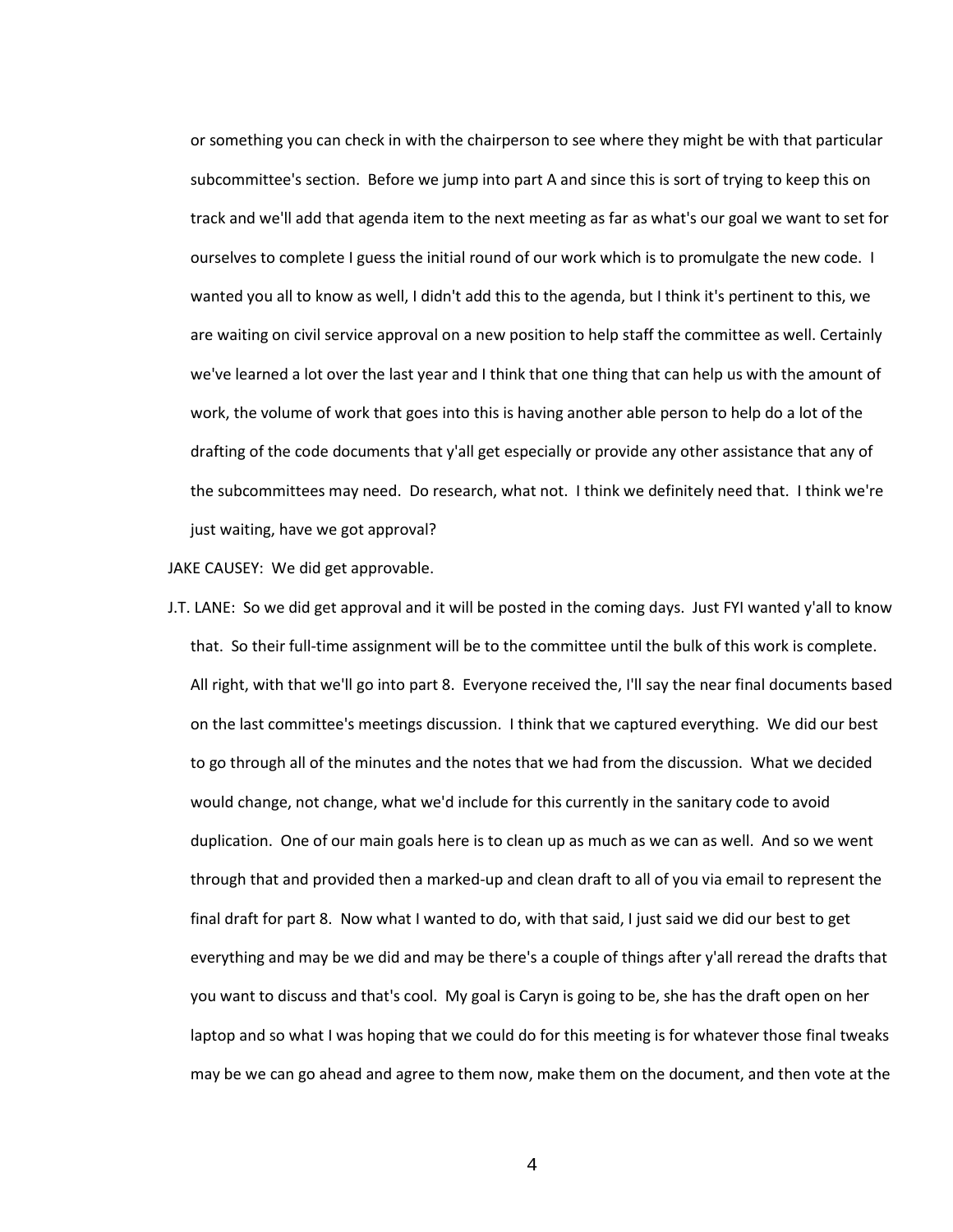or something you can check in with the chairperson to see where they might be with that particular subcommittee's section. Before we jump into part A and since this is sort of trying to keep this on track and we'll add that agenda item to the next meeting as far as what's our goal we want to set for ourselves to complete I guess the initial round of our work which is to promulgate the new code. I wanted you all to know as well, I didn't add this to the agenda, but I think it's pertinent to this, we are waiting on civil service approval on a new position to help staff the committee as well. Certainly we've learned a lot over the last year and I think that one thing that can help us with the amount of work, the volume of work that goes into this is having another able person to help do a lot of the drafting of the code documents that y'all get especially or provide any other assistance that any of the subcommittees may need. Do research, what not. I think we definitely need that. I think we're just waiting, have we got approval?

JAKE CAUSEY: We did get approvable.

J.T. LANE: So we did get approval and it will be posted in the coming days. Just FYI wanted y'all to know that. So their full-time assignment will be to the committee until the bulk of this work is complete. All right, with that we'll go into part 8. Everyone received the, I'll say the near final documents based on the last committee's meetings discussion. I think that we captured everything. We did our best to go through all of the minutes and the notes that we had from the discussion. What we decided would change, not change, what we'd include for this currently in the sanitary code to avoid duplication. One of our main goals here is to clean up as much as we can as well. And so we went through that and provided then a marked-up and clean draft to all of you via email to represent the final draft for part 8. Now what I wanted to do, with that said, I just said we did our best to get everything and may be we did and may be there's a couple of things after y'all reread the drafts that you want to discuss and that's cool. My goal is Caryn is going to be, she has the draft open on her laptop and so what I was hoping that we could do for this meeting is for whatever those final tweaks may be we can go ahead and agree to them now, make them on the document, and then vote at the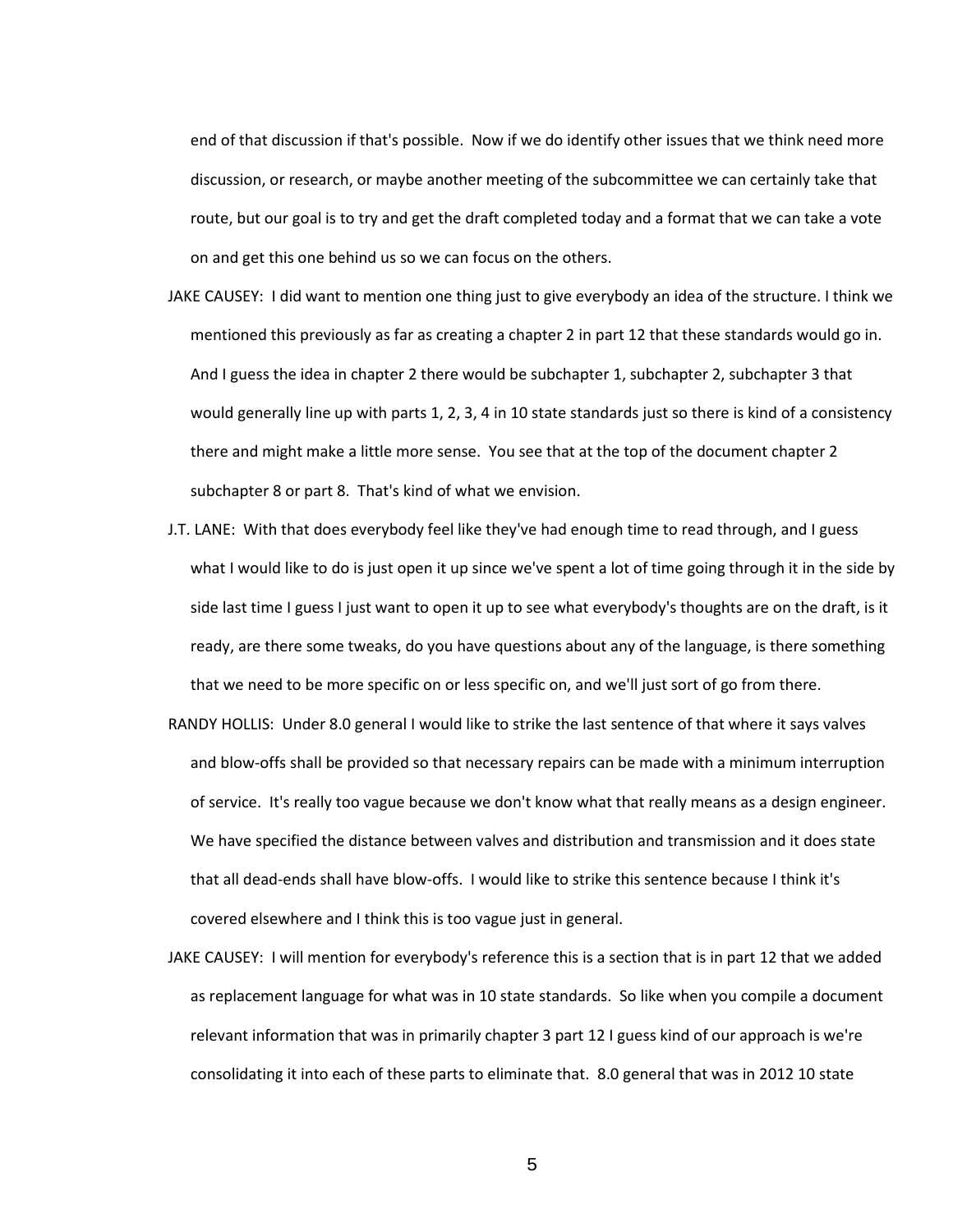end of that discussion if that's possible. Now if we do identify other issues that we think need more discussion, or research, or maybe another meeting of the subcommittee we can certainly take that route, but our goal is to try and get the draft completed today and a format that we can take a vote on and get this one behind us so we can focus on the others.

JAKE CAUSEY: I did want to mention one thing just to give everybody an idea of the structure. I think we mentioned this previously as far as creating a chapter 2 in part 12 that these standards would go in. And I guess the idea in chapter 2 there would be subchapter 1, subchapter 2, subchapter 3 that would generally line up with parts 1, 2, 3, 4 in 10 state standards just so there is kind of a consistency there and might make a little more sense. You see that at the top of the document chapter 2 subchapter 8 or part 8. That's kind of what we envision.

J.T. LANE: With that does everybody feel like they've had enough time to read through, and I guess what I would like to do is just open it up since we've spent a lot of time going through it in the side by side last time I guess I just want to open it up to see what everybody's thoughts are on the draft, is it ready, are there some tweaks, do you have questions about any of the language, is there something that we need to be more specific on or less specific on, and we'll just sort of go from there.

RANDY HOLLIS: Under 8.0 general I would like to strike the last sentence of that where it says valves and blow-offs shall be provided so that necessary repairs can be made with a minimum interruption of service. It's really too vague because we don't know what that really means as a design engineer. We have specified the distance between valves and distribution and transmission and it does state that all dead-ends shall have blow-offs. I would like to strike this sentence because I think it's covered elsewhere and I think this is too vague just in general.

JAKE CAUSEY: I will mention for everybody's reference this is a section that is in part 12 that we added as replacement language for what was in 10 state standards. So like when you compile a document relevant information that was in primarily chapter 3 part 12 I guess kind of our approach is we're consolidating it into each of these parts to eliminate that. 8.0 general that was in 2012 10 state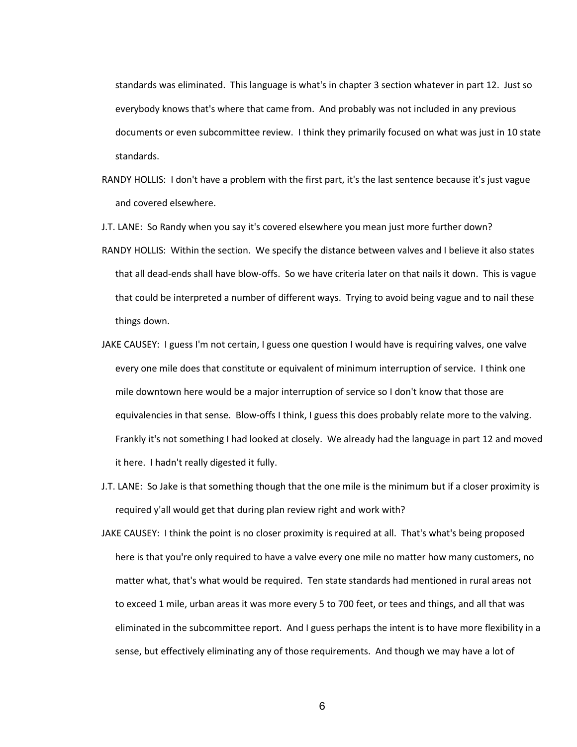standards was eliminated. This language is what's in chapter 3 section whatever in part 12. Just so everybody knows that's where that came from. And probably was not included in any previous documents or even subcommittee review. I think they primarily focused on what was just in 10 state standards.

RANDY HOLLIS: I don't have a problem with the first part, it's the last sentence because it's just vague and covered elsewhere.

J.T. LANE: So Randy when you say it's covered elsewhere you mean just more further down?

RANDY HOLLIS: Within the section. We specify the distance between valves and I believe it also states that all dead-ends shall have blow-offs. So we have criteria later on that nails it down. This is vague that could be interpreted a number of different ways. Trying to avoid being vague and to nail these things down.

JAKE CAUSEY: I guess I'm not certain, I guess one question I would have is requiring valves, one valve every one mile does that constitute or equivalent of minimum interruption of service. I think one mile downtown here would be a major interruption of service so I don't know that those are equivalencies in that sense. Blow-offs I think, I guess this does probably relate more to the valving. Frankly it's not something I had looked at closely. We already had the language in part 12 and moved it here. I hadn't really digested it fully.

J.T. LANE: So Jake is that something though that the one mile is the minimum but if a closer proximity is required y'all would get that during plan review right and work with?

JAKE CAUSEY: I think the point is no closer proximity is required at all. That's what's being proposed here is that you're only required to have a valve every one mile no matter how many customers, no matter what, that's what would be required. Ten state standards had mentioned in rural areas not to exceed 1 mile, urban areas it was more every 5 to 700 feet, or tees and things, and all that was eliminated in the subcommittee report. And I guess perhaps the intent is to have more flexibility in a sense, but effectively eliminating any of those requirements. And though we may have a lot of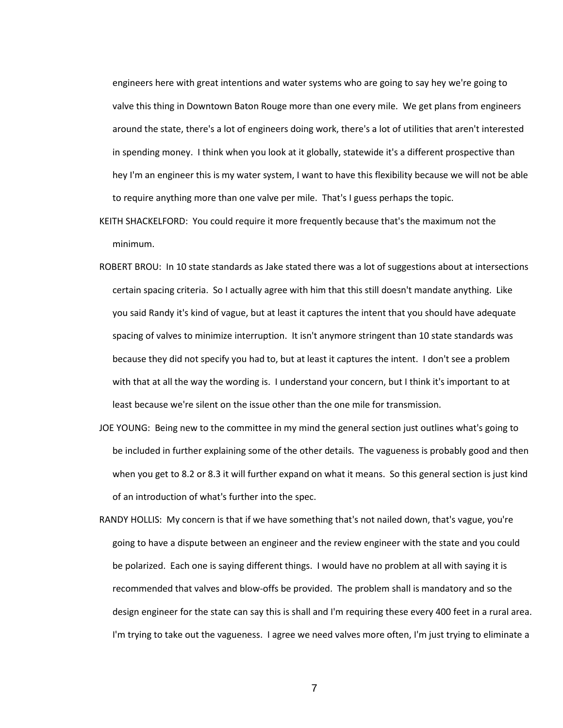engineers here with great intentions and water systems who are going to say hey we're going to valve this thing in Downtown Baton Rouge more than one every mile. We get plans from engineers around the state, there's a lot of engineers doing work, there's a lot of utilities that aren't interested in spending money. I think when you look at it globally, statewide it's a different prospective than hey I'm an engineer this is my water system, I want to have this flexibility because we will not be able to require anything more than one valve per mile. That's I guess perhaps the topic.

KEITH SHACKELFORD: You could require it more frequently because that's the maximum not the minimum.

ROBERT BROU: In 10 state standards as Jake stated there was a lot of suggestions about at intersections certain spacing criteria. So I actually agree with him that this still doesn't mandate anything. Like you said Randy it's kind of vague, but at least it captures the intent that you should have adequate spacing of valves to minimize interruption. It isn't anymore stringent than 10 state standards was because they did not specify you had to, but at least it captures the intent. I don't see a problem with that at all the way the wording is. I understand your concern, but I think it's important to at least because we're silent on the issue other than the one mile for transmission.

JOE YOUNG: Being new to the committee in my mind the general section just outlines what's going to be included in further explaining some of the other details. The vagueness is probably good and then when you get to 8.2 or 8.3 it will further expand on what it means. So this general section is just kind of an introduction of what's further into the spec.

RANDY HOLLIS: My concern is that if we have something that's not nailed down, that's vague, you're going to have a dispute between an engineer and the review engineer with the state and you could be polarized. Each one is saying different things. I would have no problem at all with saying it is recommended that valves and blow-offs be provided. The problem shall is mandatory and so the design engineer for the state can say this is shall and I'm requiring these every 400 feet in a rural area. I'm trying to take out the vagueness. I agree we need valves more often, I'm just trying to eliminate a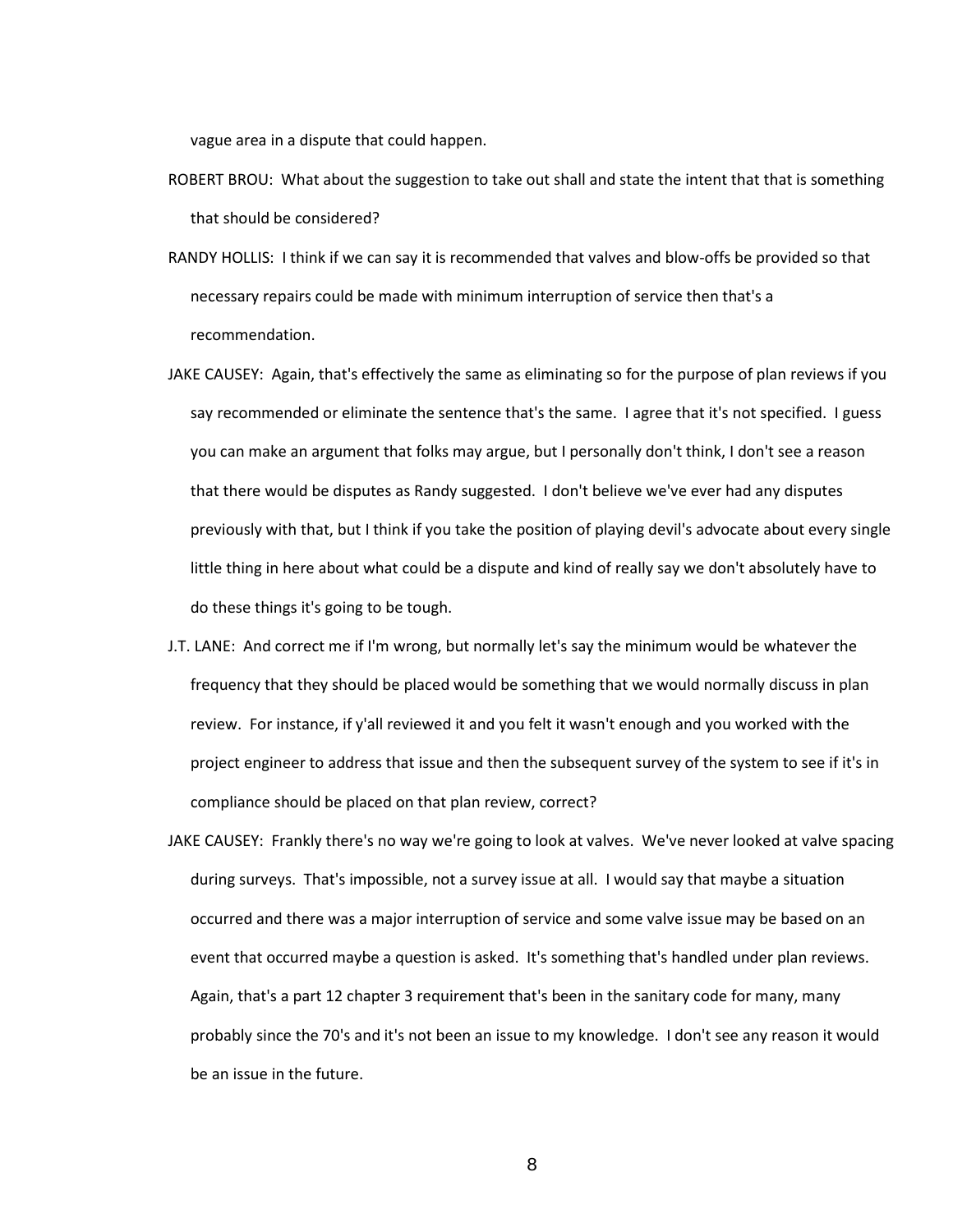vague area in a dispute that could happen.

ROBERT BROU: What about the suggestion to take out shall and state the intent that that is something that should be considered?

RANDY HOLLIS: I think if we can say it is recommended that valves and blow-offs be provided so that necessary repairs could be made with minimum interruption of service then that's a recommendation.

JAKE CAUSEY: Again, that's effectively the same as eliminating so for the purpose of plan reviews if you say recommended or eliminate the sentence that's the same. I agree that it's not specified. I guess you can make an argument that folks may argue, but I personally don't think, I don't see a reason that there would be disputes as Randy suggested. I don't believe we've ever had any disputes previously with that, but I think if you take the position of playing devil's advocate about every single little thing in here about what could be a dispute and kind of really say we don't absolutely have to do these things it's going to be tough.

J.T. LANE: And correct me if I'm wrong, but normally let's say the minimum would be whatever the frequency that they should be placed would be something that we would normally discuss in plan review. For instance, if y'all reviewed it and you felt it wasn't enough and you worked with the project engineer to address that issue and then the subsequent survey of the system to see if it's in compliance should be placed on that plan review, correct?

JAKE CAUSEY: Frankly there's no way we're going to look at valves. We've never looked at valve spacing during surveys. That's impossible, not a survey issue at all. I would say that maybe a situation occurred and there was a major interruption of service and some valve issue may be based on an event that occurred maybe a question is asked. It's something that's handled under plan reviews. Again, that's a part 12 chapter 3 requirement that's been in the sanitary code for many, many probably since the 70's and it's not been an issue to my knowledge. I don't see any reason it would be an issue in the future.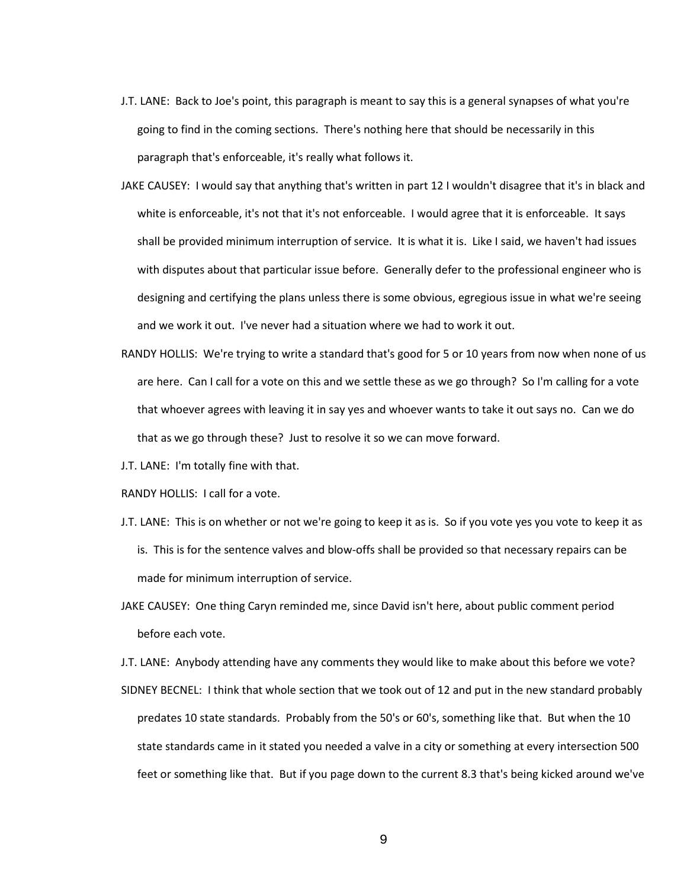J.T. LANE: Back to Joe's point, this paragraph is meant to say this is a general synapses of what you're going to find in the coming sections. There's nothing here that should be necessarily in this paragraph that's enforceable, it's really what follows it.

JAKE CAUSEY: I would say that anything that's written in part 12 I wouldn't disagree that it's in black and white is enforceable, it's not that it's not enforceable. I would agree that it is enforceable. It says shall be provided minimum interruption of service. It is what it is. Like I said, we haven't had issues with disputes about that particular issue before. Generally defer to the professional engineer who is designing and certifying the plans unless there is some obvious, egregious issue in what we're seeing and we work it out. I've never had a situation where we had to work it out.

RANDY HOLLIS: We're trying to write a standard that's good for 5 or 10 years from now when none of us are here. Can I call for a vote on this and we settle these as we go through? So I'm calling for a vote that whoever agrees with leaving it in say yes and whoever wants to take it out says no. Can we do that as we go through these? Just to resolve it so we can move forward.

J.T. LANE: I'm totally fine with that.

RANDY HOLLIS: I call for a vote.

J.T. LANE: This is on whether or not we're going to keep it as is. So if you vote yes you vote to keep it as is. This is for the sentence valves and blow-offs shall be provided so that necessary repairs can be made for minimum interruption of service.

JAKE CAUSEY: One thing Caryn reminded me, since David isn't here, about public comment period before each vote.

J.T. LANE: Anybody attending have any comments they would like to make about this before we vote?

SIDNEY BECNEL: I think that whole section that we took out of 12 and put in the new standard probably predates 10 state standards. Probably from the 50's or 60's, something like that. But when the 10 state standards came in it stated you needed a valve in a city or something at every intersection 500 feet or something like that. But if you page down to the current 8.3 that's being kicked around we've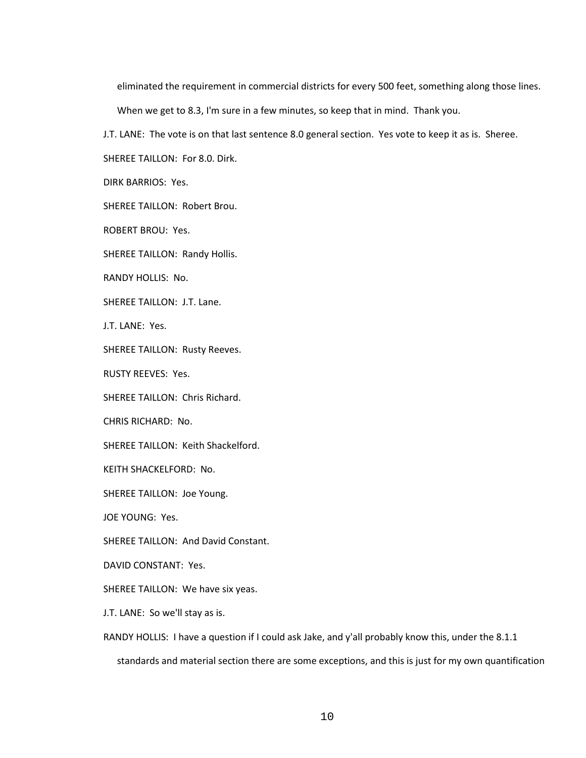eliminated the requirement in commercial districts for every 500 feet, something along those lines. When we get to 8.3, I'm sure in a few minutes, so keep that in mind. Thank you.

J.T. LANE: The vote is on that last sentence 8.0 general section. Yes vote to keep it as is. Sheree.

SHEREE TAILLON: For 8.0. Dirk.

DIRK BARRIOS: Yes.

SHEREE TAILLON: Robert Brou.

ROBERT BROU: Yes.

SHEREE TAILLON: Randy Hollis.

RANDY HOLLIS: No.

SHEREE TAILLON: J.T. Lane.

J.T. LANE: Yes.

SHEREE TAILLON: Rusty Reeves.

RUSTY REEVES: Yes.

SHEREE TAILLON: Chris Richard.

CHRIS RICHARD: No.

SHEREE TAILLON: Keith Shackelford.

KEITH SHACKELFORD: No.

SHEREE TAILLON: Joe Young.

JOE YOUNG: Yes.

SHEREE TAILLON: And David Constant.

DAVID CONSTANT: Yes.

SHEREE TAILLON: We have six yeas.

J.T. LANE: So we'll stay as is.

RANDY HOLLIS: I have a question if I could ask Jake, and y'all probably know this, under the 8.1.1 standards and material section there are some exceptions, and this is just for my own quantification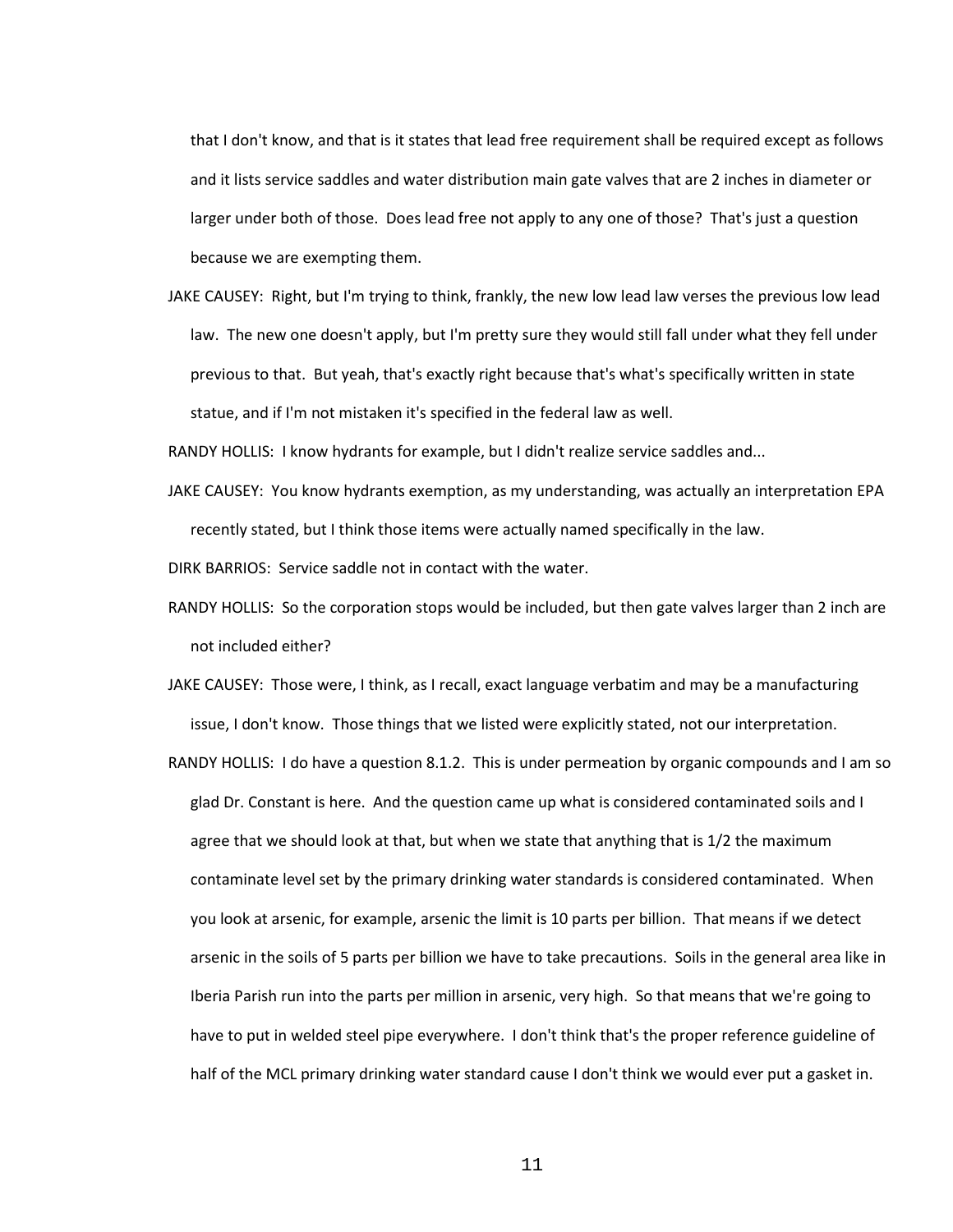that I don't know, and that is it states that lead free requirement shall be required except as follows and it lists service saddles and water distribution main gate valves that are 2 inches in diameter or larger under both of those. Does lead free not apply to any one of those? That's just a question because we are exempting them.

JAKE CAUSEY: Right, but I'm trying to think, frankly, the new low lead law verses the previous low lead law. The new one doesn't apply, but I'm pretty sure they would still fall under what they fell under previous to that. But yeah, that's exactly right because that's what's specifically written in state statue, and if I'm not mistaken it's specified in the federal law as well.

RANDY HOLLIS: I know hydrants for example, but I didn't realize service saddles and...

JAKE CAUSEY: You know hydrants exemption, as my understanding, was actually an interpretation EPA recently stated, but I think those items were actually named specifically in the law.

DIRK BARRIOS: Service saddle not in contact with the water.

RANDY HOLLIS: So the corporation stops would be included, but then gate valves larger than 2 inch are not included either?

JAKE CAUSEY: Those were, I think, as I recall, exact language verbatim and may be a manufacturing issue, I don't know. Those things that we listed were explicitly stated, not our interpretation.

RANDY HOLLIS: I do have a question 8.1.2. This is under permeation by organic compounds and I am so glad Dr. Constant is here. And the question came up what is considered contaminated soils and I agree that we should look at that, but when we state that anything that is 1/2 the maximum contaminate level set by the primary drinking water standards is considered contaminated. When you look at arsenic, for example, arsenic the limit is 10 parts per billion. That means if we detect arsenic in the soils of 5 parts per billion we have to take precautions. Soils in the general area like in Iberia Parish run into the parts per million in arsenic, very high. So that means that we're going to have to put in welded steel pipe everywhere. I don't think that's the proper reference guideline of half of the MCL primary drinking water standard cause I don't think we would ever put a gasket in.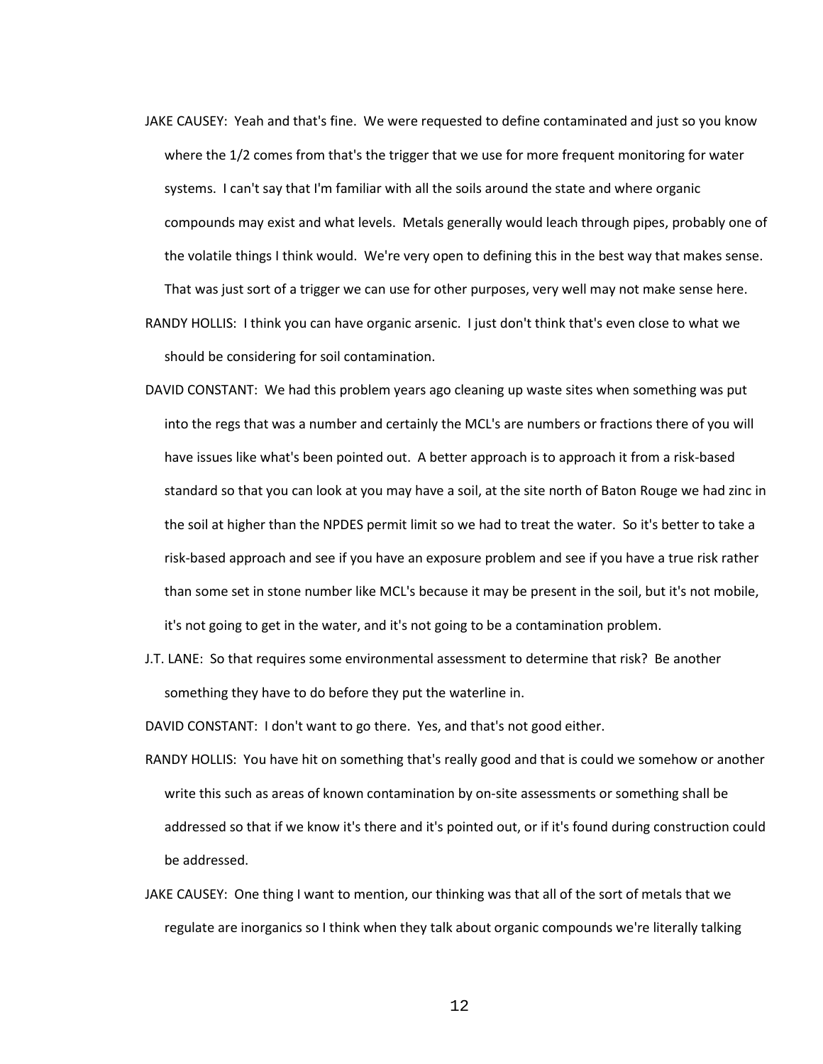JAKE CAUSEY: Yeah and that's fine. We were requested to define contaminated and just so you know where the 1/2 comes from that's the trigger that we use for more frequent monitoring for water systems. I can't say that I'm familiar with all the soils around the state and where organic compounds may exist and what levels. Metals generally would leach through pipes, probably one of the volatile things I think would. We're very open to defining this in the best way that makes sense. That was just sort of a trigger we can use for other purposes, very well may not make sense here.

RANDY HOLLIS: I think you can have organic arsenic. I just don't think that's even close to what we should be considering for soil contamination.

DAVID CONSTANT: We had this problem years ago cleaning up waste sites when something was put into the regs that was a number and certainly the MCL's are numbers or fractions there of you will have issues like what's been pointed out. A better approach is to approach it from a risk-based standard so that you can look at you may have a soil, at the site north of Baton Rouge we had zinc in the soil at higher than the NPDES permit limit so we had to treat the water. So it's better to take a risk-based approach and see if you have an exposure problem and see if you have a true risk rather than some set in stone number like MCL's because it may be present in the soil, but it's not mobile, it's not going to get in the water, and it's not going to be a contamination problem.

J.T. LANE: So that requires some environmental assessment to determine that risk? Be another something they have to do before they put the waterline in.

DAVID CONSTANT: I don't want to go there. Yes, and that's not good either.

RANDY HOLLIS: You have hit on something that's really good and that is could we somehow or another write this such as areas of known contamination by on-site assessments or something shall be addressed so that if we know it's there and it's pointed out, or if it's found during construction could be addressed.

JAKE CAUSEY: One thing I want to mention, our thinking was that all of the sort of metals that we regulate are inorganics so I think when they talk about organic compounds we're literally talking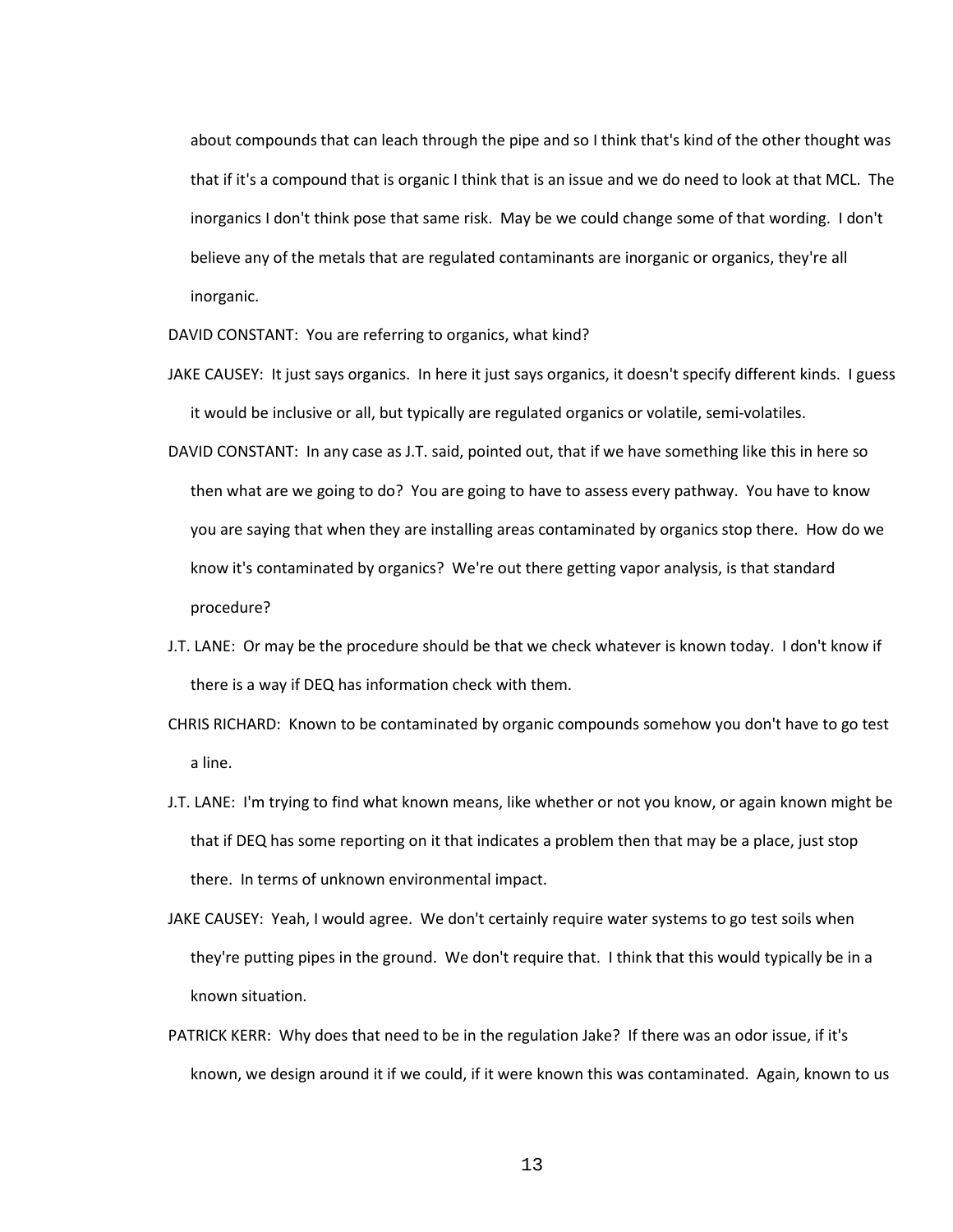about compounds that can leach through the pipe and so I think that's kind of the other thought was that if it's a compound that is organic I think that is an issue and we do need to look at that MCL. The inorganics I don't think pose that same risk. May be we could change some of that wording. I don't believe any of the metals that are regulated contaminants are inorganic or organics, they're all inorganic.

DAVID CONSTANT: You are referring to organics, what kind?

JAKE CAUSEY: It just says organics. In here it just says organics, it doesn't specify different kinds. I guess it would be inclusive or all, but typically are regulated organics or volatile, semi-volatiles.

DAVID CONSTANT: In any case as J.T. said, pointed out, that if we have something like this in here so then what are we going to do? You are going to have to assess every pathway. You have to know you are saying that when they are installing areas contaminated by organics stop there. How do we know it's contaminated by organics? We're out there getting vapor analysis, is that standard procedure?

J.T. LANE: Or may be the procedure should be that we check whatever is known today. I don't know if there is a way if DEQ has information check with them.

CHRIS RICHARD: Known to be contaminated by organic compounds somehow you don't have to go test a line.

J.T. LANE: I'm trying to find what known means, like whether or not you know, or again known might be that if DEQ has some reporting on it that indicates a problem then that may be a place, just stop there. In terms of unknown environmental impact.

JAKE CAUSEY: Yeah, I would agree. We don't certainly require water systems to go test soils when they're putting pipes in the ground. We don't require that. I think that this would typically be in a known situation.

PATRICK KERR: Why does that need to be in the regulation Jake? If there was an odor issue, if it's known, we design around it if we could, if it were known this was contaminated. Again, known to us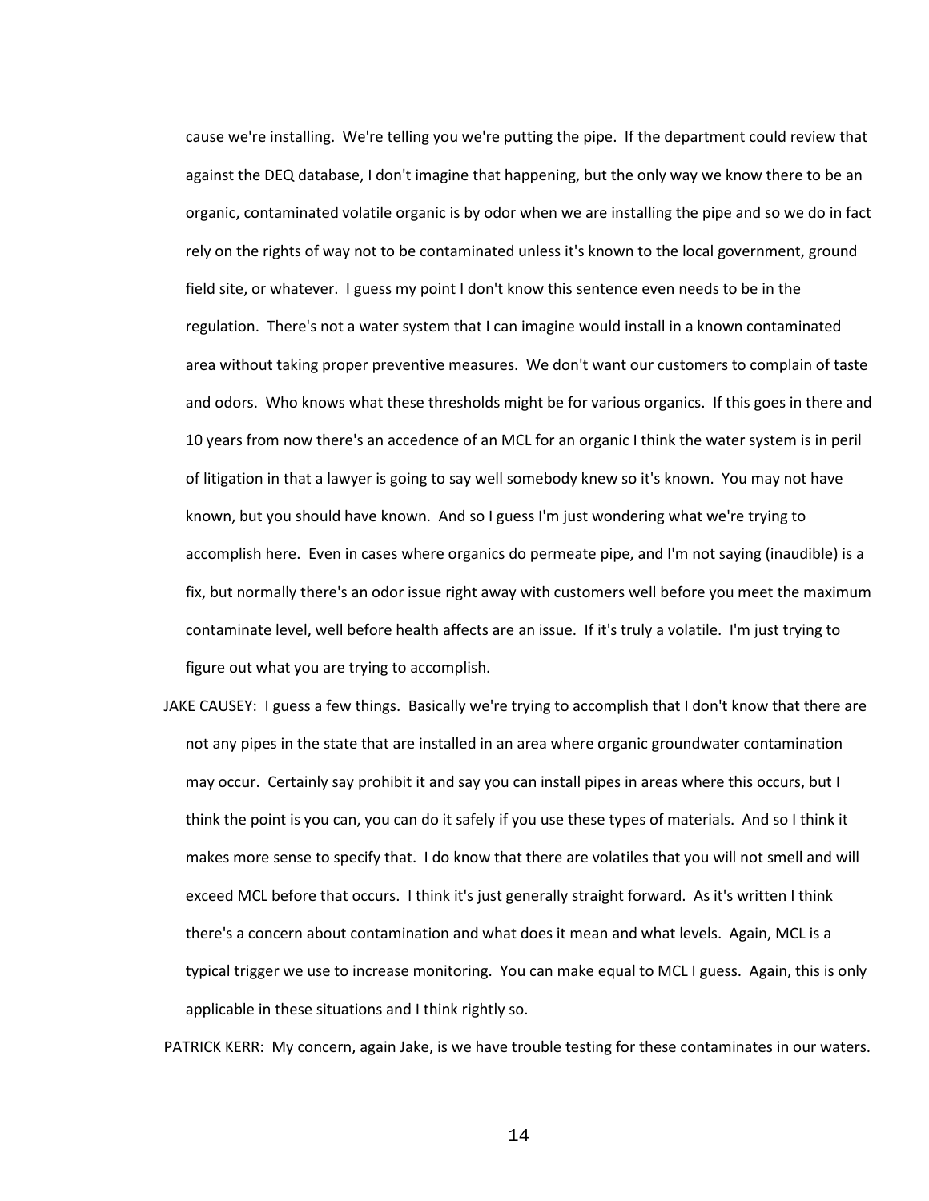cause we're installing. We're telling you we're putting the pipe. If the department could review that against the DEQ database, I don't imagine that happening, but the only way we know there to be an organic, contaminated volatile organic is by odor when we are installing the pipe and so we do in fact rely on the rights of way not to be contaminated unless it's known to the local government, ground field site, or whatever. I guess my point I don't know this sentence even needs to be in the regulation. There's not a water system that I can imagine would install in a known contaminated area without taking proper preventive measures. We don't want our customers to complain of taste and odors. Who knows what these thresholds might be for various organics. If this goes in there and 10 years from now there's an accedence of an MCL for an organic I think the water system is in peril of litigation in that a lawyer is going to say well somebody knew so it's known. You may not have known, but you should have known. And so I guess I'm just wondering what we're trying to accomplish here. Even in cases where organics do permeate pipe, and I'm not saying (inaudible) is a fix, but normally there's an odor issue right away with customers well before you meet the maximum contaminate level, well before health affects are an issue. If it's truly a volatile. I'm just trying to figure out what you are trying to accomplish.

JAKE CAUSEY: I guess a few things. Basically we're trying to accomplish that I don't know that there are not any pipes in the state that are installed in an area where organic groundwater contamination may occur. Certainly say prohibit it and say you can install pipes in areas where this occurs, but I think the point is you can, you can do it safely if you use these types of materials. And so I think it makes more sense to specify that. I do know that there are volatiles that you will not smell and will exceed MCL before that occurs. I think it's just generally straight forward. As it's written I think there's a concern about contamination and what does it mean and what levels. Again, MCL is a typical trigger we use to increase monitoring. You can make equal to MCL I guess. Again, this is only applicable in these situations and I think rightly so.

PATRICK KERR: My concern, again Jake, is we have trouble testing for these contaminates in our waters.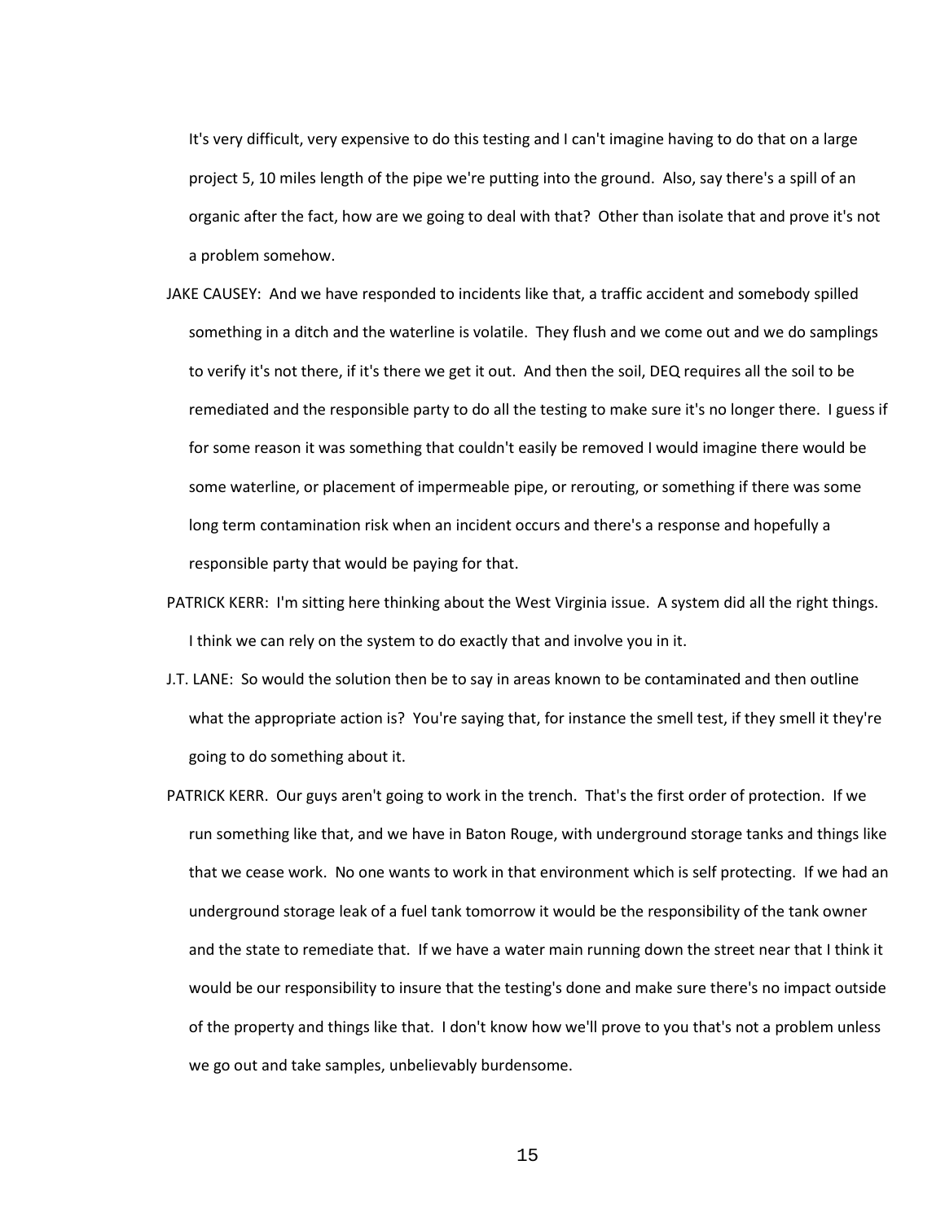It's very difficult, very expensive to do this testing and I can't imagine having to do that on a large project 5, 10 miles length of the pipe we're putting into the ground. Also, say there's a spill of an organic after the fact, how are we going to deal with that? Other than isolate that and prove it's not a problem somehow.

JAKE CAUSEY: And we have responded to incidents like that, a traffic accident and somebody spilled something in a ditch and the waterline is volatile. They flush and we come out and we do samplings to verify it's not there, if it's there we get it out. And then the soil, DEQ requires all the soil to be remediated and the responsible party to do all the testing to make sure it's no longer there. I guess if for some reason it was something that couldn't easily be removed I would imagine there would be some waterline, or placement of impermeable pipe, or rerouting, or something if there was some long term contamination risk when an incident occurs and there's a response and hopefully a responsible party that would be paying for that.

PATRICK KERR: I'm sitting here thinking about the West Virginia issue. A system did all the right things. I think we can rely on the system to do exactly that and involve you in it.

J.T. LANE: So would the solution then be to say in areas known to be contaminated and then outline what the appropriate action is? You're saying that, for instance the smell test, if they smell it they're going to do something about it.

PATRICK KERR. Our guys aren't going to work in the trench. That's the first order of protection. If we run something like that, and we have in Baton Rouge, with underground storage tanks and things like that we cease work. No one wants to work in that environment which is self protecting. If we had an underground storage leak of a fuel tank tomorrow it would be the responsibility of the tank owner and the state to remediate that. If we have a water main running down the street near that I think it would be our responsibility to insure that the testing's done and make sure there's no impact outside of the property and things like that. I don't know how we'll prove to you that's not a problem unless we go out and take samples, unbelievably burdensome.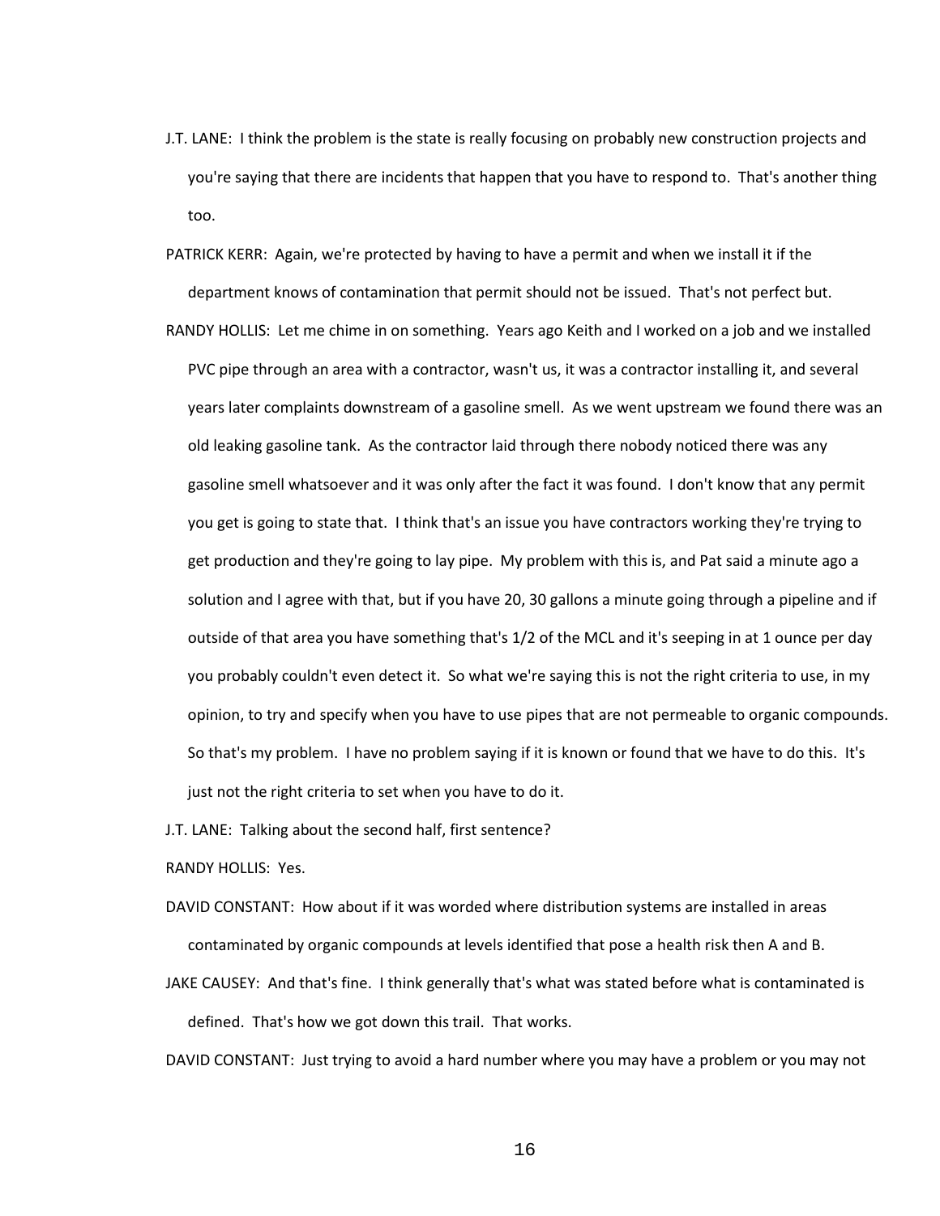J.T. LANE: I think the problem is the state is really focusing on probably new construction projects and you're saying that there are incidents that happen that you have to respond to. That's another thing too.

PATRICK KERR: Again, we're protected by having to have a permit and when we install it if the department knows of contamination that permit should not be issued. That's not perfect but.

RANDY HOLLIS: Let me chime in on something. Years ago Keith and I worked on a job and we installed PVC pipe through an area with a contractor, wasn't us, it was a contractor installing it, and several years later complaints downstream of a gasoline smell. As we went upstream we found there was an old leaking gasoline tank. As the contractor laid through there nobody noticed there was any gasoline smell whatsoever and it was only after the fact it was found. I don't know that any permit you get is going to state that. I think that's an issue you have contractors working they're trying to get production and they're going to lay pipe. My problem with this is, and Pat said a minute ago a solution and I agree with that, but if you have 20, 30 gallons a minute going through a pipeline and if outside of that area you have something that's 1/2 of the MCL and it's seeping in at 1 ounce per day you probably couldn't even detect it. So what we're saying this is not the right criteria to use, in my opinion, to try and specify when you have to use pipes that are not permeable to organic compounds. So that's my problem. I have no problem saying if it is known or found that we have to do this. It's just not the right criteria to set when you have to do it.

J.T. LANE: Talking about the second half, first sentence?

RANDY HOLLIS: Yes.

DAVID CONSTANT: How about if it was worded where distribution systems are installed in areas contaminated by organic compounds at levels identified that pose a health risk then A and B.

JAKE CAUSEY: And that's fine. I think generally that's what was stated before what is contaminated is defined. That's how we got down this trail. That works.

DAVID CONSTANT: Just trying to avoid a hard number where you may have a problem or you may not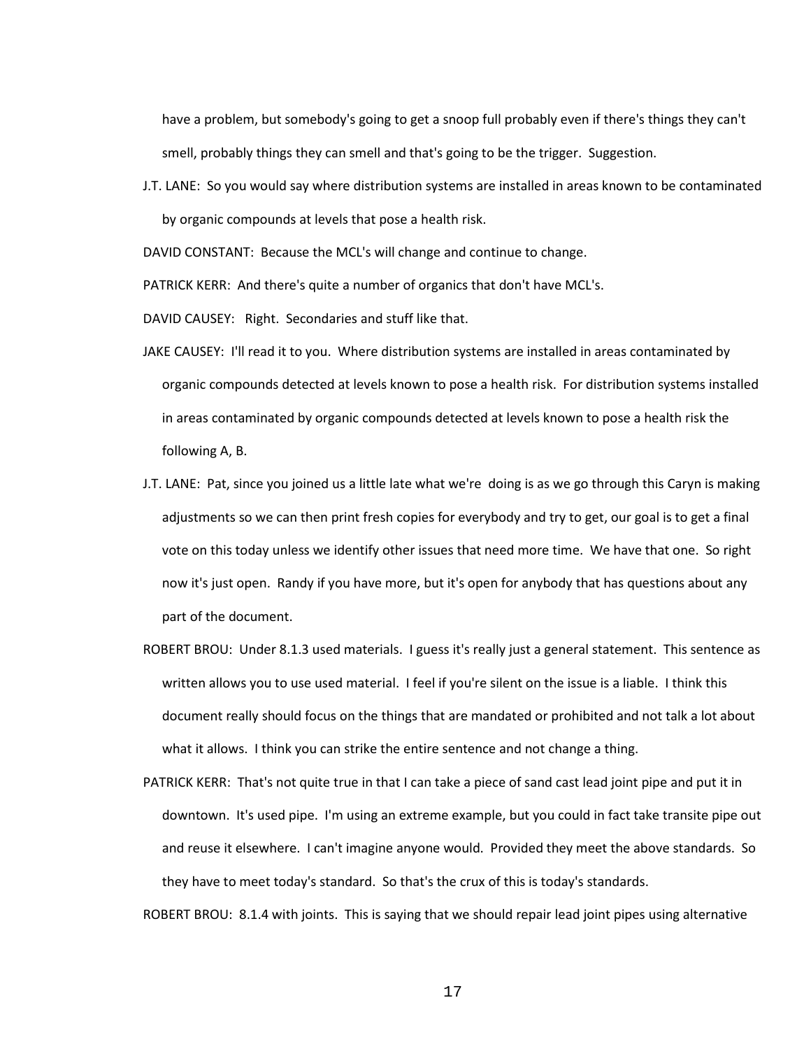have a problem, but somebody's going to get a snoop full probably even if there's things they can't smell, probably things they can smell and that's going to be the trigger. Suggestion.

J.T. LANE: So you would say where distribution systems are installed in areas known to be contaminated by organic compounds at levels that pose a health risk.

DAVID CONSTANT: Because the MCL's will change and continue to change.

PATRICK KERR: And there's quite a number of organics that don't have MCL's.

DAVID CAUSEY: Right. Secondaries and stuff like that.

JAKE CAUSEY: I'll read it to you. Where distribution systems are installed in areas contaminated by organic compounds detected at levels known to pose a health risk. For distribution systems installed in areas contaminated by organic compounds detected at levels known to pose a health risk the following A, B.

J.T. LANE: Pat, since you joined us a little late what we're doing is as we go through this Caryn is making adjustments so we can then print fresh copies for everybody and try to get, our goal is to get a final vote on this today unless we identify other issues that need more time. We have that one. So right now it's just open. Randy if you have more, but it's open for anybody that has questions about any part of the document.

ROBERT BROU: Under 8.1.3 used materials. I guess it's really just a general statement. This sentence as written allows you to use used material. I feel if you're silent on the issue is a liable. I think this document really should focus on the things that are mandated or prohibited and not talk a lot about what it allows. I think you can strike the entire sentence and not change a thing.

PATRICK KERR: That's not quite true in that I can take a piece of sand cast lead joint pipe and put it in downtown. It's used pipe. I'm using an extreme example, but you could in fact take transite pipe out and reuse it elsewhere. I can't imagine anyone would. Provided they meet the above standards. So they have to meet today's standard. So that's the crux of this is today's standards.

ROBERT BROU: 8.1.4 with joints. This is saying that we should repair lead joint pipes using alternative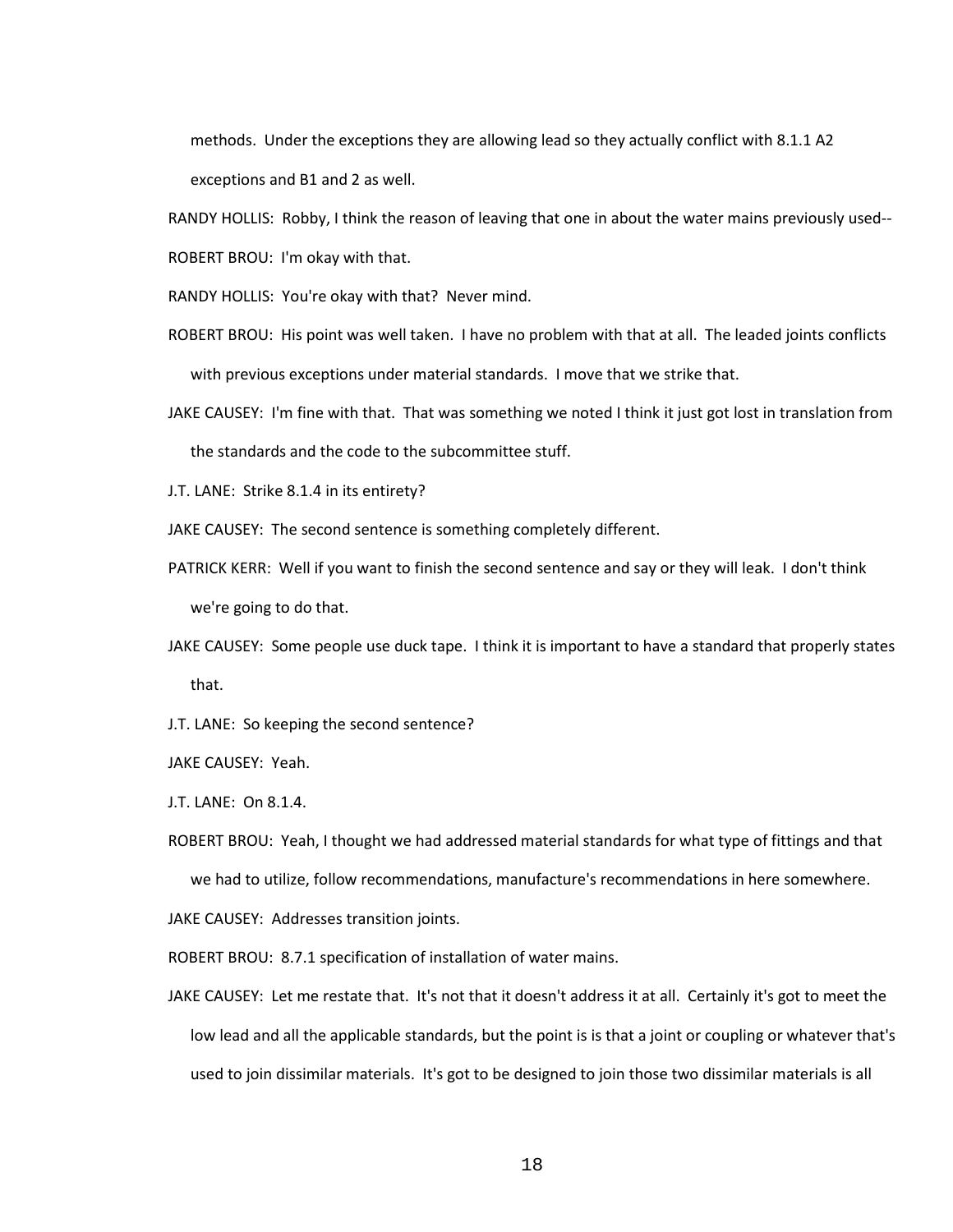methods. Under the exceptions they are allowing lead so they actually conflict with 8.1.1 A2 exceptions and B1 and 2 as well.

RANDY HOLLIS: Robby, I think the reason of leaving that one in about the water mains previously used--

ROBERT BROU: I'm okay with that.

RANDY HOLLIS: You're okay with that? Never mind.

ROBERT BROU: His point was well taken. I have no problem with that at all. The leaded joints conflicts with previous exceptions under material standards. I move that we strike that.

JAKE CAUSEY: I'm fine with that. That was something we noted I think it just got lost in translation from the standards and the code to the subcommittee stuff.

J.T. LANE: Strike 8.1.4 in its entirety?

JAKE CAUSEY: The second sentence is something completely different.

PATRICK KERR: Well if you want to finish the second sentence and say or they will leak. I don't think we're going to do that.

JAKE CAUSEY: Some people use duck tape. I think it is important to have a standard that properly states that.

J.T. LANE: So keeping the second sentence?

JAKE CAUSEY: Yeah.

J.T. LANE: On 8.1.4.

ROBERT BROU: Yeah, I thought we had addressed material standards for what type of fittings and that we had to utilize, follow recommendations, manufacture's recommendations in here somewhere.

JAKE CAUSEY: Addresses transition joints.

ROBERT BROU: 8.7.1 specification of installation of water mains.

JAKE CAUSEY: Let me restate that. It's not that it doesn't address it at all. Certainly it's got to meet the low lead and all the applicable standards, but the point is is that a joint or coupling or whatever that's used to join dissimilar materials. It's got to be designed to join those two dissimilar materials is all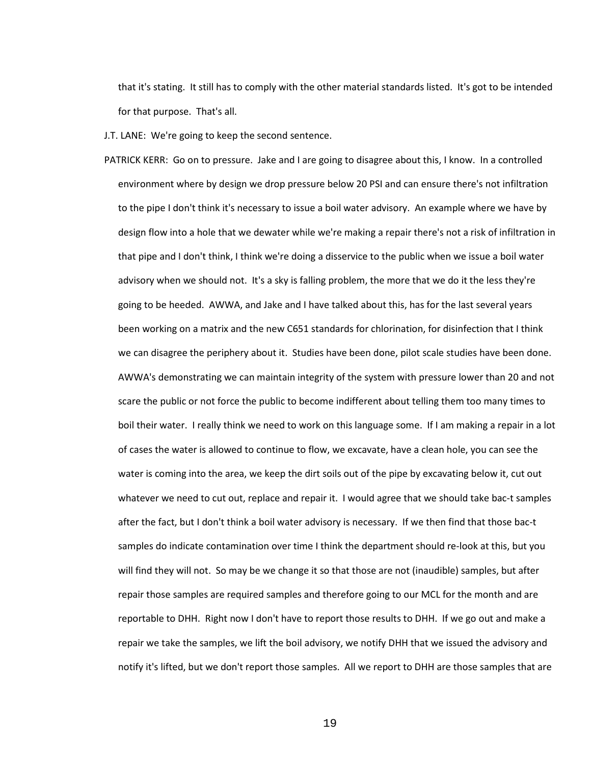that it's stating. It still has to comply with the other material standards listed. It's got to be intended for that purpose. That's all.

J.T. LANE: We're going to keep the second sentence.

PATRICK KERR: Go on to pressure. Jake and I are going to disagree about this, I know. In a controlled environment where by design we drop pressure below 20 PSI and can ensure there's not infiltration to the pipe I don't think it's necessary to issue a boil water advisory. An example where we have by design flow into a hole that we dewater while we're making a repair there's not a risk of infiltration in that pipe and I don't think, I think we're doing a disservice to the public when we issue a boil water advisory when we should not. It's a sky is falling problem, the more that we do it the less they're going to be heeded. AWWA, and Jake and I have talked about this, has for the last several years been working on a matrix and the new C651 standards for chlorination, for disinfection that I think we can disagree the periphery about it. Studies have been done, pilot scale studies have been done. AWWA's demonstrating we can maintain integrity of the system with pressure lower than 20 and not scare the public or not force the public to become indifferent about telling them too many times to boil their water. I really think we need to work on this language some. If I am making a repair in a lot of cases the water is allowed to continue to flow, we excavate, have a clean hole, you can see the water is coming into the area, we keep the dirt soils out of the pipe by excavating below it, cut out whatever we need to cut out, replace and repair it. I would agree that we should take bac-t samples after the fact, but I don't think a boil water advisory is necessary. If we then find that those bac-t samples do indicate contamination over time I think the department should re-look at this, but you will find they will not. So may be we change it so that those are not (inaudible) samples, but after repair those samples are required samples and therefore going to our MCL for the month and are reportable to DHH. Right now I don't have to report those results to DHH. If we go out and make a repair we take the samples, we lift the boil advisory, we notify DHH that we issued the advisory and notify it's lifted, but we don't report those samples. All we report to DHH are those samples that are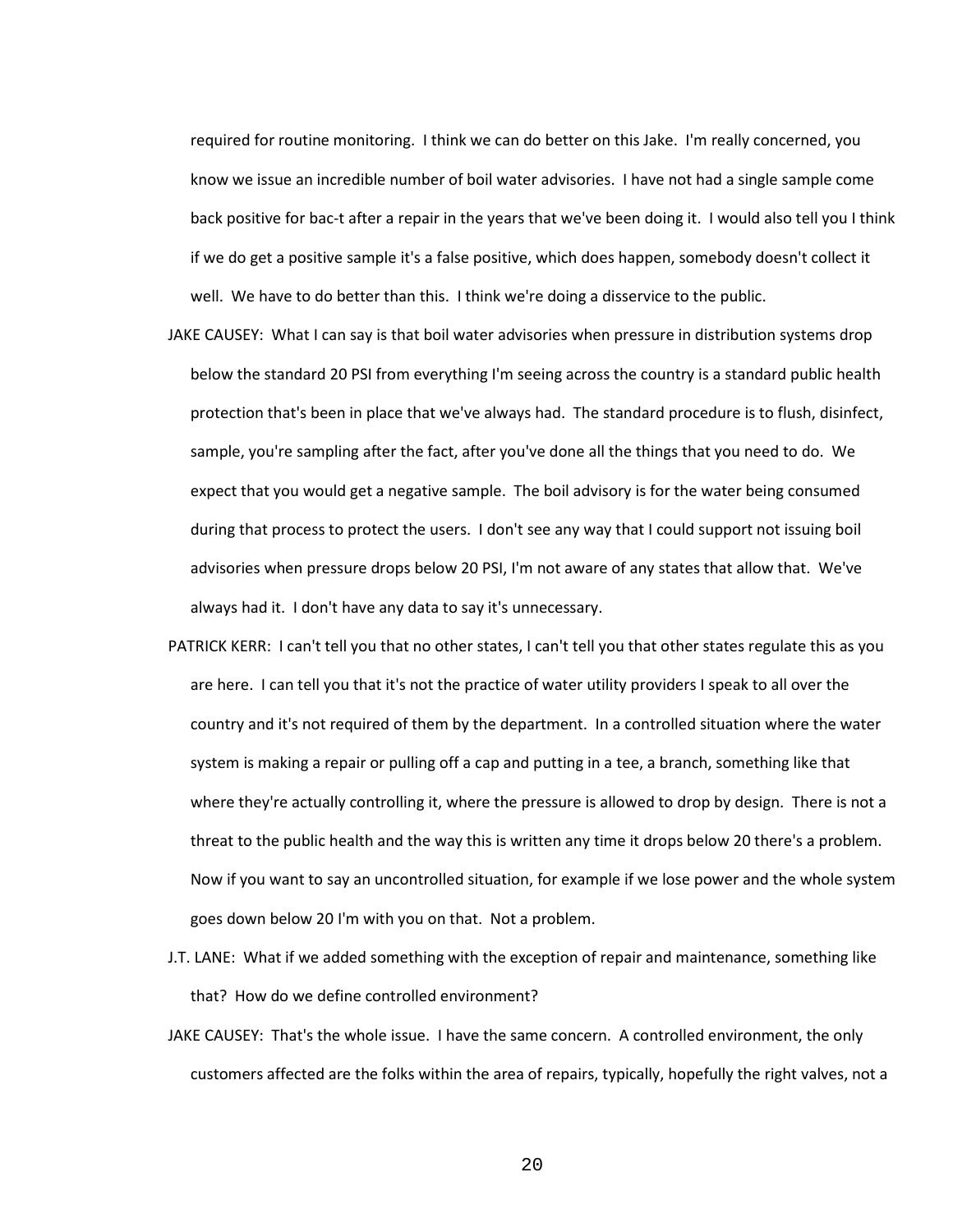required for routine monitoring. I think we can do better on this Jake. I'm really concerned, you know we issue an incredible number of boil water advisories. I have not had a single sample come back positive for bac-t after a repair in the years that we've been doing it. I would also tell you I think if we do get a positive sample it's a false positive, which does happen, somebody doesn't collect it well. We have to do better than this. I think we're doing a disservice to the public.

JAKE CAUSEY: What I can say is that boil water advisories when pressure in distribution systems drop below the standard 20 PSI from everything I'm seeing across the country is a standard public health protection that's been in place that we've always had. The standard procedure is to flush, disinfect, sample, you're sampling after the fact, after you've done all the things that you need to do. We expect that you would get a negative sample. The boil advisory is for the water being consumed during that process to protect the users. I don't see any way that I could support not issuing boil advisories when pressure drops below 20 PSI, I'm not aware of any states that allow that. We've always had it. I don't have any data to say it's unnecessary.

PATRICK KERR: I can't tell you that no other states, I can't tell you that other states regulate this as you are here. I can tell you that it's not the practice of water utility providers I speak to all over the country and it's not required of them by the department. In a controlled situation where the water system is making a repair or pulling off a cap and putting in a tee, a branch, something like that where they're actually controlling it, where the pressure is allowed to drop by design. There is not a threat to the public health and the way this is written any time it drops below 20 there's a problem. Now if you want to say an uncontrolled situation, for example if we lose power and the whole system goes down below 20 I'm with you on that. Not a problem.

J.T. LANE: What if we added something with the exception of repair and maintenance, something like that? How do we define controlled environment?

JAKE CAUSEY: That's the whole issue. I have the same concern. A controlled environment, the only customers affected are the folks within the area of repairs, typically, hopefully the right valves, not a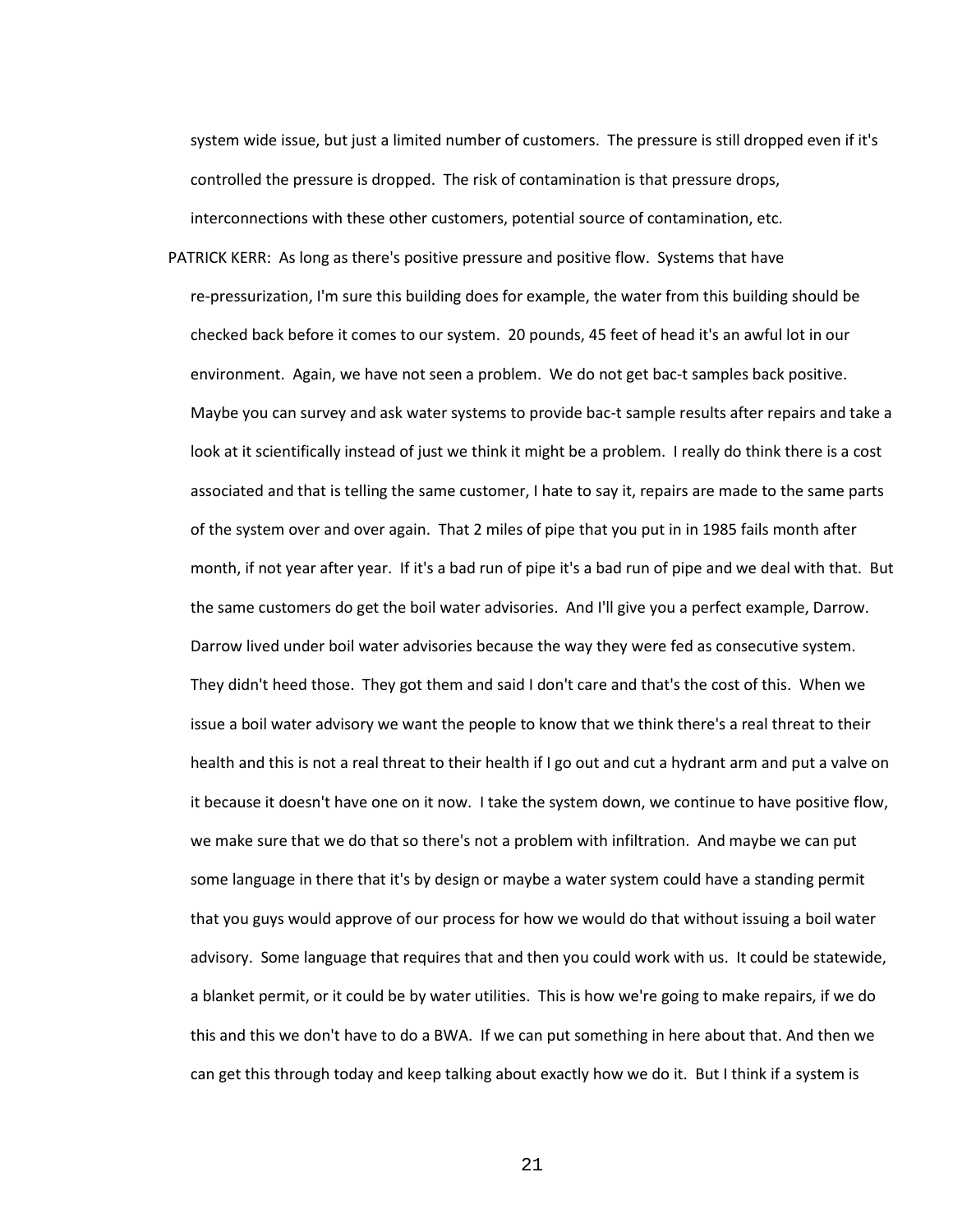system wide issue, but just a limited number of customers. The pressure is still dropped even if it's controlled the pressure is dropped. The risk of contamination is that pressure drops, interconnections with these other customers, potential source of contamination, etc.

PATRICK KERR: As long as there's positive pressure and positive flow. Systems that have re-pressurization, I'm sure this building does for example, the water from this building should be checked back before it comes to our system. 20 pounds, 45 feet of head it's an awful lot in our environment. Again, we have not seen a problem. We do not get bac-t samples back positive. Maybe you can survey and ask water systems to provide bac-t sample results after repairs and take a look at it scientifically instead of just we think it might be a problem. I really do think there is a cost associated and that is telling the same customer, I hate to say it, repairs are made to the same parts of the system over and over again. That 2 miles of pipe that you put in in 1985 fails month after month, if not year after year. If it's a bad run of pipe it's a bad run of pipe and we deal with that. But the same customers do get the boil water advisories. And I'll give you a perfect example, Darrow. Darrow lived under boil water advisories because the way they were fed as consecutive system. They didn't heed those. They got them and said I don't care and that's the cost of this. When we issue a boil water advisory we want the people to know that we think there's a real threat to their health and this is not a real threat to their health if I go out and cut a hydrant arm and put a valve on it because it doesn't have one on it now. I take the system down, we continue to have positive flow, we make sure that we do that so there's not a problem with infiltration. And maybe we can put some language in there that it's by design or maybe a water system could have a standing permit that you guys would approve of our process for how we would do that without issuing a boil water advisory. Some language that requires that and then you could work with us. It could be statewide, a blanket permit, or it could be by water utilities. This is how we're going to make repairs, if we do this and this we don't have to do a BWA. If we can put something in here about that. And then we can get this through today and keep talking about exactly how we do it. But I think if a system is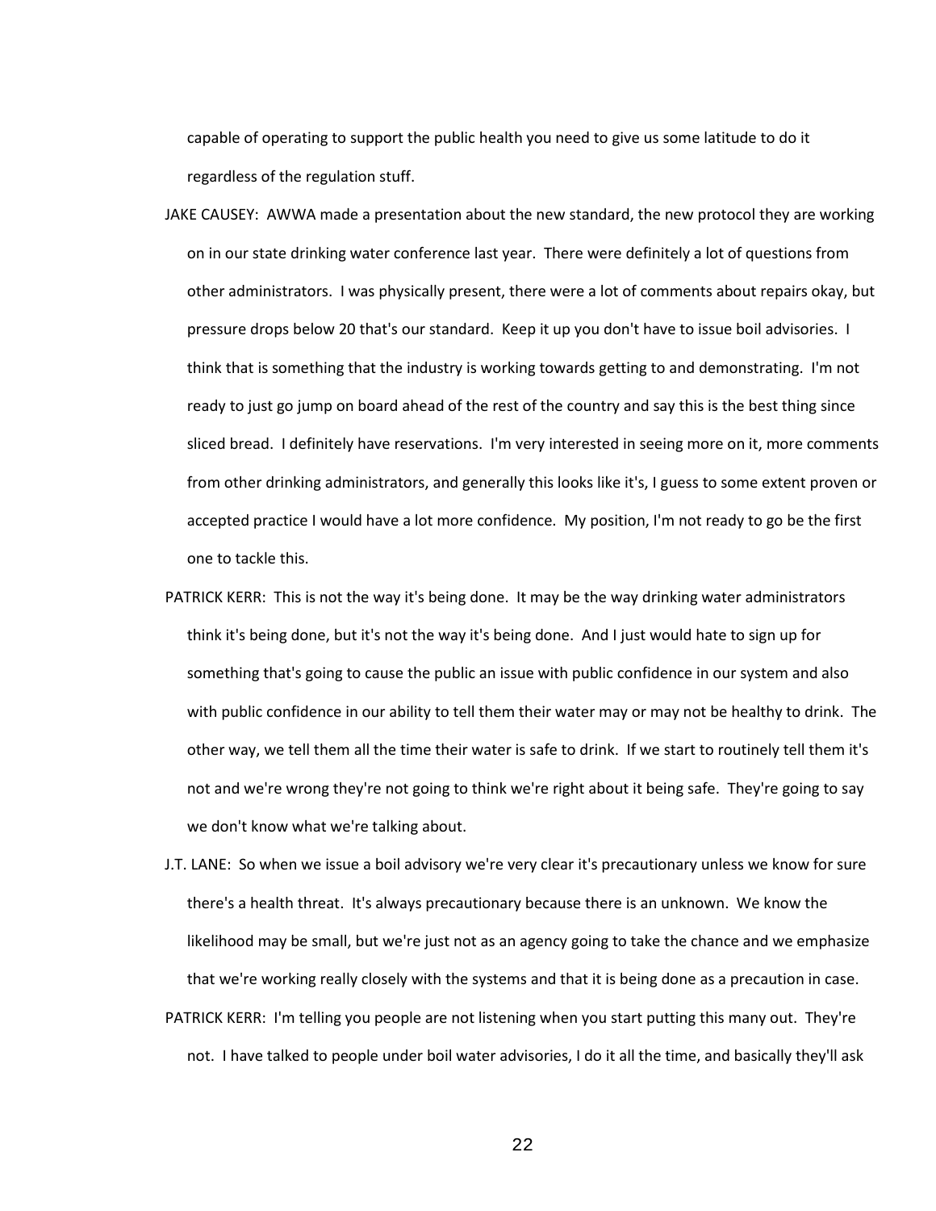capable of operating to support the public health you need to give us some latitude to do it regardless of the regulation stuff.

JAKE CAUSEY: AWWA made a presentation about the new standard, the new protocol they are working on in our state drinking water conference last year. There were definitely a lot of questions from other administrators. I was physically present, there were a lot of comments about repairs okay, but pressure drops below 20 that's our standard. Keep it up you don't have to issue boil advisories. I think that is something that the industry is working towards getting to and demonstrating. I'm not ready to just go jump on board ahead of the rest of the country and say this is the best thing since sliced bread. I definitely have reservations. I'm very interested in seeing more on it, more comments from other drinking administrators, and generally this looks like it's, I guess to some extent proven or accepted practice I would have a lot more confidence. My position, I'm not ready to go be the first one to tackle this.

PATRICK KERR: This is not the way it's being done. It may be the way drinking water administrators think it's being done, but it's not the way it's being done. And I just would hate to sign up for something that's going to cause the public an issue with public confidence in our system and also with public confidence in our ability to tell them their water may or may not be healthy to drink. The other way, we tell them all the time their water is safe to drink. If we start to routinely tell them it's not and we're wrong they're not going to think we're right about it being safe. They're going to say we don't know what we're talking about.

J.T. LANE: So when we issue a boil advisory we're very clear it's precautionary unless we know for sure there's a health threat. It's always precautionary because there is an unknown. We know the likelihood may be small, but we're just not as an agency going to take the chance and we emphasize that we're working really closely with the systems and that it is being done as a precaution in case.

PATRICK KERR: I'm telling you people are not listening when you start putting this many out. They're not. I have talked to people under boil water advisories, I do it all the time, and basically they'll ask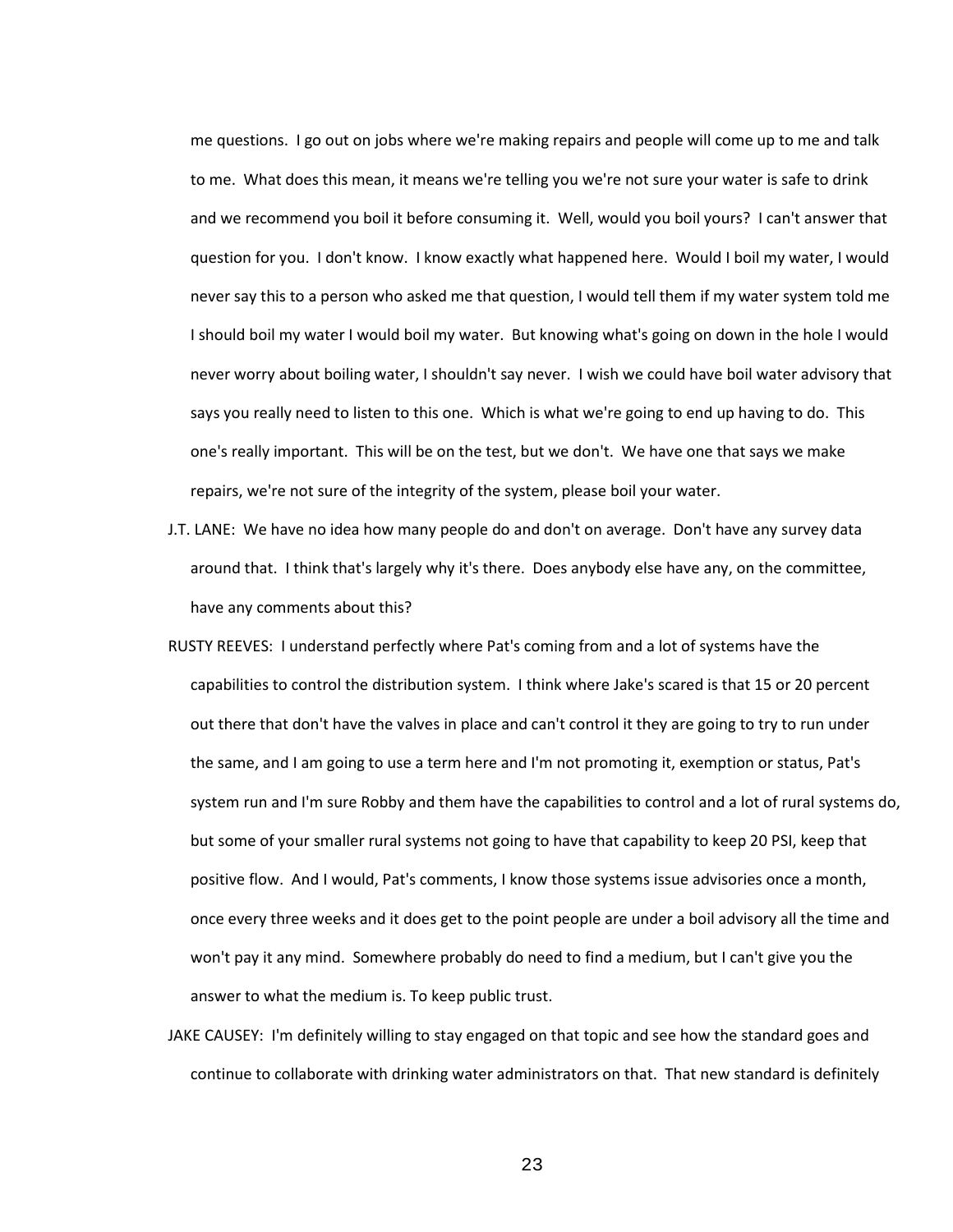me questions. I go out on jobs where we're making repairs and people will come up to me and talk to me. What does this mean, it means we're telling you we're not sure your water is safe to drink and we recommend you boil it before consuming it. Well, would you boil yours? I can't answer that question for you. I don't know. I know exactly what happened here. Would I boil my water, I would never say this to a person who asked me that question, I would tell them if my water system told me I should boil my water I would boil my water. But knowing what's going on down in the hole I would never worry about boiling water, I shouldn't say never. I wish we could have boil water advisory that says you really need to listen to this one. Which is what we're going to end up having to do. This one's really important. This will be on the test, but we don't. We have one that says we make repairs, we're not sure of the integrity of the system, please boil your water.

J.T. LANE: We have no idea how many people do and don't on average. Don't have any survey data around that. I think that's largely why it's there. Does anybody else have any, on the committee, have any comments about this?

RUSTY REEVES: I understand perfectly where Pat's coming from and a lot of systems have the capabilities to control the distribution system. I think where Jake's scared is that 15 or 20 percent out there that don't have the valves in place and can't control it they are going to try to run under the same, and I am going to use a term here and I'm not promoting it, exemption or status, Pat's system run and I'm sure Robby and them have the capabilities to control and a lot of rural systems do, but some of your smaller rural systems not going to have that capability to keep 20 PSI, keep that positive flow. And I would, Pat's comments, I know those systems issue advisories once a month, once every three weeks and it does get to the point people are under a boil advisory all the time and won't pay it any mind. Somewhere probably do need to find a medium, but I can't give you the answer to what the medium is. To keep public trust.

JAKE CAUSEY: I'm definitely willing to stay engaged on that topic and see how the standard goes and continue to collaborate with drinking water administrators on that. That new standard is definitely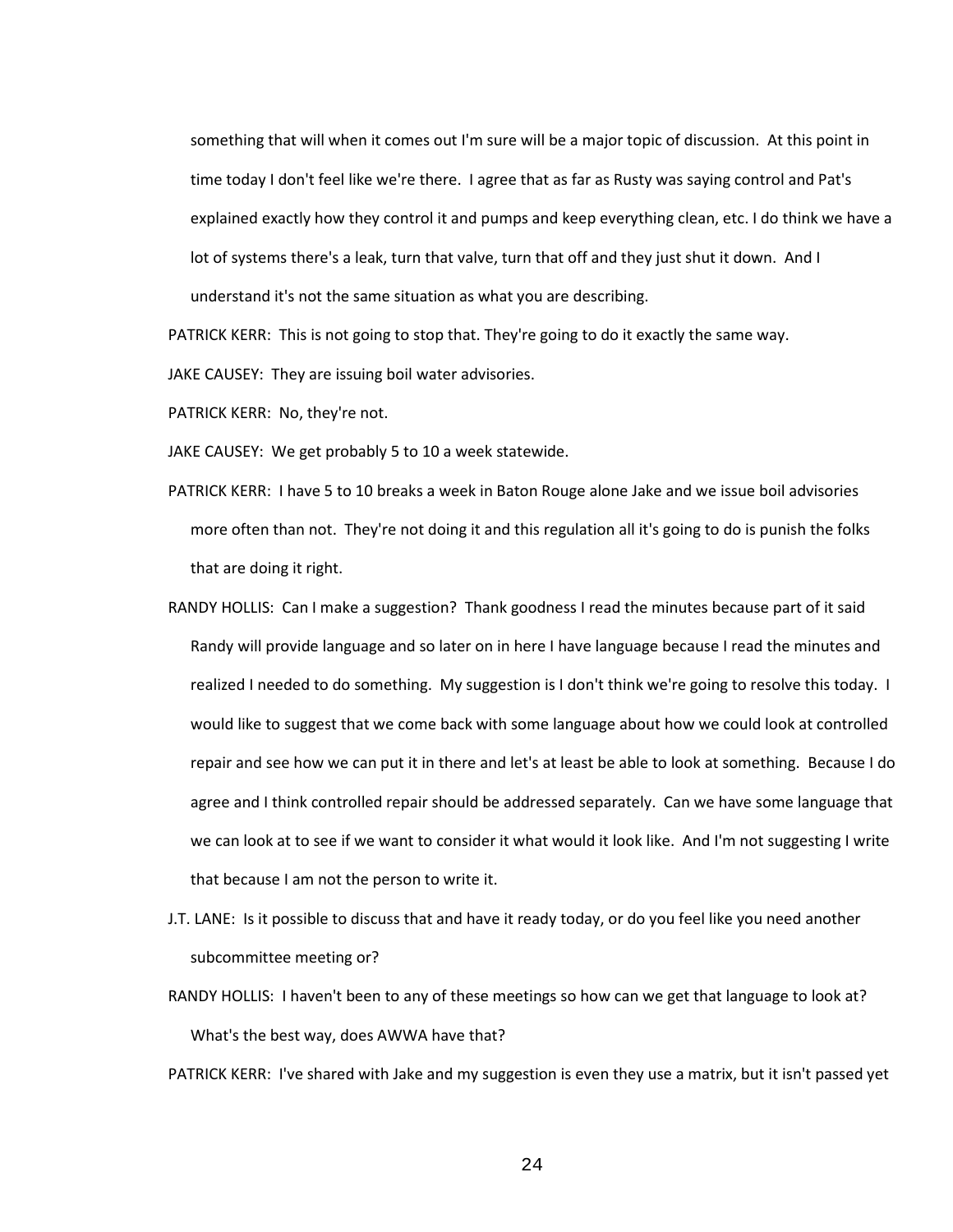something that will when it comes out I'm sure will be a major topic of discussion. At this point in time today I don't feel like we're there. I agree that as far as Rusty was saying control and Pat's explained exactly how they control it and pumps and keep everything clean, etc. I do think we have a lot of systems there's a leak, turn that valve, turn that off and they just shut it down. And I understand it's not the same situation as what you are describing.

PATRICK KERR: This is not going to stop that. They're going to do it exactly the same way.

JAKE CAUSEY: They are issuing boil water advisories.

PATRICK KERR: No, they're not.

JAKE CAUSEY: We get probably 5 to 10 a week statewide.

PATRICK KERR: I have 5 to 10 breaks a week in Baton Rouge alone Jake and we issue boil advisories more often than not. They're not doing it and this regulation all it's going to do is punish the folks that are doing it right.

RANDY HOLLIS: Can I make a suggestion? Thank goodness I read the minutes because part of it said Randy will provide language and so later on in here I have language because I read the minutes and realized I needed to do something. My suggestion is I don't think we're going to resolve this today. I would like to suggest that we come back with some language about how we could look at controlled repair and see how we can put it in there and let's at least be able to look at something. Because I do agree and I think controlled repair should be addressed separately. Can we have some language that we can look at to see if we want to consider it what would it look like. And I'm not suggesting I write that because I am not the person to write it.

J.T. LANE: Is it possible to discuss that and have it ready today, or do you feel like you need another subcommittee meeting or?

RANDY HOLLIS: I haven't been to any of these meetings so how can we get that language to look at? What's the best way, does AWWA have that?

PATRICK KERR: I've shared with Jake and my suggestion is even they use a matrix, but it isn't passed yet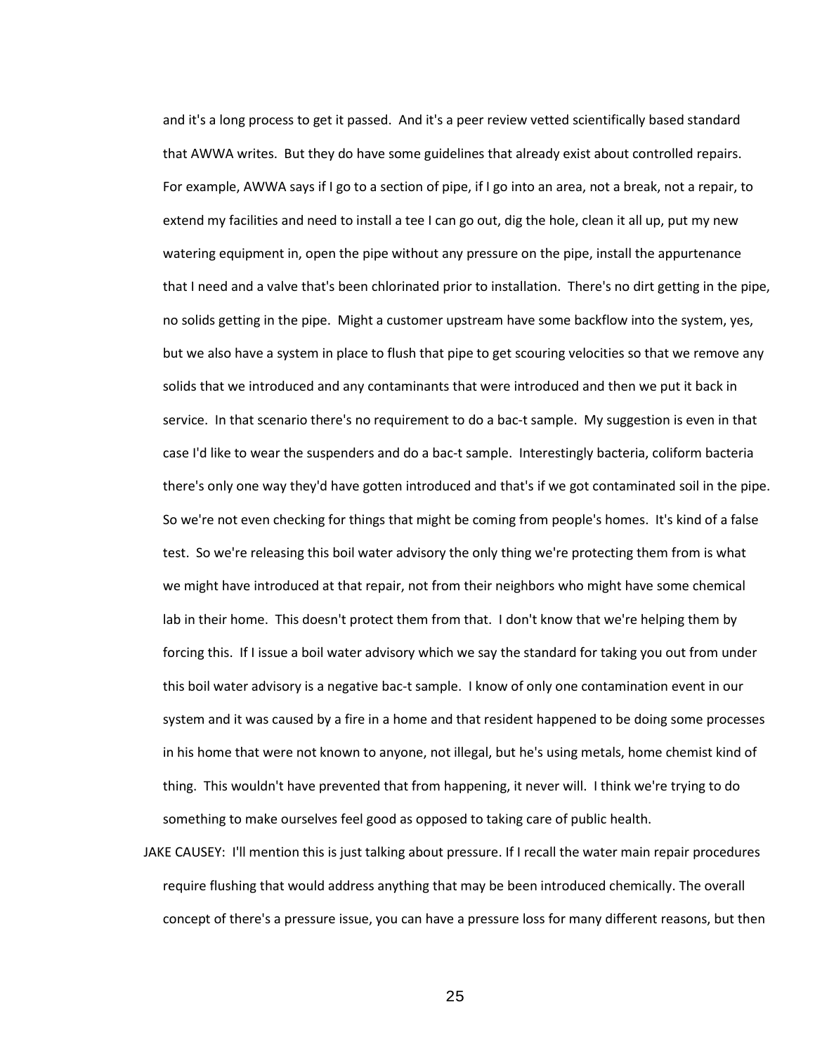and it's a long process to get it passed. And it's a peer review vetted scientifically based standard that AWWA writes. But they do have some guidelines that already exist about controlled repairs. For example, AWWA says if I go to a section of pipe, if I go into an area, not a break, not a repair, to extend my facilities and need to install a tee I can go out, dig the hole, clean it all up, put my new watering equipment in, open the pipe without any pressure on the pipe, install the appurtenance that I need and a valve that's been chlorinated prior to installation. There's no dirt getting in the pipe, no solids getting in the pipe. Might a customer upstream have some backflow into the system, yes, but we also have a system in place to flush that pipe to get scouring velocities so that we remove any solids that we introduced and any contaminants that were introduced and then we put it back in service. In that scenario there's no requirement to do a bac-t sample. My suggestion is even in that case I'd like to wear the suspenders and do a bac-t sample. Interestingly bacteria, coliform bacteria there's only one way they'd have gotten introduced and that's if we got contaminated soil in the pipe. So we're not even checking for things that might be coming from people's homes. It's kind of a false test. So we're releasing this boil water advisory the only thing we're protecting them from is what we might have introduced at that repair, not from their neighbors who might have some chemical lab in their home. This doesn't protect them from that. I don't know that we're helping them by forcing this. If I issue a boil water advisory which we say the standard for taking you out from under this boil water advisory is a negative bac-t sample. I know of only one contamination event in our system and it was caused by a fire in a home and that resident happened to be doing some processes in his home that were not known to anyone, not illegal, but he's using metals, home chemist kind of thing. This wouldn't have prevented that from happening, it never will. I think we're trying to do something to make ourselves feel good as opposed to taking care of public health.

JAKE CAUSEY: I'll mention this is just talking about pressure. If I recall the water main repair procedures require flushing that would address anything that may be been introduced chemically. The overall concept of there's a pressure issue, you can have a pressure loss for many different reasons, but then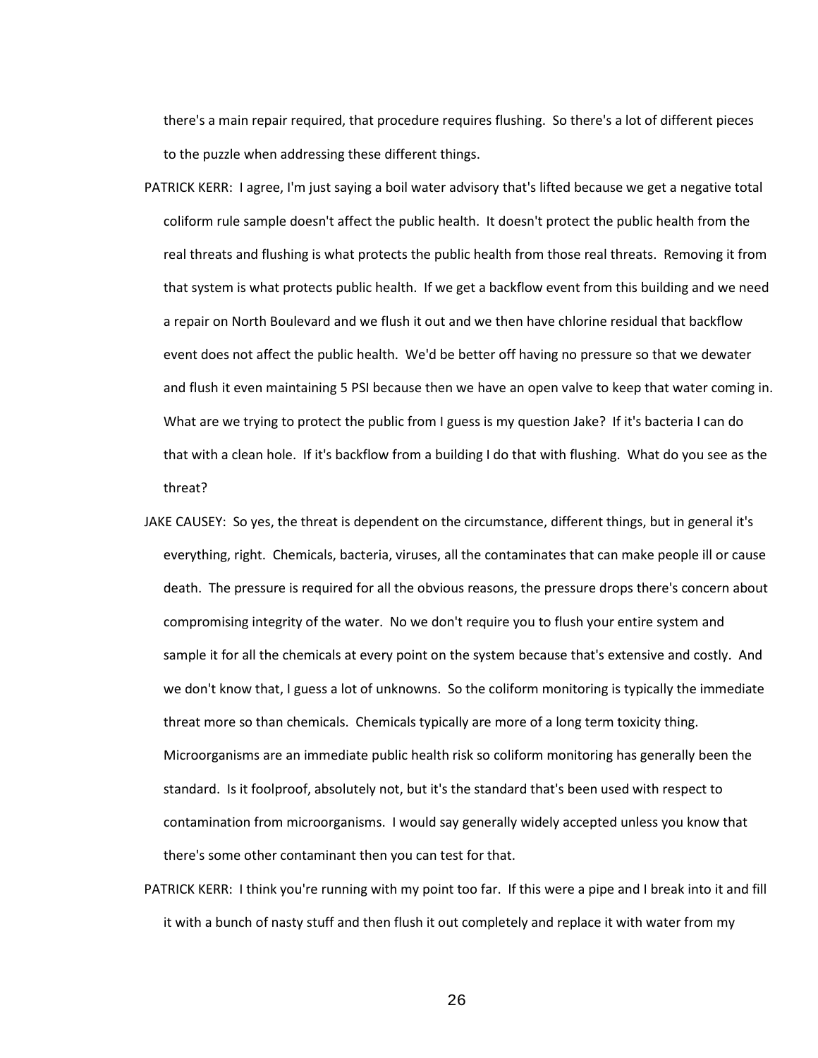there's a main repair required, that procedure requires flushing. So there's a lot of different pieces to the puzzle when addressing these different things.

PATRICK KERR: I agree, I'm just saying a boil water advisory that's lifted because we get a negative total coliform rule sample doesn't affect the public health. It doesn't protect the public health from the real threats and flushing is what protects the public health from those real threats. Removing it from that system is what protects public health. If we get a backflow event from this building and we need a repair on North Boulevard and we flush it out and we then have chlorine residual that backflow event does not affect the public health. We'd be better off having no pressure so that we dewater and flush it even maintaining 5 PSI because then we have an open valve to keep that water coming in. What are we trying to protect the public from I guess is my question Jake? If it's bacteria I can do that with a clean hole. If it's backflow from a building I do that with flushing. What do you see as the threat?

JAKE CAUSEY: So yes, the threat is dependent on the circumstance, different things, but in general it's everything, right. Chemicals, bacteria, viruses, all the contaminates that can make people ill or cause death. The pressure is required for all the obvious reasons, the pressure drops there's concern about compromising integrity of the water. No we don't require you to flush your entire system and sample it for all the chemicals at every point on the system because that's extensive and costly. And we don't know that, I guess a lot of unknowns. So the coliform monitoring is typically the immediate threat more so than chemicals. Chemicals typically are more of a long term toxicity thing. Microorganisms are an immediate public health risk so coliform monitoring has generally been the standard. Is it foolproof, absolutely not, but it's the standard that's been used with respect to contamination from microorganisms. I would say generally widely accepted unless you know that there's some other contaminant then you can test for that.

PATRICK KERR: I think you're running with my point too far. If this were a pipe and I break into it and fill it with a bunch of nasty stuff and then flush it out completely and replace it with water from my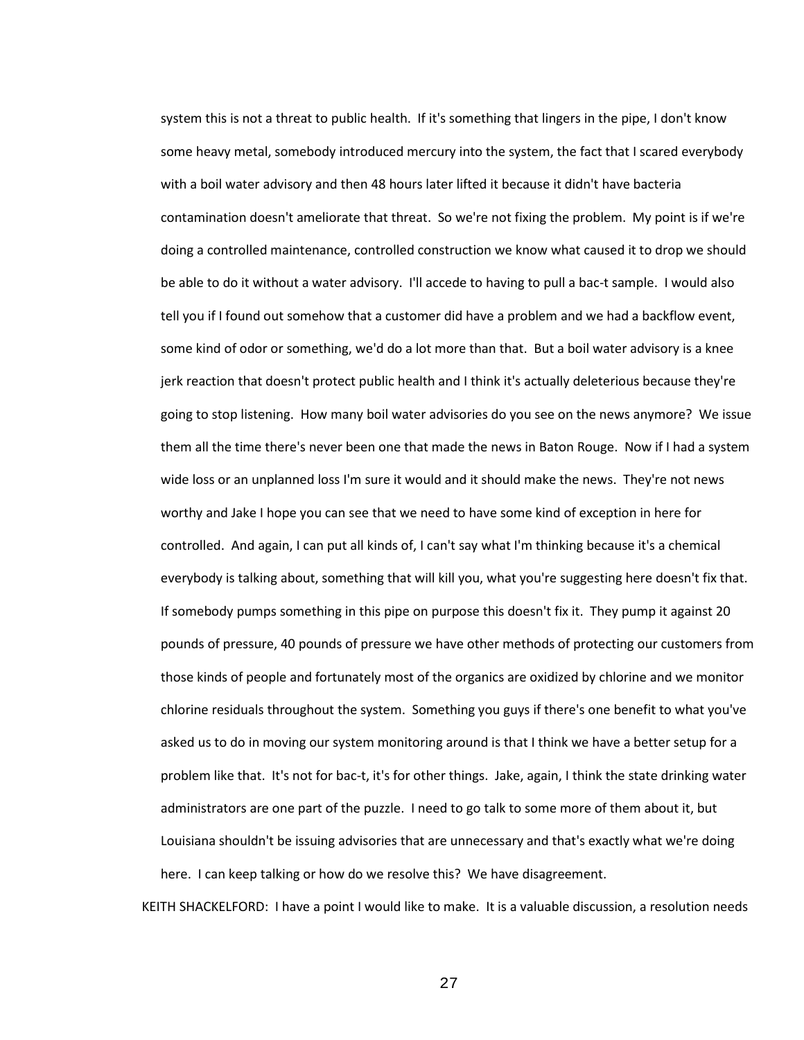system this is not a threat to public health. If it's something that lingers in the pipe, I don't know some heavy metal, somebody introduced mercury into the system, the fact that I scared everybody with a boil water advisory and then 48 hours later lifted it because it didn't have bacteria contamination doesn't ameliorate that threat. So we're not fixing the problem. My point is if we're doing a controlled maintenance, controlled construction we know what caused it to drop we should be able to do it without a water advisory. I'll accede to having to pull a bac-t sample. I would also tell you if I found out somehow that a customer did have a problem and we had a backflow event, some kind of odor or something, we'd do a lot more than that. But a boil water advisory is a knee jerk reaction that doesn't protect public health and I think it's actually deleterious because they're going to stop listening. How many boil water advisories do you see on the news anymore? We issue them all the time there's never been one that made the news in Baton Rouge. Now if I had a system wide loss or an unplanned loss I'm sure it would and it should make the news. They're not news worthy and Jake I hope you can see that we need to have some kind of exception in here for controlled. And again, I can put all kinds of, I can't say what I'm thinking because it's a chemical everybody is talking about, something that will kill you, what you're suggesting here doesn't fix that. If somebody pumps something in this pipe on purpose this doesn't fix it. They pump it against 20 pounds of pressure, 40 pounds of pressure we have other methods of protecting our customers from those kinds of people and fortunately most of the organics are oxidized by chlorine and we monitor chlorine residuals throughout the system. Something you guys if there's one benefit to what you've asked us to do in moving our system monitoring around is that I think we have a better setup for a problem like that. It's not for bac-t, it's for other things. Jake, again, I think the state drinking water administrators are one part of the puzzle. I need to go talk to some more of them about it, but Louisiana shouldn't be issuing advisories that are unnecessary and that's exactly what we're doing here. I can keep talking or how do we resolve this? We have disagreement.

KEITH SHACKELFORD: I have a point I would like to make. It is a valuable discussion, a resolution needs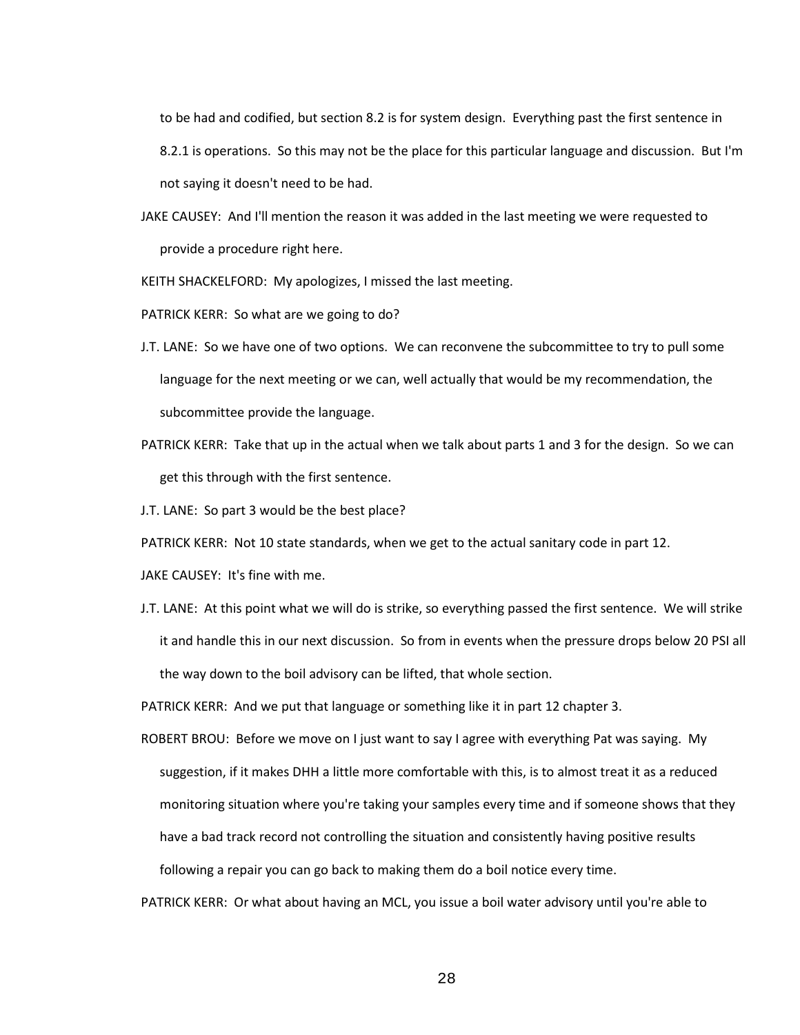to be had and codified, but section 8.2 is for system design. Everything past the first sentence in 8.2.1 is operations. So this may not be the place for this particular language and discussion. But I'm not saying it doesn't need to be had.

JAKE CAUSEY: And I'll mention the reason it was added in the last meeting we were requested to provide a procedure right here.

KEITH SHACKELFORD: My apologizes, I missed the last meeting.

PATRICK KERR: So what are we going to do?

J.T. LANE: So we have one of two options. We can reconvene the subcommittee to try to pull some language for the next meeting or we can, well actually that would be my recommendation, the subcommittee provide the language.

PATRICK KERR: Take that up in the actual when we talk about parts 1 and 3 for the design. So we can get this through with the first sentence.

J.T. LANE: So part 3 would be the best place?

PATRICK KERR: Not 10 state standards, when we get to the actual sanitary code in part 12.

JAKE CAUSEY: It's fine with me.

J.T. LANE: At this point what we will do is strike, so everything passed the first sentence. We will strike it and handle this in our next discussion. So from in events when the pressure drops below 20 PSI all the way down to the boil advisory can be lifted, that whole section.

PATRICK KERR: And we put that language or something like it in part 12 chapter 3.

ROBERT BROU: Before we move on I just want to say I agree with everything Pat was saying. My suggestion, if it makes DHH a little more comfortable with this, is to almost treat it as a reduced monitoring situation where you're taking your samples every time and if someone shows that they have a bad track record not controlling the situation and consistently having positive results following a repair you can go back to making them do a boil notice every time.

PATRICK KERR: Or what about having an MCL, you issue a boil water advisory until you're able to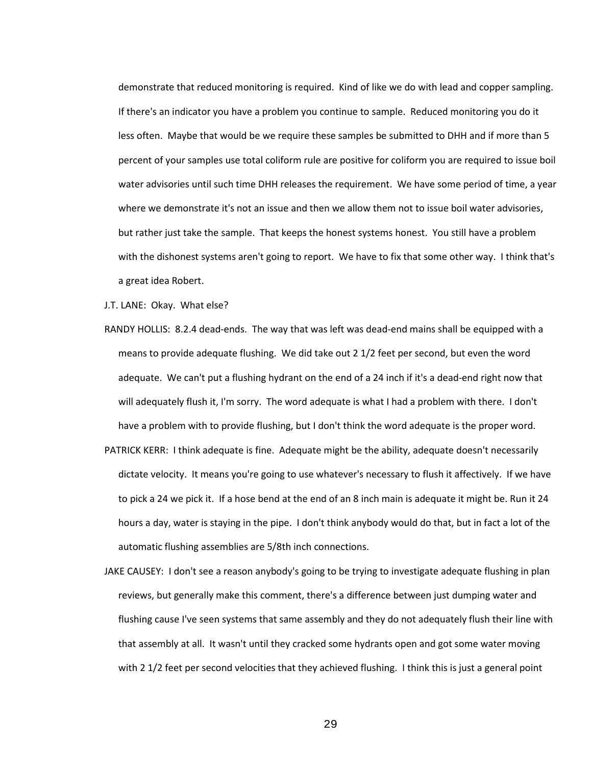demonstrate that reduced monitoring is required. Kind of like we do with lead and copper sampling. If there's an indicator you have a problem you continue to sample. Reduced monitoring you do it less often. Maybe that would be we require these samples be submitted to DHH and if more than 5 percent of your samples use total coliform rule are positive for coliform you are required to issue boil water advisories until such time DHH releases the requirement. We have some period of time, a year where we demonstrate it's not an issue and then we allow them not to issue boil water advisories, but rather just take the sample. That keeps the honest systems honest. You still have a problem with the dishonest systems aren't going to report. We have to fix that some other way. I think that's a great idea Robert.

J.T. LANE: Okay. What else?

RANDY HOLLIS: 8.2.4 dead-ends. The way that was left was dead-end mains shall be equipped with a means to provide adequate flushing. We did take out 2 1/2 feet per second, but even the word adequate. We can't put a flushing hydrant on the end of a 24 inch if it's a dead-end right now that will adequately flush it, I'm sorry. The word adequate is what I had a problem with there. I don't have a problem with to provide flushing, but I don't think the word adequate is the proper word.

PATRICK KERR: I think adequate is fine. Adequate might be the ability, adequate doesn't necessarily dictate velocity. It means you're going to use whatever's necessary to flush it affectively. If we have to pick a 24 we pick it. If a hose bend at the end of an 8 inch main is adequate it might be. Run it 24 hours a day, water is staying in the pipe. I don't think anybody would do that, but in fact a lot of the automatic flushing assemblies are 5/8th inch connections.

JAKE CAUSEY: I don't see a reason anybody's going to be trying to investigate adequate flushing in plan reviews, but generally make this comment, there's a difference between just dumping water and flushing cause I've seen systems that same assembly and they do not adequately flush their line with that assembly at all. It wasn't until they cracked some hydrants open and got some water moving with 2 1/2 feet per second velocities that they achieved flushing. I think this is just a general point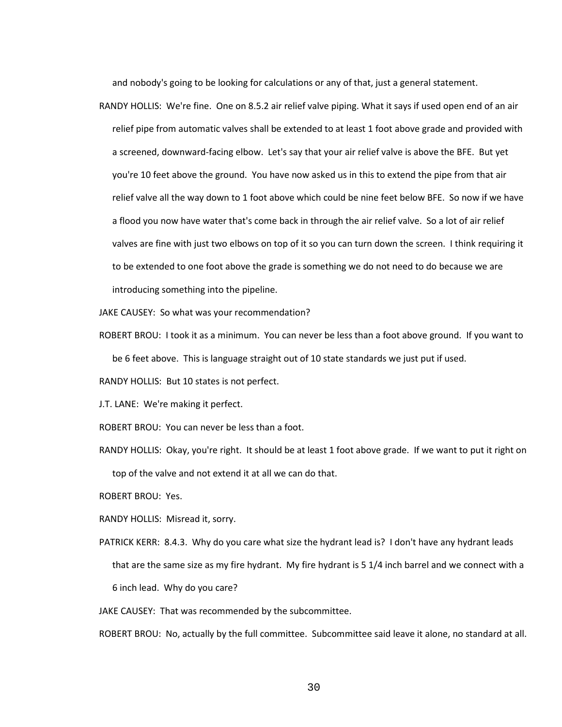and nobody's going to be looking for calculations or any of that, just a general statement.

RANDY HOLLIS: We're fine. One on 8.5.2 air relief valve piping. What it says if used open end of an air relief pipe from automatic valves shall be extended to at least 1 foot above grade and provided with a screened, downward-facing elbow. Let's say that your air relief valve is above the BFE. But yet you're 10 feet above the ground. You have now asked us in this to extend the pipe from that air relief valve all the way down to 1 foot above which could be nine feet below BFE. So now if we have a flood you now have water that's come back in through the air relief valve. So a lot of air relief valves are fine with just two elbows on top of it so you can turn down the screen. I think requiring it to be extended to one foot above the grade is something we do not need to do because we are introducing something into the pipeline.

JAKE CAUSEY: So what was your recommendation?

ROBERT BROU: I took it as a minimum. You can never be less than a foot above ground. If you want to be 6 feet above. This is language straight out of 10 state standards we just put if used.

RANDY HOLLIS: But 10 states is not perfect.

J.T. LANE: We're making it perfect.

ROBERT BROU: You can never be less than a foot.

RANDY HOLLIS: Okay, you're right. It should be at least 1 foot above grade. If we want to put it right on top of the valve and not extend it at all we can do that.

ROBERT BROU: Yes.

RANDY HOLLIS: Misread it, sorry.

PATRICK KERR: 8.4.3. Why do you care what size the hydrant lead is? I don't have any hydrant leads that are the same size as my fire hydrant. My fire hydrant is 5 1/4 inch barrel and we connect with a 6 inch lead. Why do you care?

JAKE CAUSEY: That was recommended by the subcommittee.

ROBERT BROU: No, actually by the full committee. Subcommittee said leave it alone, no standard at all.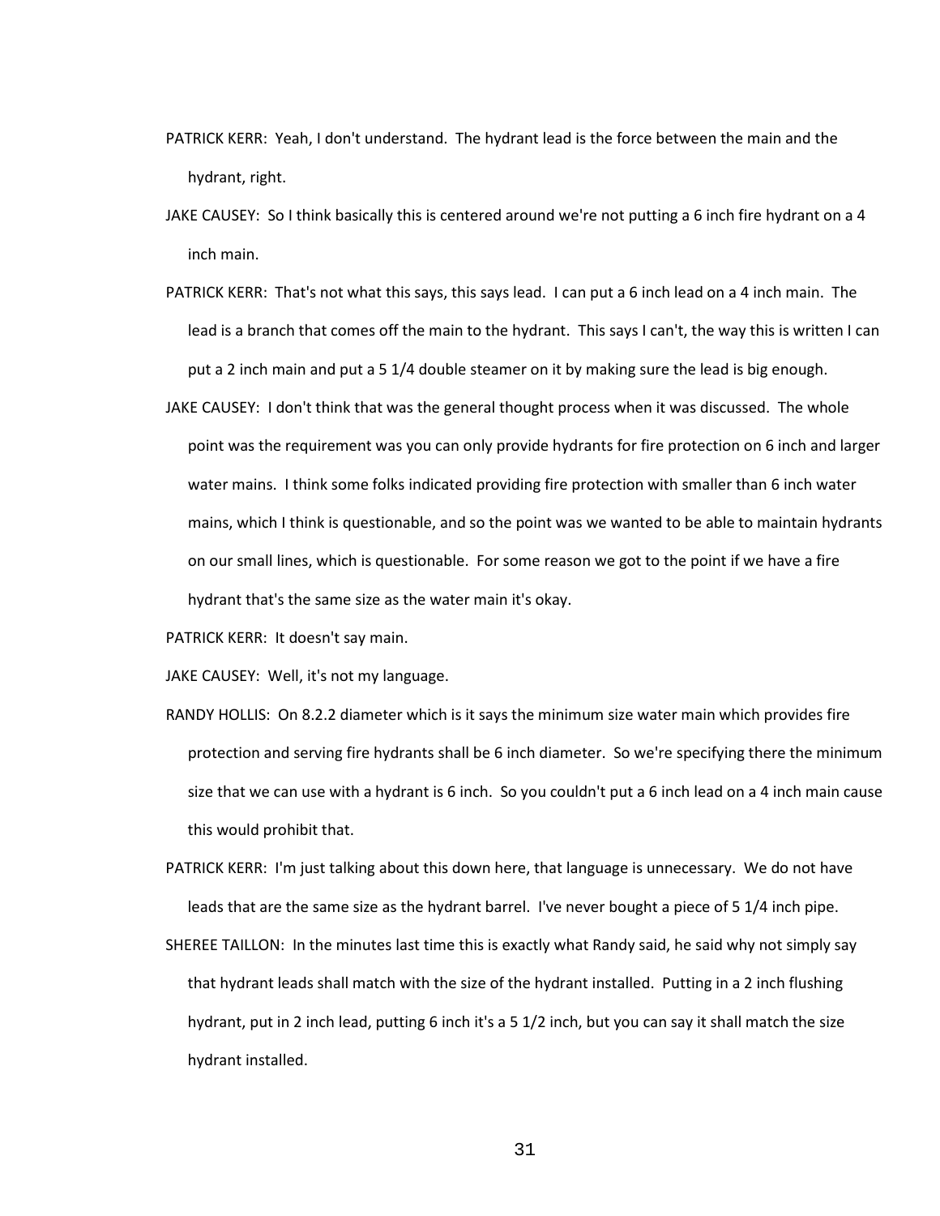PATRICK KERR: Yeah, I don't understand. The hydrant lead is the force between the main and the hydrant, right.

JAKE CAUSEY: So I think basically this is centered around we're not putting a 6 inch fire hydrant on a 4 inch main.

PATRICK KERR: That's not what this says, this says lead. I can put a 6 inch lead on a 4 inch main. The lead is a branch that comes off the main to the hydrant. This says I can't, the way this is written I can put a 2 inch main and put a 5 1/4 double steamer on it by making sure the lead is big enough.

JAKE CAUSEY: I don't think that was the general thought process when it was discussed. The whole point was the requirement was you can only provide hydrants for fire protection on 6 inch and larger water mains. I think some folks indicated providing fire protection with smaller than 6 inch water mains, which I think is questionable, and so the point was we wanted to be able to maintain hydrants on our small lines, which is questionable. For some reason we got to the point if we have a fire hydrant that's the same size as the water main it's okay.

PATRICK KERR: It doesn't say main.

JAKE CAUSEY: Well, it's not my language.

RANDY HOLLIS: On 8.2.2 diameter which is it says the minimum size water main which provides fire protection and serving fire hydrants shall be 6 inch diameter. So we're specifying there the minimum size that we can use with a hydrant is 6 inch. So you couldn't put a 6 inch lead on a 4 inch main cause this would prohibit that.

PATRICK KERR: I'm just talking about this down here, that language is unnecessary. We do not have leads that are the same size as the hydrant barrel. I've never bought a piece of 5 1/4 inch pipe.

SHEREE TAILLON: In the minutes last time this is exactly what Randy said, he said why not simply say that hydrant leads shall match with the size of the hydrant installed. Putting in a 2 inch flushing hydrant, put in 2 inch lead, putting 6 inch it's a 5 1/2 inch, but you can say it shall match the size hydrant installed.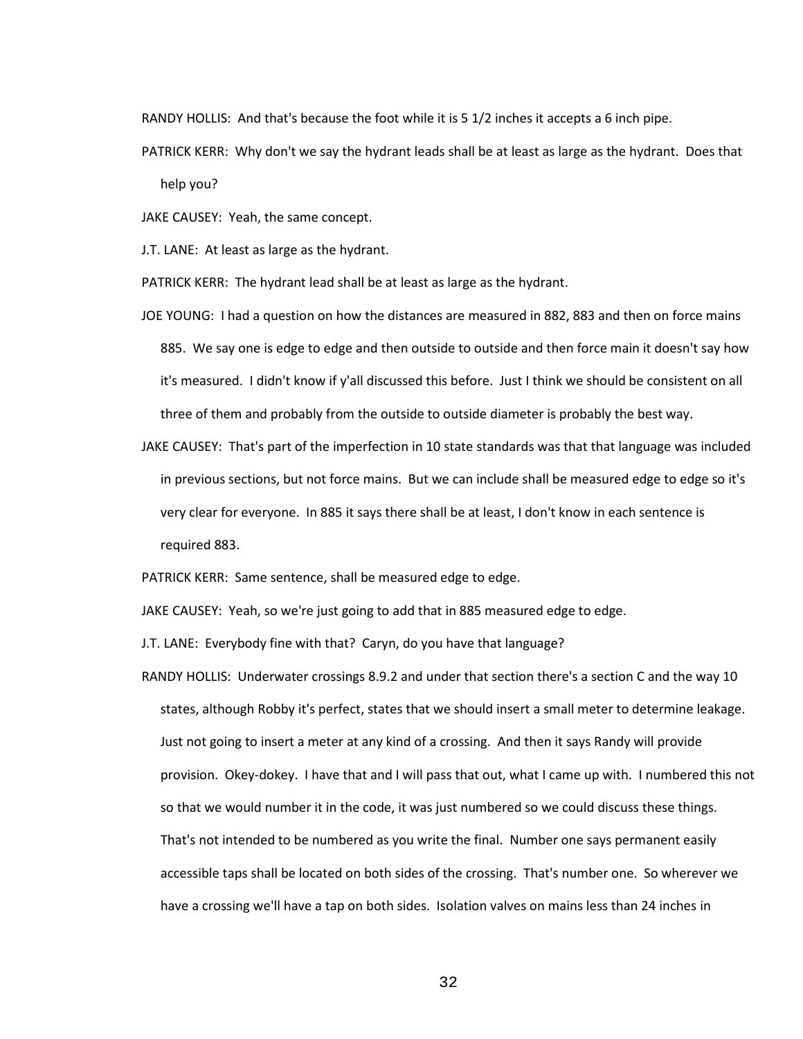RANDY HOLLIS: And that's because the foot while it is 5 1/2 inches it accepts a 6 inch pipe.

PATRICK KERR: Why don't we say the hydrant leads shall be at least as large as the hydrant. Does that help you?

JAKE CAUSEY: Yeah, the same concept.

J.T. LANE: At least as large as the hydrant.

PATRICK KERR: The hydrant lead shall be at least as large as the hydrant.

JOE YOUNG: I had a question on how the distances are measured in 882, 883 and then on force mains 885. We say one is edge to edge and then outside to outside and then force main it doesn't say how it's measured. I didn't know if y'all discussed this before. Just I think we should be consistent on all three of them and probably from the outside to outside diameter is probably the best way.

JAKE CAUSEY: That's part of the imperfection in 10 state standards was that that language was included in previous sections, but not force mains. But we can include shall be measured edge to edge so it's very clear for everyone. In 885 it says there shall be at least, I don't know in each sentence is required 883.

PATRICK KERR: Same sentence, shall be measured edge to edge.

JAKE CAUSEY: Yeah, so we're just going to add that in 885 measured edge to edge.

J.T. LANE: Everybody fine with that? Caryn, do you have that language?

RANDY HOLLIS: Underwater crossings 8.9.2 and under that section there's a section C and the way 10 states, although Robby it's perfect, states that we should insert a small meter to determine leakage. Just not going to insert a meter at any kind of a crossing. And then it says Randy will provide provision. Okey-dokey. I have that and I will pass that out, what I came up with. I numbered this not so that we would number it in the code, it was just numbered so we could discuss these things. That's not intended to be numbered as you write the final. Number one says permanent easily accessible taps shall be located on both sides of the crossing. That's number one. So wherever we have a crossing we'll have a tap on both sides. Isolation valves on mains less than 24 inches in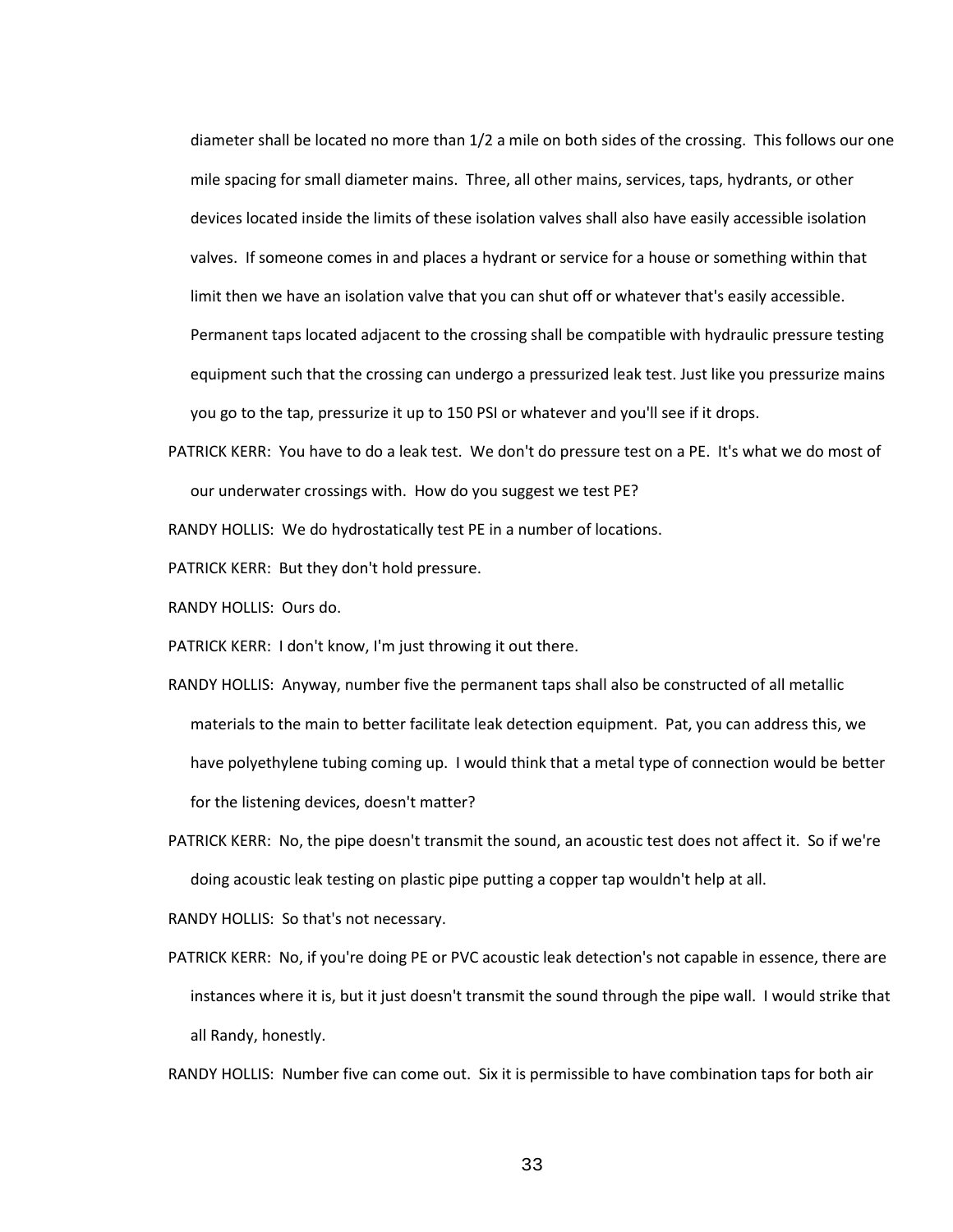diameter shall be located no more than 1/2 a mile on both sides of the crossing. This follows our one mile spacing for small diameter mains. Three, all other mains, services, taps, hydrants, or other devices located inside the limits of these isolation valves shall also have easily accessible isolation valves. If someone comes in and places a hydrant or service for a house or something within that limit then we have an isolation valve that you can shut off or whatever that's easily accessible. Permanent taps located adjacent to the crossing shall be compatible with hydraulic pressure testing equipment such that the crossing can undergo a pressurized leak test. Just like you pressurize mains you go to the tap, pressurize it up to 150 PSI or whatever and you'll see if it drops.

PATRICK KERR: You have to do a leak test. We don't do pressure test on a PE. It's what we do most of our underwater crossings with. How do you suggest we test PE?

RANDY HOLLIS: We do hydrostatically test PE in a number of locations.

PATRICK KERR: But they don't hold pressure.

RANDY HOLLIS: Ours do.

PATRICK KERR: I don't know, I'm just throwing it out there.

RANDY HOLLIS: Anyway, number five the permanent taps shall also be constructed of all metallic materials to the main to better facilitate leak detection equipment. Pat, you can address this, we have polyethylene tubing coming up. I would think that a metal type of connection would be better for the listening devices, doesn't matter?

PATRICK KERR: No, the pipe doesn't transmit the sound, an acoustic test does not affect it. So if we're doing acoustic leak testing on plastic pipe putting a copper tap wouldn't help at all.

RANDY HOLLIS: So that's not necessary.

PATRICK KERR: No, if you're doing PE or PVC acoustic leak detection's not capable in essence, there are instances where it is, but it just doesn't transmit the sound through the pipe wall. I would strike that all Randy, honestly.

RANDY HOLLIS: Number five can come out. Six it is permissible to have combination taps for both air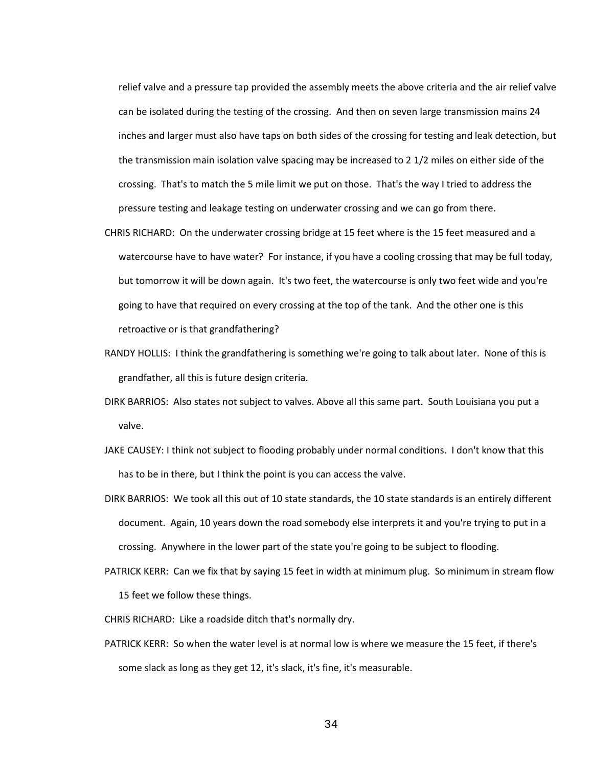relief valve and a pressure tap provided the assembly meets the above criteria and the air relief valve can be isolated during the testing of the crossing. And then on seven large transmission mains 24 inches and larger must also have taps on both sides of the crossing for testing and leak detection, but the transmission main isolation valve spacing may be increased to 2 1/2 miles on either side of the crossing. That's to match the 5 mile limit we put on those. That's the way I tried to address the pressure testing and leakage testing on underwater crossing and we can go from there.

CHRIS RICHARD: On the underwater crossing bridge at 15 feet where is the 15 feet measured and a watercourse have to have water? For instance, if you have a cooling crossing that may be full today, but tomorrow it will be down again. It's two feet, the watercourse is only two feet wide and you're going to have that required on every crossing at the top of the tank. And the other one is this retroactive or is that grandfathering?

RANDY HOLLIS: I think the grandfathering is something we're going to talk about later. None of this is grandfather, all this is future design criteria.

DIRK BARRIOS: Also states not subject to valves. Above all this same part. South Louisiana you put a valve.

JAKE CAUSEY: I think not subject to flooding probably under normal conditions. I don't know that this has to be in there, but I think the point is you can access the valve.

DIRK BARRIOS: We took all this out of 10 state standards, the 10 state standards is an entirely different document. Again, 10 years down the road somebody else interprets it and you're trying to put in a crossing. Anywhere in the lower part of the state you're going to be subject to flooding.

PATRICK KERR: Can we fix that by saying 15 feet in width at minimum plug. So minimum in stream flow 15 feet we follow these things.

CHRIS RICHARD: Like a roadside ditch that's normally dry.

PATRICK KERR: So when the water level is at normal low is where we measure the 15 feet, if there's some slack as long as they get 12, it's slack, it's fine, it's measurable.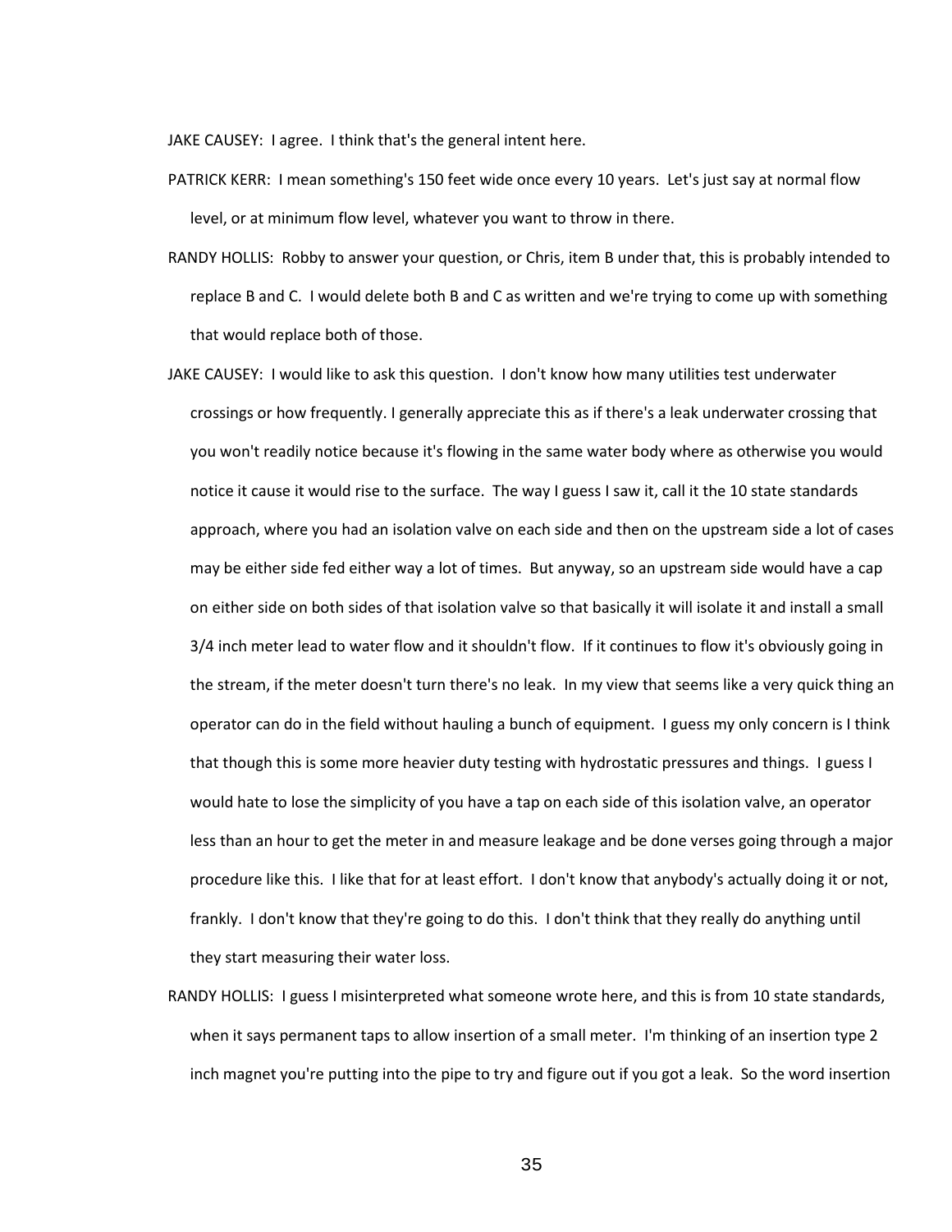JAKE CAUSEY: I agree. I think that's the general intent here.

PATRICK KERR: I mean something's 150 feet wide once every 10 years. Let's just say at normal flow level, or at minimum flow level, whatever you want to throw in there.

RANDY HOLLIS: Robby to answer your question, or Chris, item B under that, this is probably intended to replace B and C. I would delete both B and C as written and we're trying to come up with something that would replace both of those.

JAKE CAUSEY: I would like to ask this question. I don't know how many utilities test underwater crossings or how frequently. I generally appreciate this as if there's a leak underwater crossing that you won't readily notice because it's flowing in the same water body where as otherwise you would notice it cause it would rise to the surface. The way I guess I saw it, call it the 10 state standards approach, where you had an isolation valve on each side and then on the upstream side a lot of cases may be either side fed either way a lot of times. But anyway, so an upstream side would have a cap on either side on both sides of that isolation valve so that basically it will isolate it and install a small 3/4 inch meter lead to water flow and it shouldn't flow. If it continues to flow it's obviously going in the stream, if the meter doesn't turn there's no leak. In my view that seems like a very quick thing an operator can do in the field without hauling a bunch of equipment. I guess my only concern is I think that though this is some more heavier duty testing with hydrostatic pressures and things. I guess I would hate to lose the simplicity of you have a tap on each side of this isolation valve, an operator less than an hour to get the meter in and measure leakage and be done verses going through a major procedure like this. I like that for at least effort. I don't know that anybody's actually doing it or not, frankly. I don't know that they're going to do this. I don't think that they really do anything until they start measuring their water loss.

RANDY HOLLIS: I guess I misinterpreted what someone wrote here, and this is from 10 state standards, when it says permanent taps to allow insertion of a small meter. I'm thinking of an insertion type 2 inch magnet you're putting into the pipe to try and figure out if you got a leak. So the word insertion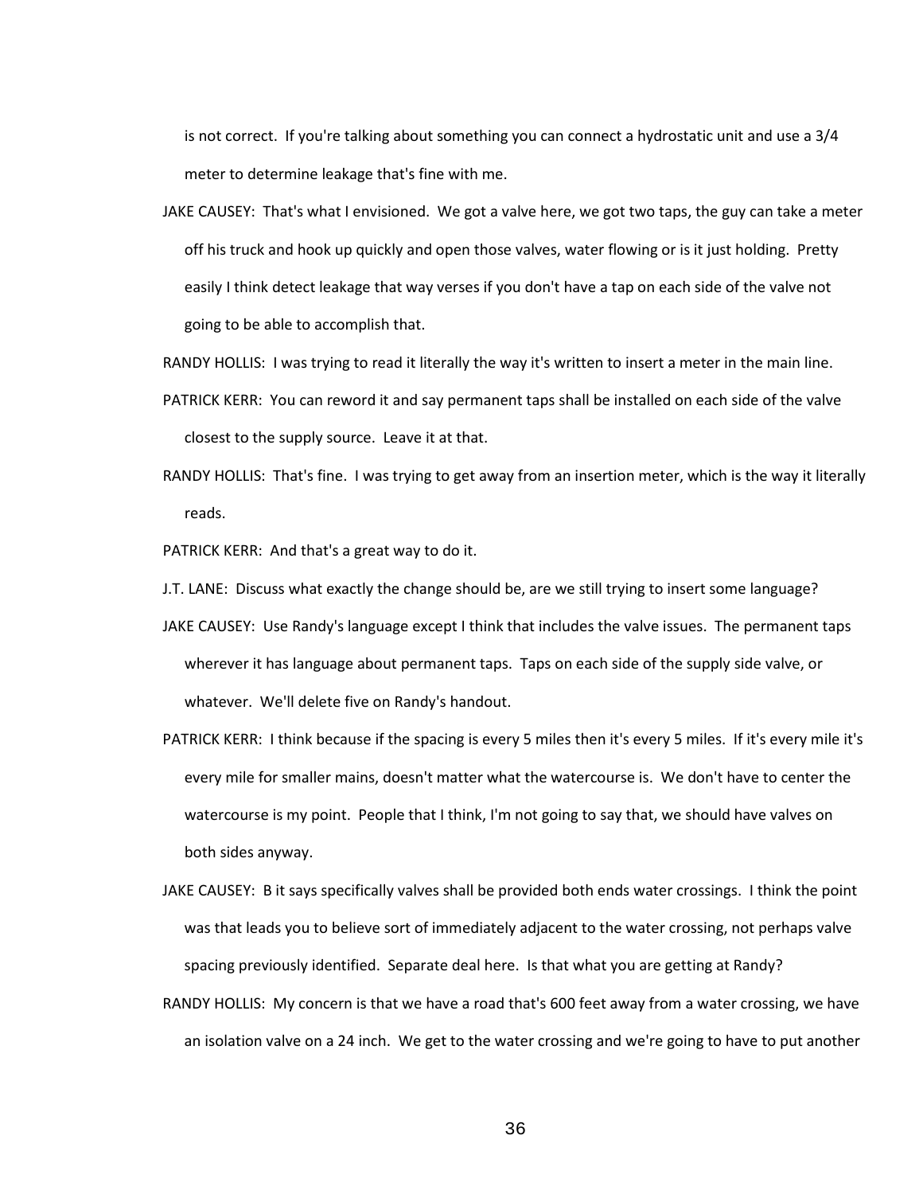is not correct. If you're talking about something you can connect a hydrostatic unit and use a 3/4 meter to determine leakage that's fine with me.

JAKE CAUSEY: That's what I envisioned. We got a valve here, we got two taps, the guy can take a meter off his truck and hook up quickly and open those valves, water flowing or is it just holding. Pretty easily I think detect leakage that way verses if you don't have a tap on each side of the valve not going to be able to accomplish that.

RANDY HOLLIS: I was trying to read it literally the way it's written to insert a meter in the main line.

PATRICK KERR: You can reword it and say permanent taps shall be installed on each side of the valve closest to the supply source. Leave it at that.

RANDY HOLLIS: That's fine. I was trying to get away from an insertion meter, which is the way it literally reads.

PATRICK KERR: And that's a great way to do it.

J.T. LANE: Discuss what exactly the change should be, are we still trying to insert some language?

JAKE CAUSEY: Use Randy's language except I think that includes the valve issues. The permanent taps wherever it has language about permanent taps. Taps on each side of the supply side valve, or whatever. We'll delete five on Randy's handout.

PATRICK KERR: I think because if the spacing is every 5 miles then it's every 5 miles. If it's every mile it's every mile for smaller mains, doesn't matter what the watercourse is. We don't have to center the watercourse is my point. People that I think, I'm not going to say that, we should have valves on both sides anyway.

JAKE CAUSEY: B it says specifically valves shall be provided both ends water crossings. I think the point was that leads you to believe sort of immediately adjacent to the water crossing, not perhaps valve spacing previously identified. Separate deal here. Is that what you are getting at Randy?

RANDY HOLLIS: My concern is that we have a road that's 600 feet away from a water crossing, we have an isolation valve on a 24 inch. We get to the water crossing and we're going to have to put another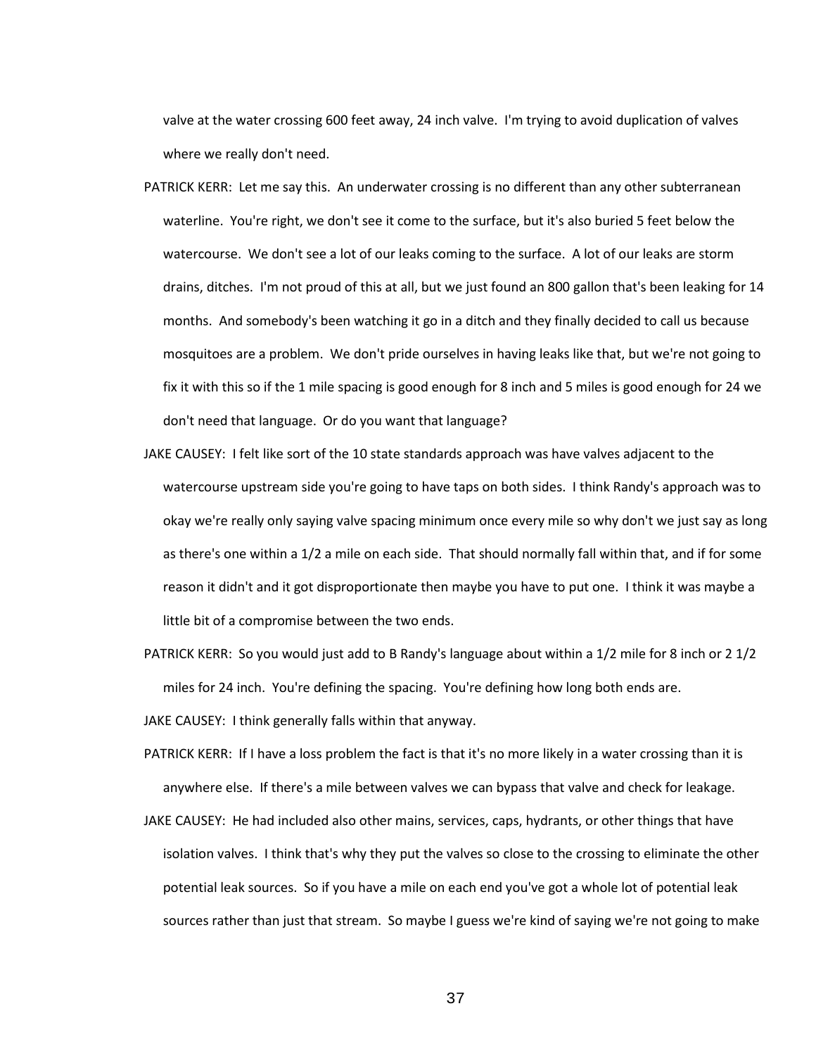valve at the water crossing 600 feet away, 24 inch valve. I'm trying to avoid duplication of valves where we really don't need.

PATRICK KERR: Let me say this. An underwater crossing is no different than any other subterranean waterline. You're right, we don't see it come to the surface, but it's also buried 5 feet below the watercourse. We don't see a lot of our leaks coming to the surface. A lot of our leaks are storm drains, ditches. I'm not proud of this at all, but we just found an 800 gallon that's been leaking for 14 months. And somebody's been watching it go in a ditch and they finally decided to call us because mosquitoes are a problem. We don't pride ourselves in having leaks like that, but we're not going to fix it with this so if the 1 mile spacing is good enough for 8 inch and 5 miles is good enough for 24 we don't need that language. Or do you want that language?

JAKE CAUSEY: I felt like sort of the 10 state standards approach was have valves adjacent to the watercourse upstream side you're going to have taps on both sides. I think Randy's approach was to okay we're really only saying valve spacing minimum once every mile so why don't we just say as long as there's one within a 1/2 a mile on each side. That should normally fall within that, and if for some reason it didn't and it got disproportionate then maybe you have to put one. I think it was maybe a little bit of a compromise between the two ends.

PATRICK KERR: So you would just add to B Randy's language about within a 1/2 mile for 8 inch or 2 1/2 miles for 24 inch. You're defining the spacing. You're defining how long both ends are.

JAKE CAUSEY: I think generally falls within that anyway.

PATRICK KERR: If I have a loss problem the fact is that it's no more likely in a water crossing than it is anywhere else. If there's a mile between valves we can bypass that valve and check for leakage.

JAKE CAUSEY: He had included also other mains, services, caps, hydrants, or other things that have isolation valves. I think that's why they put the valves so close to the crossing to eliminate the other potential leak sources. So if you have a mile on each end you've got a whole lot of potential leak sources rather than just that stream. So maybe I guess we're kind of saying we're not going to make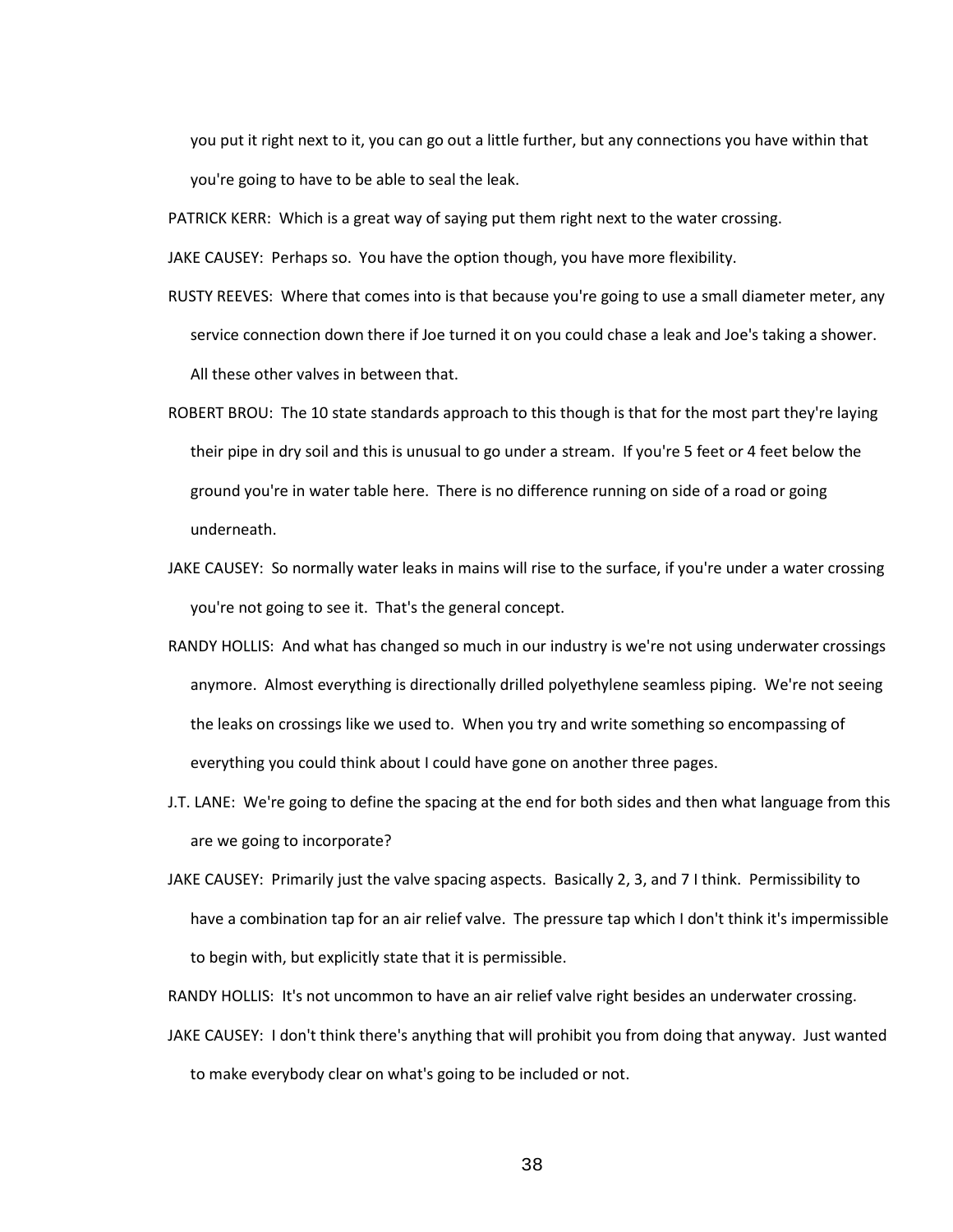you put it right next to it, you can go out a little further, but any connections you have within that you're going to have to be able to seal the leak.

PATRICK KERR: Which is a great way of saying put them right next to the water crossing.

JAKE CAUSEY: Perhaps so. You have the option though, you have more flexibility.

RUSTY REEVES: Where that comes into is that because you're going to use a small diameter meter, any service connection down there if Joe turned it on you could chase a leak and Joe's taking a shower. All these other valves in between that.

ROBERT BROU: The 10 state standards approach to this though is that for the most part they're laying their pipe in dry soil and this is unusual to go under a stream. If you're 5 feet or 4 feet below the ground you're in water table here. There is no difference running on side of a road or going underneath.

JAKE CAUSEY: So normally water leaks in mains will rise to the surface, if you're under a water crossing you're not going to see it. That's the general concept.

RANDY HOLLIS: And what has changed so much in our industry is we're not using underwater crossings anymore. Almost everything is directionally drilled polyethylene seamless piping. We're not seeing the leaks on crossings like we used to. When you try and write something so encompassing of everything you could think about I could have gone on another three pages.

J.T. LANE: We're going to define the spacing at the end for both sides and then what language from this are we going to incorporate?

JAKE CAUSEY: Primarily just the valve spacing aspects. Basically 2, 3, and 7 I think. Permissibility to have a combination tap for an air relief valve. The pressure tap which I don't think it's impermissible to begin with, but explicitly state that it is permissible.

RANDY HOLLIS: It's not uncommon to have an air relief valve right besides an underwater crossing.

JAKE CAUSEY: I don't think there's anything that will prohibit you from doing that anyway. Just wanted to make everybody clear on what's going to be included or not.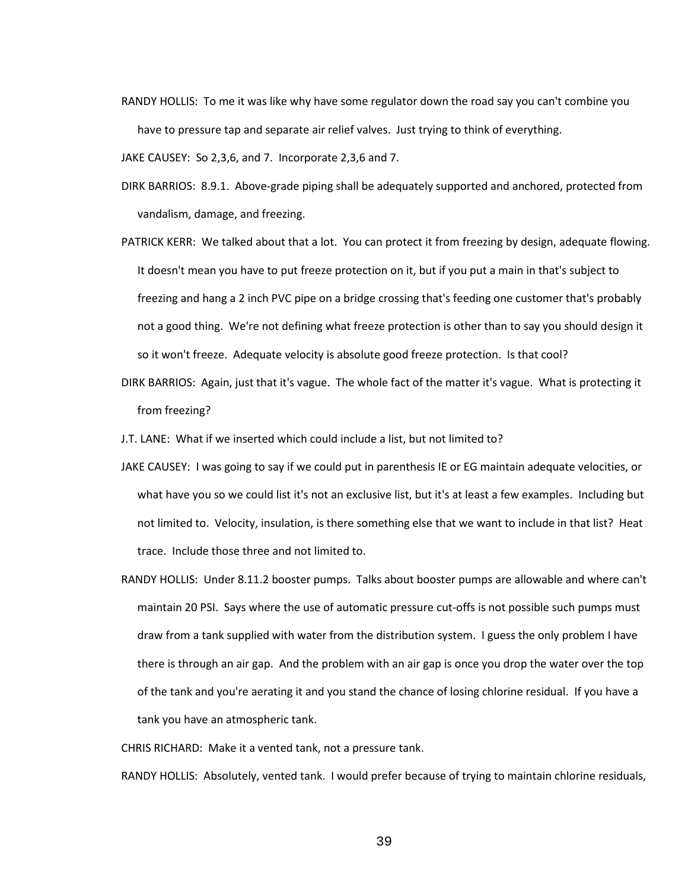RANDY HOLLIS: To me it was like why have some regulator down the road say you can't combine you have to pressure tap and separate air relief valves. Just trying to think of everything.

JAKE CAUSEY: So 2,3,6, and 7. Incorporate 2,3,6 and 7.

DIRK BARRIOS: 8.9.1. Above-grade piping shall be adequately supported and anchored, protected from vandalism, damage, and freezing.

PATRICK KERR: We talked about that a lot. You can protect it from freezing by design, adequate flowing. It doesn't mean you have to put freeze protection on it, but if you put a main in that's subject to freezing and hang a 2 inch PVC pipe on a bridge crossing that's feeding one customer that's probably not a good thing. We're not defining what freeze protection is other than to say you should design it so it won't freeze. Adequate velocity is absolute good freeze protection. Is that cool?

DIRK BARRIOS: Again, just that it's vague. The whole fact of the matter it's vague. What is protecting it from freezing?

J.T. LANE: What if we inserted which could include a list, but not limited to?

JAKE CAUSEY: I was going to say if we could put in parenthesis IE or EG maintain adequate velocities, or what have you so we could list it's not an exclusive list, but it's at least a few examples. Including but not limited to. Velocity, insulation, is there something else that we want to include in that list? Heat trace. Include those three and not limited to.

RANDY HOLLIS: Under 8.11.2 booster pumps. Talks about booster pumps are allowable and where can't maintain 20 PSI. Says where the use of automatic pressure cut-offs is not possible such pumps must draw from a tank supplied with water from the distribution system. I guess the only problem I have there is through an air gap. And the problem with an air gap is once you drop the water over the top of the tank and you're aerating it and you stand the chance of losing chlorine residual. If you have a tank you have an atmospheric tank.

CHRIS RICHARD: Make it a vented tank, not a pressure tank.

RANDY HOLLIS: Absolutely, vented tank. I would prefer because of trying to maintain chlorine residuals,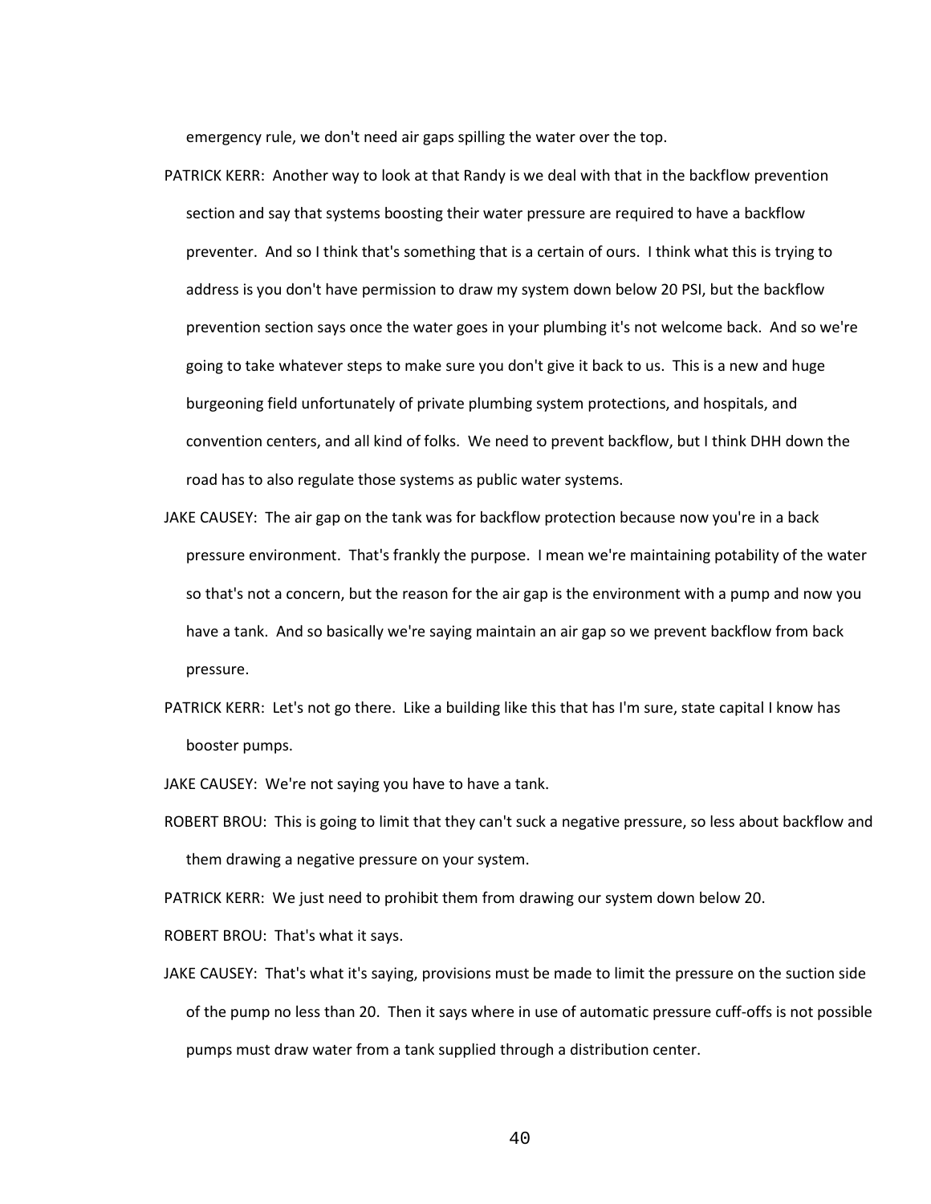emergency rule, we don't need air gaps spilling the water over the top.

PATRICK KERR: Another way to look at that Randy is we deal with that in the backflow prevention section and say that systems boosting their water pressure are required to have a backflow preventer. And so I think that's something that is a certain of ours. I think what this is trying to address is you don't have permission to draw my system down below 20 PSI, but the backflow prevention section says once the water goes in your plumbing it's not welcome back. And so we're going to take whatever steps to make sure you don't give it back to us. This is a new and huge burgeoning field unfortunately of private plumbing system protections, and hospitals, and convention centers, and all kind of folks. We need to prevent backflow, but I think DHH down the road has to also regulate those systems as public water systems.

JAKE CAUSEY: The air gap on the tank was for backflow protection because now you're in a back pressure environment. That's frankly the purpose. I mean we're maintaining potability of the water so that's not a concern, but the reason for the air gap is the environment with a pump and now you have a tank. And so basically we're saying maintain an air gap so we prevent backflow from back pressure.

PATRICK KERR: Let's not go there. Like a building like this that has I'm sure, state capital I know has booster pumps.

JAKE CAUSEY: We're not saying you have to have a tank.

ROBERT BROU: This is going to limit that they can't suck a negative pressure, so less about backflow and them drawing a negative pressure on your system.

PATRICK KERR: We just need to prohibit them from drawing our system down below 20.

ROBERT BROU: That's what it says.

JAKE CAUSEY: That's what it's saying, provisions must be made to limit the pressure on the suction side of the pump no less than 20. Then it says where in use of automatic pressure cuff-offs is not possible pumps must draw water from a tank supplied through a distribution center.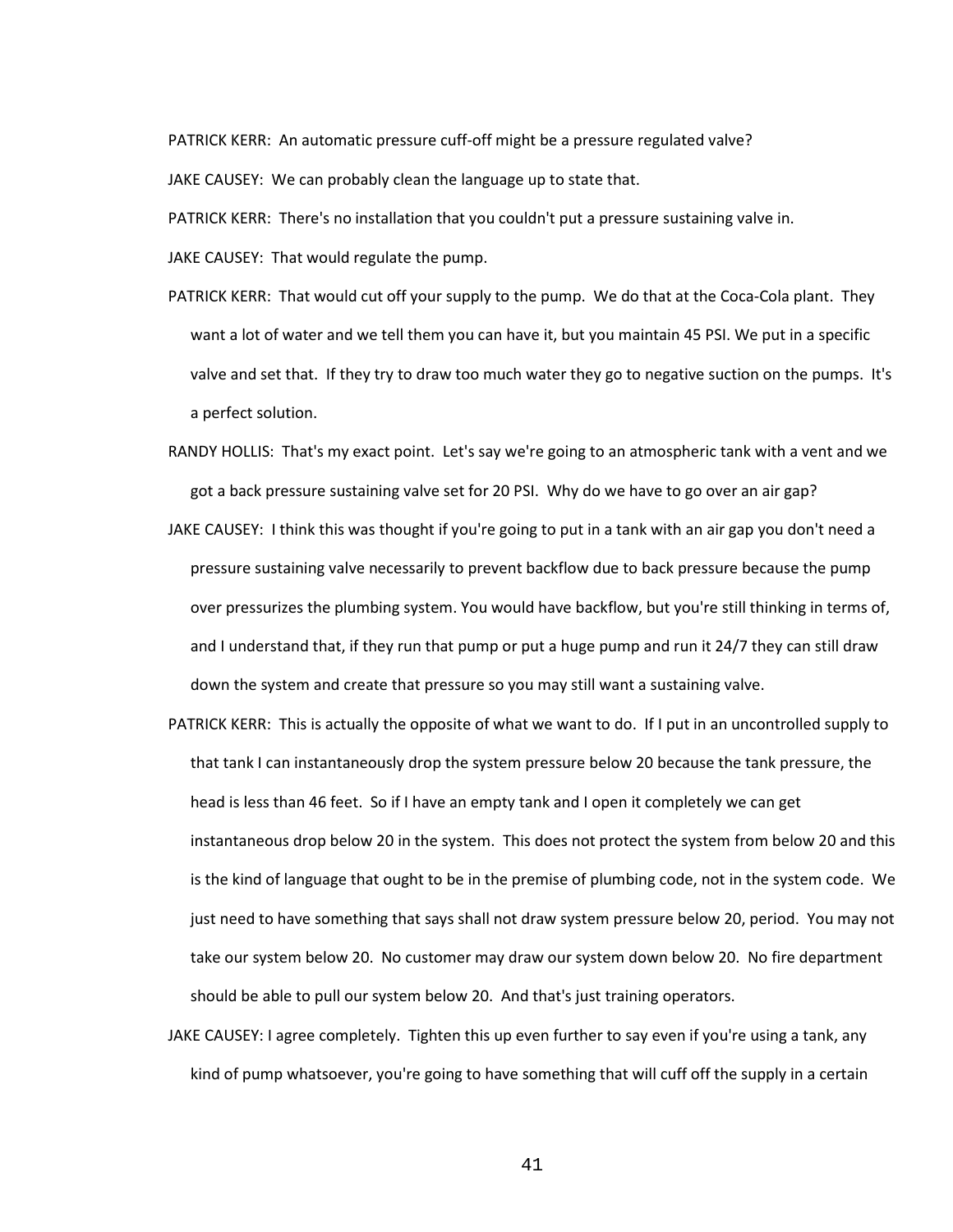PATRICK KERR: An automatic pressure cuff-off might be a pressure regulated valve?

JAKE CAUSEY: We can probably clean the language up to state that.

PATRICK KERR: There's no installation that you couldn't put a pressure sustaining valve in.

JAKE CAUSEY: That would regulate the pump.

PATRICK KERR: That would cut off your supply to the pump. We do that at the Coca-Cola plant. They want a lot of water and we tell them you can have it, but you maintain 45 PSI. We put in a specific valve and set that. If they try to draw too much water they go to negative suction on the pumps. It's a perfect solution.

RANDY HOLLIS: That's my exact point. Let's say we're going to an atmospheric tank with a vent and we got a back pressure sustaining valve set for 20 PSI. Why do we have to go over an air gap?

JAKE CAUSEY: I think this was thought if you're going to put in a tank with an air gap you don't need a pressure sustaining valve necessarily to prevent backflow due to back pressure because the pump over pressurizes the plumbing system. You would have backflow, but you're still thinking in terms of, and I understand that, if they run that pump or put a huge pump and run it 24/7 they can still draw down the system and create that pressure so you may still want a sustaining valve.

PATRICK KERR: This is actually the opposite of what we want to do. If I put in an uncontrolled supply to that tank I can instantaneously drop the system pressure below 20 because the tank pressure, the head is less than 46 feet. So if I have an empty tank and I open it completely we can get instantaneous drop below 20 in the system. This does not protect the system from below 20 and this is the kind of language that ought to be in the premise of plumbing code, not in the system code. We just need to have something that says shall not draw system pressure below 20, period. You may not take our system below 20. No customer may draw our system down below 20. No fire department should be able to pull our system below 20. And that's just training operators.

JAKE CAUSEY: I agree completely. Tighten this up even further to say even if you're using a tank, any kind of pump whatsoever, you're going to have something that will cuff off the supply in a certain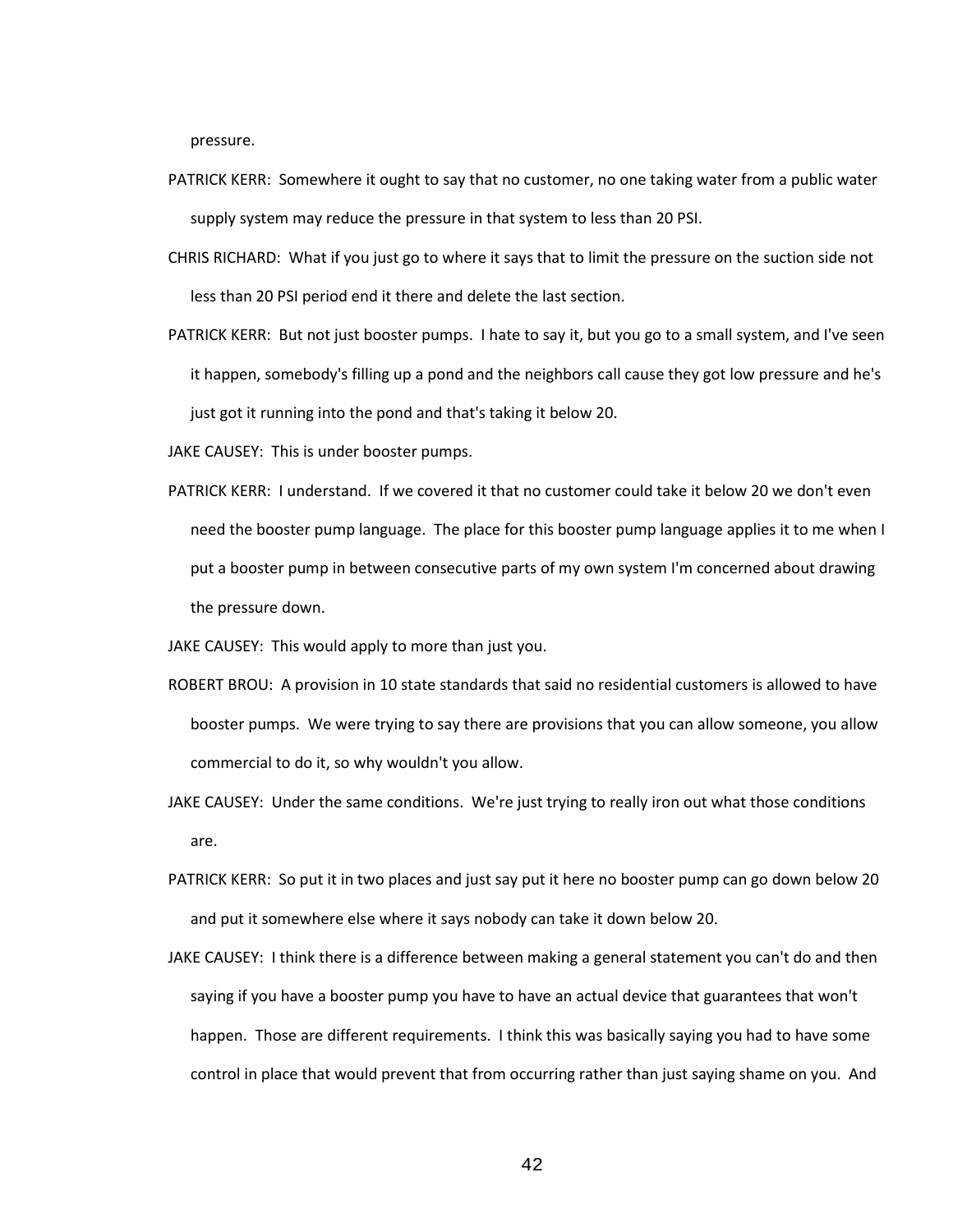pressure.

PATRICK KERR: Somewhere it ought to say that no customer, no one taking water from a public water supply system may reduce the pressure in that system to less than 20 PSI.

CHRIS RICHARD: What if you just go to where it says that to limit the pressure on the suction side not less than 20 PSI period end it there and delete the last section.

PATRICK KERR: But not just booster pumps. I hate to say it, but you go to a small system, and I've seen it happen, somebody's filling up a pond and the neighbors call cause they got low pressure and he's just got it running into the pond and that's taking it below 20.

JAKE CAUSEY: This is under booster pumps.

PATRICK KERR: I understand. If we covered it that no customer could take it below 20 we don't even need the booster pump language. The place for this booster pump language applies it to me when I put a booster pump in between consecutive parts of my own system I'm concerned about drawing the pressure down.

JAKE CAUSEY: This would apply to more than just you.

ROBERT BROU: A provision in 10 state standards that said no residential customers is allowed to have booster pumps. We were trying to say there are provisions that you can allow someone, you allow commercial to do it, so why wouldn't you allow.

JAKE CAUSEY: Under the same conditions. We're just trying to really iron out what those conditions are.

PATRICK KERR: So put it in two places and just say put it here no booster pump can go down below 20 and put it somewhere else where it says nobody can take it down below 20.

JAKE CAUSEY: I think there is a difference between making a general statement you can't do and then saying if you have a booster pump you have to have an actual device that guarantees that won't happen. Those are different requirements. I think this was basically saying you had to have some control in place that would prevent that from occurring rather than just saying shame on you. And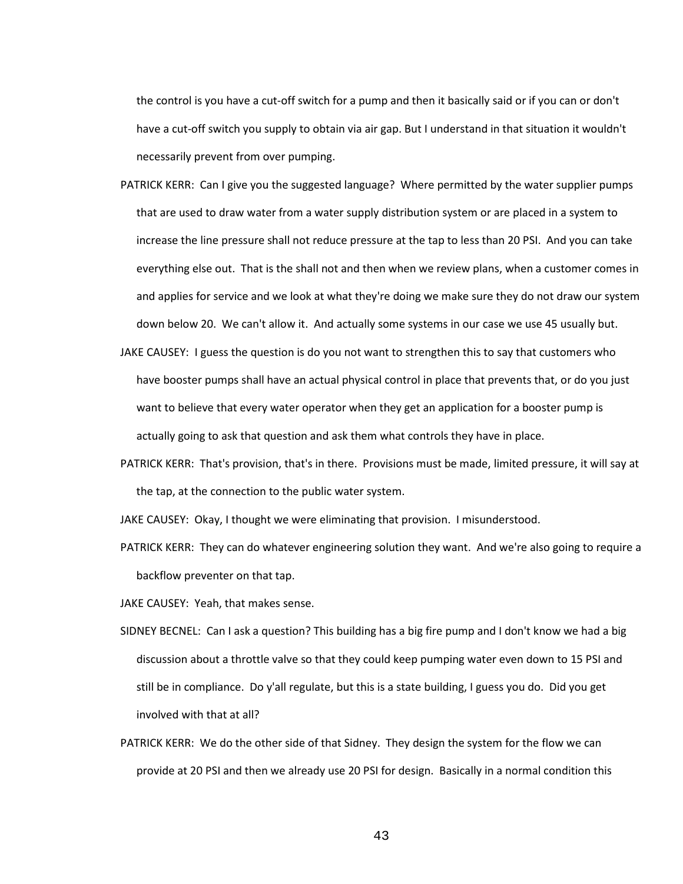the control is you have a cut-off switch for a pump and then it basically said or if you can or don't have a cut-off switch you supply to obtain via air gap. But I understand in that situation it wouldn't necessarily prevent from over pumping.

PATRICK KERR: Can I give you the suggested language? Where permitted by the water supplier pumps that are used to draw water from a water supply distribution system or are placed in a system to increase the line pressure shall not reduce pressure at the tap to less than 20 PSI. And you can take everything else out. That is the shall not and then when we review plans, when a customer comes in and applies for service and we look at what they're doing we make sure they do not draw our system down below 20. We can't allow it. And actually some systems in our case we use 45 usually but.

JAKE CAUSEY: I guess the question is do you not want to strengthen this to say that customers who have booster pumps shall have an actual physical control in place that prevents that, or do you just want to believe that every water operator when they get an application for a booster pump is actually going to ask that question and ask them what controls they have in place.

PATRICK KERR: That's provision, that's in there. Provisions must be made, limited pressure, it will say at the tap, at the connection to the public water system.

JAKE CAUSEY: Okay, I thought we were eliminating that provision. I misunderstood.

PATRICK KERR: They can do whatever engineering solution they want. And we're also going to require a backflow preventer on that tap.

JAKE CAUSEY: Yeah, that makes sense.

SIDNEY BECNEL: Can I ask a question? This building has a big fire pump and I don't know we had a big discussion about a throttle valve so that they could keep pumping water even down to 15 PSI and still be in compliance. Do y'all regulate, but this is a state building, I guess you do. Did you get involved with that at all?

PATRICK KERR: We do the other side of that Sidney. They design the system for the flow we can provide at 20 PSI and then we already use 20 PSI for design. Basically in a normal condition this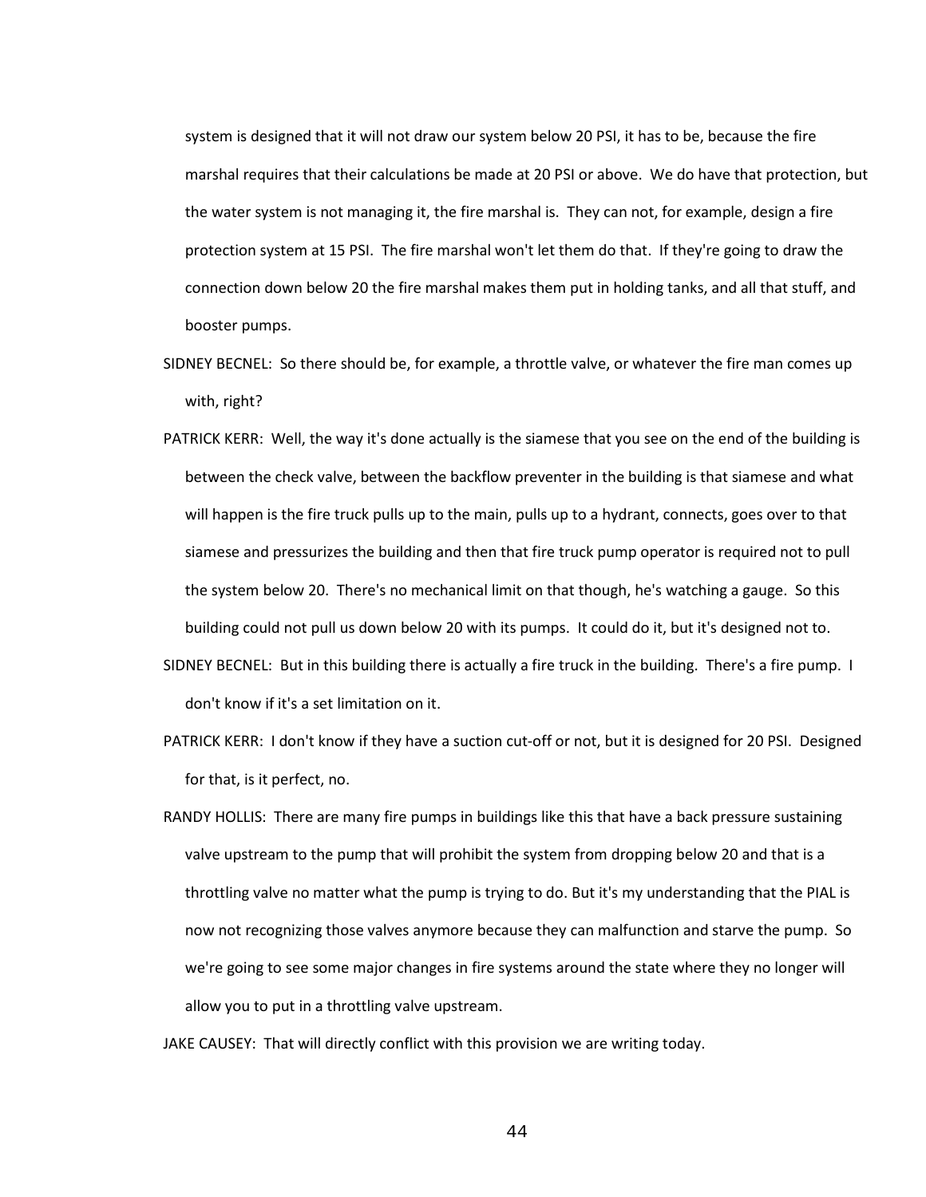system is designed that it will not draw our system below 20 PSI, it has to be, because the fire marshal requires that their calculations be made at 20 PSI or above. We do have that protection, but the water system is not managing it, the fire marshal is. They can not, for example, design a fire protection system at 15 PSI. The fire marshal won't let them do that. If they're going to draw the connection down below 20 the fire marshal makes them put in holding tanks, and all that stuff, and booster pumps.

SIDNEY BECNEL: So there should be, for example, a throttle valve, or whatever the fire man comes up with, right?

PATRICK KERR: Well, the way it's done actually is the siamese that you see on the end of the building is between the check valve, between the backflow preventer in the building is that siamese and what will happen is the fire truck pulls up to the main, pulls up to a hydrant, connects, goes over to that siamese and pressurizes the building and then that fire truck pump operator is required not to pull the system below 20. There's no mechanical limit on that though, he's watching a gauge. So this building could not pull us down below 20 with its pumps. It could do it, but it's designed not to.

SIDNEY BECNEL: But in this building there is actually a fire truck in the building. There's a fire pump. I don't know if it's a set limitation on it.

PATRICK KERR: I don't know if they have a suction cut-off or not, but it is designed for 20 PSI. Designed for that, is it perfect, no.

RANDY HOLLIS: There are many fire pumps in buildings like this that have a back pressure sustaining valve upstream to the pump that will prohibit the system from dropping below 20 and that is a throttling valve no matter what the pump is trying to do. But it's my understanding that the PIAL is now not recognizing those valves anymore because they can malfunction and starve the pump. So we're going to see some major changes in fire systems around the state where they no longer will allow you to put in a throttling valve upstream.

JAKE CAUSEY: That will directly conflict with this provision we are writing today.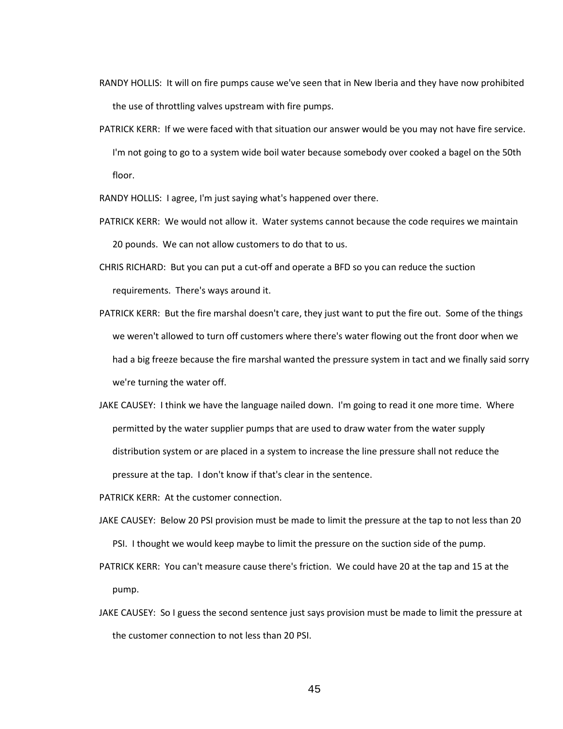RANDY HOLLIS: It will on fire pumps cause we've seen that in New Iberia and they have now prohibited the use of throttling valves upstream with fire pumps.

PATRICK KERR: If we were faced with that situation our answer would be you may not have fire service. I'm not going to go to a system wide boil water because somebody over cooked a bagel on the 50th floor.

RANDY HOLLIS: I agree, I'm just saying what's happened over there.

PATRICK KERR: We would not allow it. Water systems cannot because the code requires we maintain 20 pounds. We can not allow customers to do that to us.

CHRIS RICHARD: But you can put a cut-off and operate a BFD so you can reduce the suction requirements. There's ways around it.

PATRICK KERR: But the fire marshal doesn't care, they just want to put the fire out. Some of the things we weren't allowed to turn off customers where there's water flowing out the front door when we had a big freeze because the fire marshal wanted the pressure system in tact and we finally said sorry we're turning the water off.

JAKE CAUSEY: I think we have the language nailed down. I'm going to read it one more time. Where permitted by the water supplier pumps that are used to draw water from the water supply distribution system or are placed in a system to increase the line pressure shall not reduce the pressure at the tap. I don't know if that's clear in the sentence.

PATRICK KERR: At the customer connection.

JAKE CAUSEY: Below 20 PSI provision must be made to limit the pressure at the tap to not less than 20 PSI. I thought we would keep maybe to limit the pressure on the suction side of the pump.

PATRICK KERR: You can't measure cause there's friction. We could have 20 at the tap and 15 at the pump.

JAKE CAUSEY: So I guess the second sentence just says provision must be made to limit the pressure at the customer connection to not less than 20 PSI.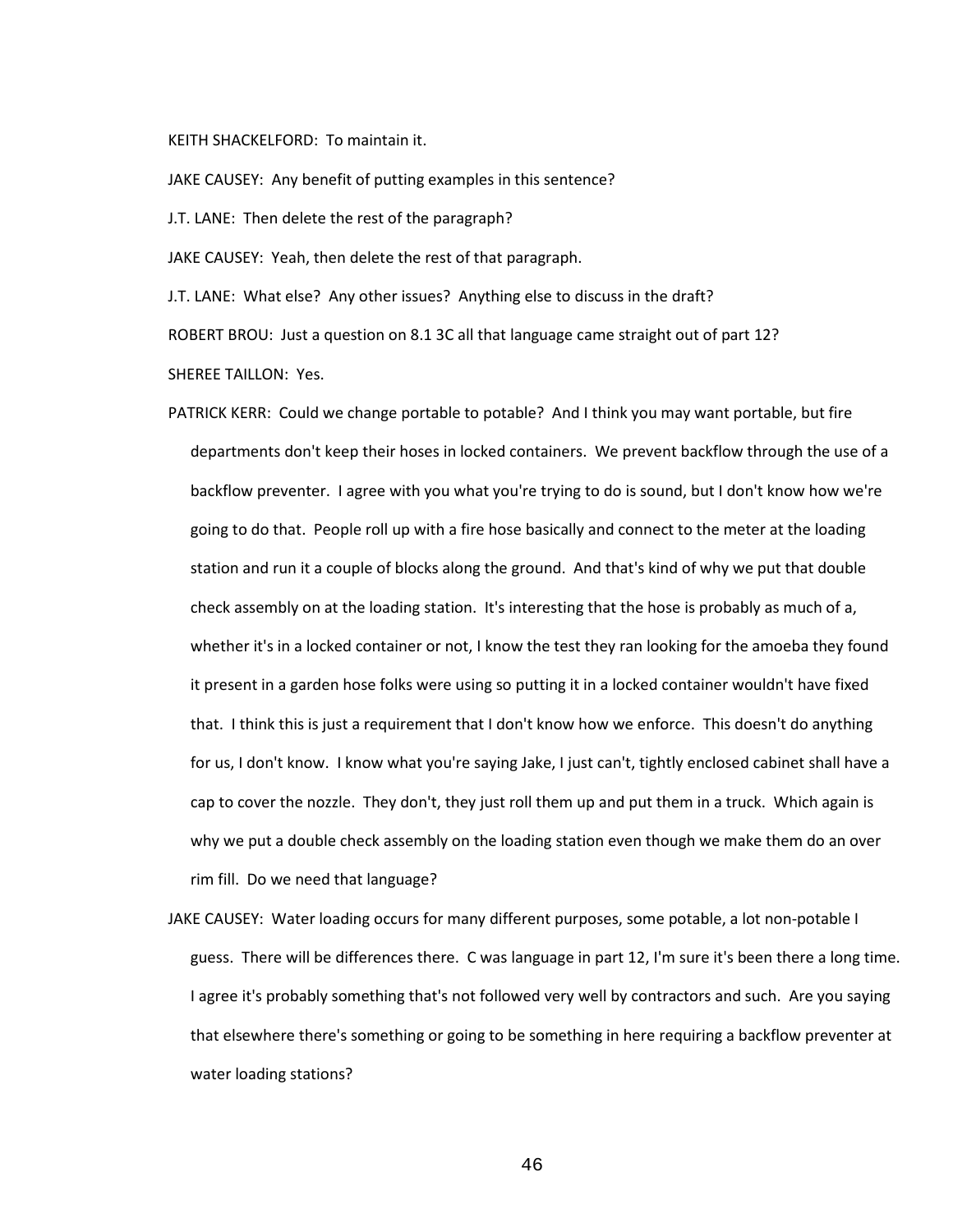KEITH SHACKELFORD: To maintain it.

JAKE CAUSEY: Any benefit of putting examples in this sentence?

J.T. LANE: Then delete the rest of the paragraph?

JAKE CAUSEY: Yeah, then delete the rest of that paragraph.

J.T. LANE: What else? Any other issues? Anything else to discuss in the draft?

ROBERT BROU: Just a question on 8.1 3C all that language came straight out of part 12?

SHEREE TAILLON: Yes.

PATRICK KERR: Could we change portable to potable? And I think you may want portable, but fire departments don't keep their hoses in locked containers. We prevent backflow through the use of a backflow preventer. I agree with you what you're trying to do is sound, but I don't know how we're going to do that. People roll up with a fire hose basically and connect to the meter at the loading station and run it a couple of blocks along the ground. And that's kind of why we put that double check assembly on at the loading station. It's interesting that the hose is probably as much of a, whether it's in a locked container or not, I know the test they ran looking for the amoeba they found it present in a garden hose folks were using so putting it in a locked container wouldn't have fixed that. I think this is just a requirement that I don't know how we enforce. This doesn't do anything for us, I don't know. I know what you're saying Jake, I just can't, tightly enclosed cabinet shall have a cap to cover the nozzle. They don't, they just roll them up and put them in a truck. Which again is why we put a double check assembly on the loading station even though we make them do an over rim fill. Do we need that language?

JAKE CAUSEY: Water loading occurs for many different purposes, some potable, a lot non-potable I guess. There will be differences there. C was language in part 12, I'm sure it's been there a long time. I agree it's probably something that's not followed very well by contractors and such. Are you saying that elsewhere there's something or going to be something in here requiring a backflow preventer at water loading stations?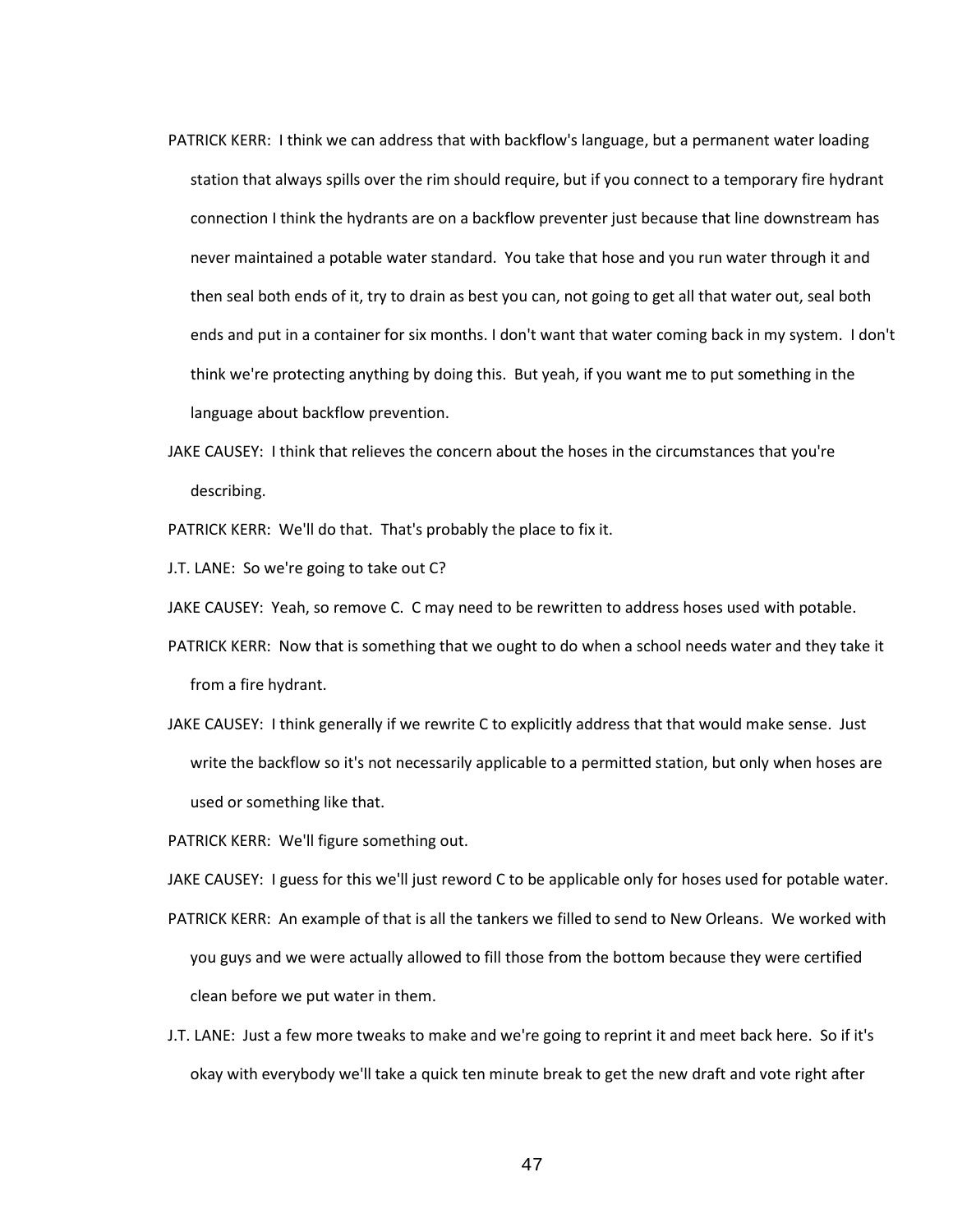PATRICK KERR: I think we can address that with backflow's language, but a permanent water loading station that always spills over the rim should require, but if you connect to a temporary fire hydrant connection I think the hydrants are on a backflow preventer just because that line downstream has never maintained a potable water standard. You take that hose and you run water through it and then seal both ends of it, try to drain as best you can, not going to get all that water out, seal both ends and put in a container for six months. I don't want that water coming back in my system. I don't think we're protecting anything by doing this. But yeah, if you want me to put something in the language about backflow prevention.

JAKE CAUSEY: I think that relieves the concern about the hoses in the circumstances that you're describing.

PATRICK KERR: We'll do that. That's probably the place to fix it.

J.T. LANE: So we're going to take out C?

JAKE CAUSEY: Yeah, so remove C. C may need to be rewritten to address hoses used with potable.

PATRICK KERR: Now that is something that we ought to do when a school needs water and they take it from a fire hydrant.

JAKE CAUSEY: I think generally if we rewrite C to explicitly address that that would make sense. Just write the backflow so it's not necessarily applicable to a permitted station, but only when hoses are used or something like that.

PATRICK KERR: We'll figure something out.

JAKE CAUSEY: I guess for this we'll just reword C to be applicable only for hoses used for potable water.

PATRICK KERR: An example of that is all the tankers we filled to send to New Orleans. We worked with you guys and we were actually allowed to fill those from the bottom because they were certified clean before we put water in them.

J.T. LANE: Just a few more tweaks to make and we're going to reprint it and meet back here. So if it's okay with everybody we'll take a quick ten minute break to get the new draft and vote right after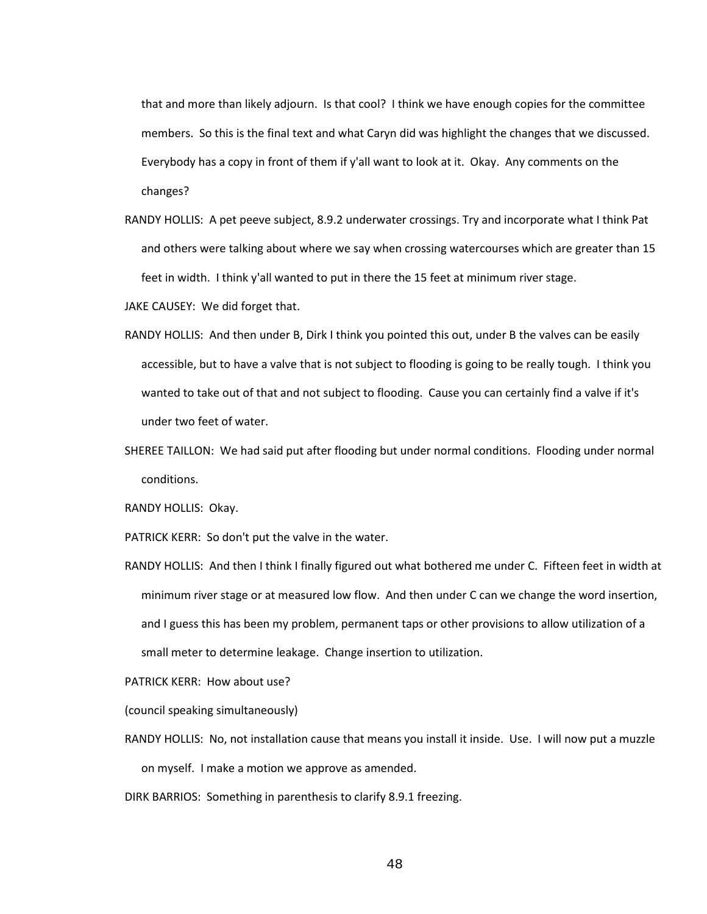that and more than likely adjourn. Is that cool? I think we have enough copies for the committee members. So this is the final text and what Caryn did was highlight the changes that we discussed. Everybody has a copy in front of them if y'all want to look at it. Okay. Any comments on the changes?

RANDY HOLLIS: A pet peeve subject, 8.9.2 underwater crossings. Try and incorporate what I think Pat and others were talking about where we say when crossing watercourses which are greater than 15 feet in width. I think y'all wanted to put in there the 15 feet at minimum river stage.

JAKE CAUSEY: We did forget that.

RANDY HOLLIS: And then under B, Dirk I think you pointed this out, under B the valves can be easily accessible, but to have a valve that is not subject to flooding is going to be really tough. I think you wanted to take out of that and not subject to flooding. Cause you can certainly find a valve if it's under two feet of water.

SHEREE TAILLON: We had said put after flooding but under normal conditions. Flooding under normal conditions.

RANDY HOLLIS: Okay.

PATRICK KERR: So don't put the valve in the water.

RANDY HOLLIS: And then I think I finally figured out what bothered me under C. Fifteen feet in width at minimum river stage or at measured low flow. And then under C can we change the word insertion, and I guess this has been my problem, permanent taps or other provisions to allow utilization of a small meter to determine leakage. Change insertion to utilization.

PATRICK KERR: How about use?

(council speaking simultaneously)

RANDY HOLLIS: No, not installation cause that means you install it inside. Use. I will now put a muzzle on myself. I make a motion we approve as amended.

DIRK BARRIOS: Something in parenthesis to clarify 8.9.1 freezing.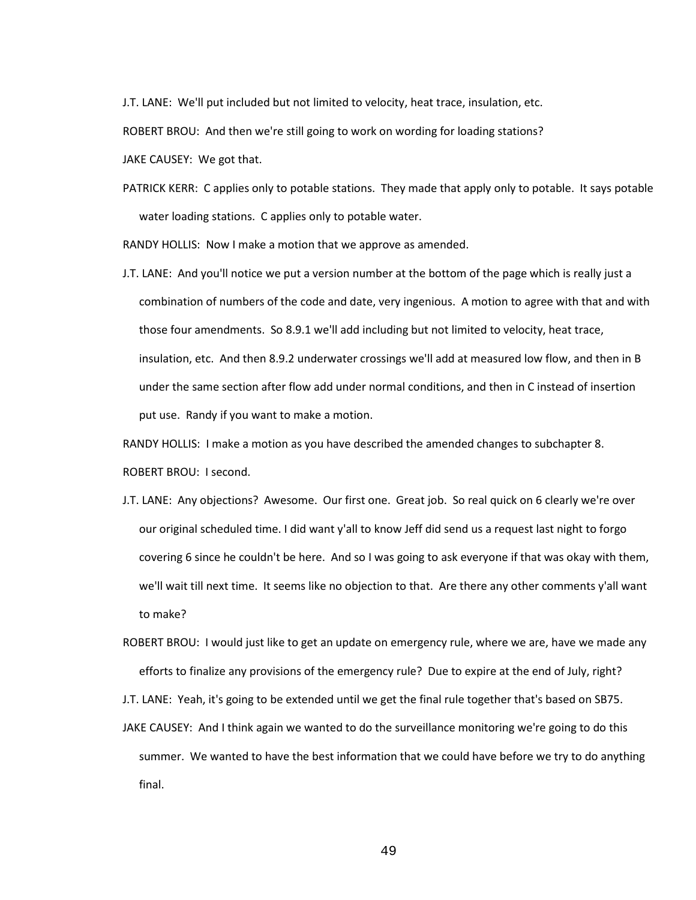J.T. LANE: We'll put included but not limited to velocity, heat trace, insulation, etc.

ROBERT BROU: And then we're still going to work on wording for loading stations?

JAKE CAUSEY: We got that.

PATRICK KERR: C applies only to potable stations. They made that apply only to potable. It says potable water loading stations. C applies only to potable water.

RANDY HOLLIS: Now I make a motion that we approve as amended.

J.T. LANE: And you'll notice we put a version number at the bottom of the page which is really just a combination of numbers of the code and date, very ingenious. A motion to agree with that and with those four amendments. So 8.9.1 we'll add including but not limited to velocity, heat trace, insulation, etc. And then 8.9.2 underwater crossings we'll add at measured low flow, and then in B under the same section after flow add under normal conditions, and then in C instead of insertion put use. Randy if you want to make a motion.

RANDY HOLLIS: I make a motion as you have described the amended changes to subchapter 8.

ROBERT BROU: I second.

J.T. LANE: Any objections? Awesome. Our first one. Great job. So real quick on 6 clearly we're over our original scheduled time. I did want y'all to know Jeff did send us a request last night to forgo covering 6 since he couldn't be here. And so I was going to ask everyone if that was okay with them, we'll wait till next time. It seems like no objection to that. Are there any other comments y'all want to make?

ROBERT BROU: I would just like to get an update on emergency rule, where we are, have we made any efforts to finalize any provisions of the emergency rule? Due to expire at the end of July, right?

J.T. LANE: Yeah, it's going to be extended until we get the final rule together that's based on SB75.

JAKE CAUSEY: And I think again we wanted to do the surveillance monitoring we're going to do this summer. We wanted to have the best information that we could have before we try to do anything final.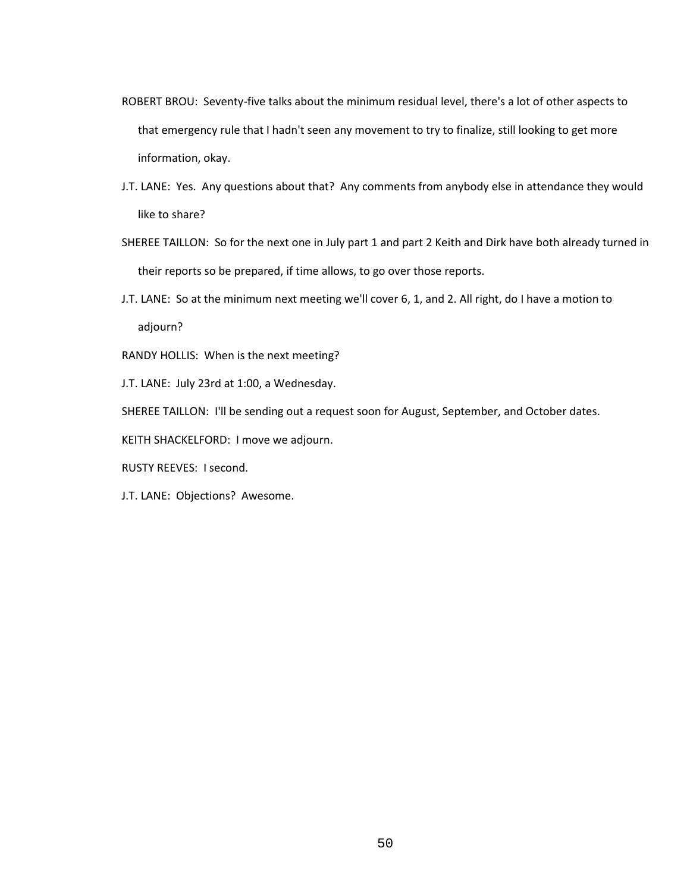ROBERT BROU: Seventy-five talks about the minimum residual level, there's a lot of other aspects to that emergency rule that I hadn't seen any movement to try to finalize, still looking to get more information, okay.

J.T. LANE: Yes. Any questions about that? Any comments from anybody else in attendance they would like to share?

SHEREE TAILLON: So for the next one in July part 1 and part 2 Keith and Dirk have both already turned in their reports so be prepared, if time allows, to go over those reports.

J.T. LANE: So at the minimum next meeting we'll cover 6, 1, and 2. All right, do I have a motion to adjourn?

RANDY HOLLIS: When is the next meeting?

J.T. LANE: July 23rd at 1:00, a Wednesday.

SHEREE TAILLON: I'll be sending out a request soon for August, September, and October dates.

KEITH SHACKELFORD: I move we adjourn.

RUSTY REEVES: I second.

J.T. LANE: Objections? Awesome.